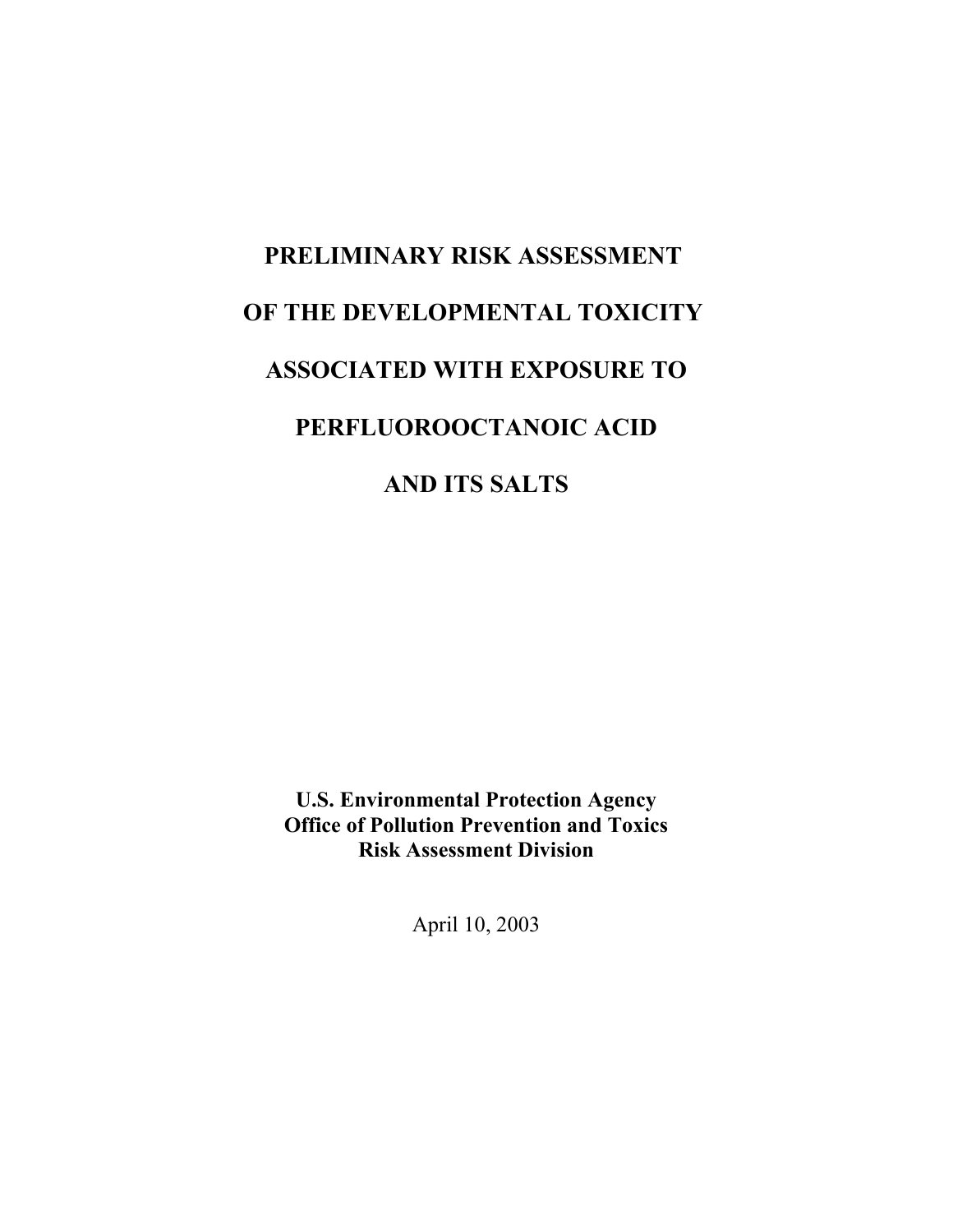# PRELIMINARY RISK ASSESSMENT OF THE DEVELOPMENTAL TOXICITY ASSOCIATED WITH EXPOSURE TO PERFLUOROOCTANOIC ACID AND ITS SALTS

**U.S. Environmental Protection Agency**
**Office of Pollution Prevention and Toxics**
**Risk Assessment Division**

April 10, 2003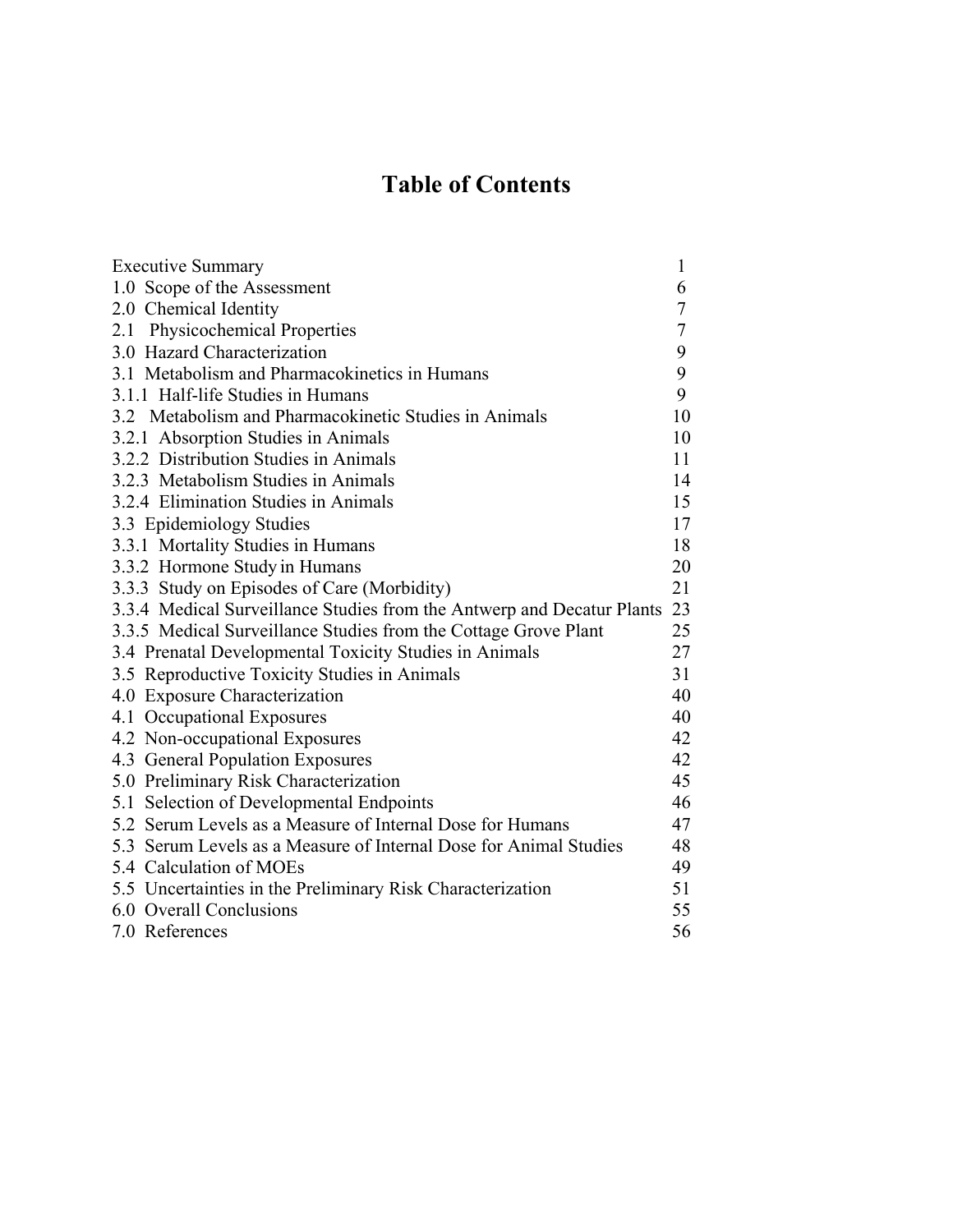# Table of Contents

| | |
|---|---|
| Executive Summary | 1 |
| 1.0 Scope of the Assessment | 6 |
| 2.0 Chemical Identity | 7 |
| 2.1 Physicochemical Properties | 7 |
| 3.0 Hazard Characterization | 9 |
| 3.1 Metabolism and Pharmacokinetics in Humans | 9 |
| 3.1.1 Half-life Studies in Humans | 9 |
| 3.2 Metabolism and Pharmacokinetic Studies in Animals | 10 |
| 3.2.1 Absorption Studies in Animals | 10 |
| 3.2.2 Distribution Studies in Animals | 11 |
| 3.2.3 Metabolism Studies in Animals | 14 |
| 3.2.4 Elimination Studies in Animals | 15 |
| 3.3 Epidemiology Studies | 17 |
| 3.3.1 Mortality Studies in Humans | 18 |
| 3.3.2 Hormone Study in Humans | 20 |
| 3.3.3 Study on Episodes of Care (Morbidity) | 21 |
| 3.3.4 Medical Surveillance Studies from the Antwerp and Decatur Plants | 23 |
| 3.3.5 Medical Surveillance Studies from the Cottage Grove Plant | 25 |
| 3.4 Prenatal Developmental Toxicity Studies in Animals | 27 |
| 3.5 Reproductive Toxicity Studies in Animals | 31 |
| 4.0 Exposure Characterization | 40 |
| 4.1 Occupational Exposures | 40 |
| 4.2 Non-occupational Exposures | 42 |
| 4.3 General Population Exposures | 42 |
| 5.0 Preliminary Risk Characterization | 45 |
| 5.1 Selection of Developmental Endpoints | 46 |
| 5.2 Serum Levels as a Measure of Internal Dose for Humans | 47 |
| 5.3 Serum Levels as a Measure of Internal Dose for Animal Studies | 48 |
| 5.4 Calculation of MOEs | 49 |
| 5.5 Uncertainties in the Preliminary Risk Characterization | 51 |
| 6.0 Overall Conclusions | 55 |
| 7.0 References | 56 |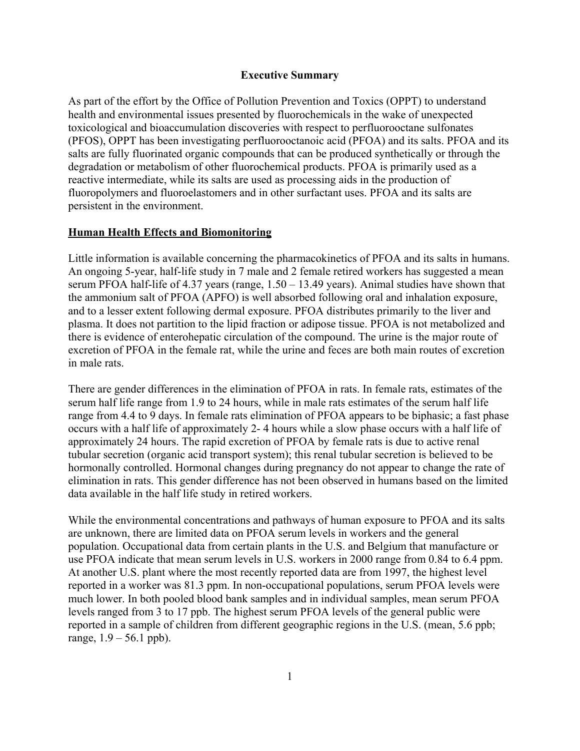# Executive Summary

As part of the effort by the Office of Pollution Prevention and Toxics (OPPT) to understand health and environmental issues presented by fluorochemicals in the wake of unexpected toxicological and bioaccumulation discoveries with respect to perfluorooctane sulfonates (PFOS), OPPT has been investigating perfluorooctanoic acid (PFOA) and its salts. PFOA and its salts are fully fluorinated organic compounds that can be produced synthetically or through the degradation or metabolism of other fluorochemical products. PFOA is primarily used as a reactive intermediate, while its salts are used as processing aids in the production of fluoropolymers and fluoroelastomers and in other surfactant uses. PFOA and its salts are persistent in the environment.

## Human Health Effects and Biomonitoring

Little information is available concerning the pharmacokinetics of PFOA and its salts in humans. An ongoing 5-year, half-life study in 7 male and 2 female retired workers has suggested a mean serum PFOA half-life of 4.37 years (range, 1.50 – 13.49 years). Animal studies have shown that the ammonium salt of PFOA (APFO) is well absorbed following oral and inhalation exposure, and to a lesser extent following dermal exposure. PFOA distributes primarily to the liver and plasma. It does not partition to the lipid fraction or adipose tissue. PFOA is not metabolized and there is evidence of enterohepatic circulation of the compound. The urine is the major route of excretion of PFOA in the female rat, while the urine and feces are both main routes of excretion in male rats.

There are gender differences in the elimination of PFOA in rats. In female rats, estimates of the serum half life range from 1.9 to 24 hours, while in male rats estimates of the serum half life range from 4.4 to 9 days. In female rats elimination of PFOA appears to be biphasic; a fast phase occurs with a half life of approximately 2- 4 hours while a slow phase occurs with a half life of approximately 24 hours. The rapid excretion of PFOA by female rats is due to active renal tubular secretion (organic acid transport system); this renal tubular secretion is believed to be hormonally controlled. Hormonal changes during pregnancy do not appear to change the rate of elimination in rats. This gender difference has not been observed in humans based on the limited data available in the half life study in retired workers.

While the environmental concentrations and pathways of human exposure to PFOA and its salts are unknown, there are limited data on PFOA serum levels in workers and the general population. Occupational data from certain plants in the U.S. and Belgium that manufacture or use PFOA indicate that mean serum levels in U.S. workers in 2000 range from 0.84 to 6.4 ppm. At another U.S. plant where the most recently reported data are from 1997, the highest level reported in a worker was 81.3 ppm. In non-occupational populations, serum PFOA levels were much lower. In both pooled blood bank samples and in individual samples, mean serum PFOA levels ranged from 3 to 17 ppb. The highest serum PFOA levels of the general public were reported in a sample of children from different geographic regions in the U.S. (mean, 5.6 ppb; range, 1.9 – 56.1 ppb).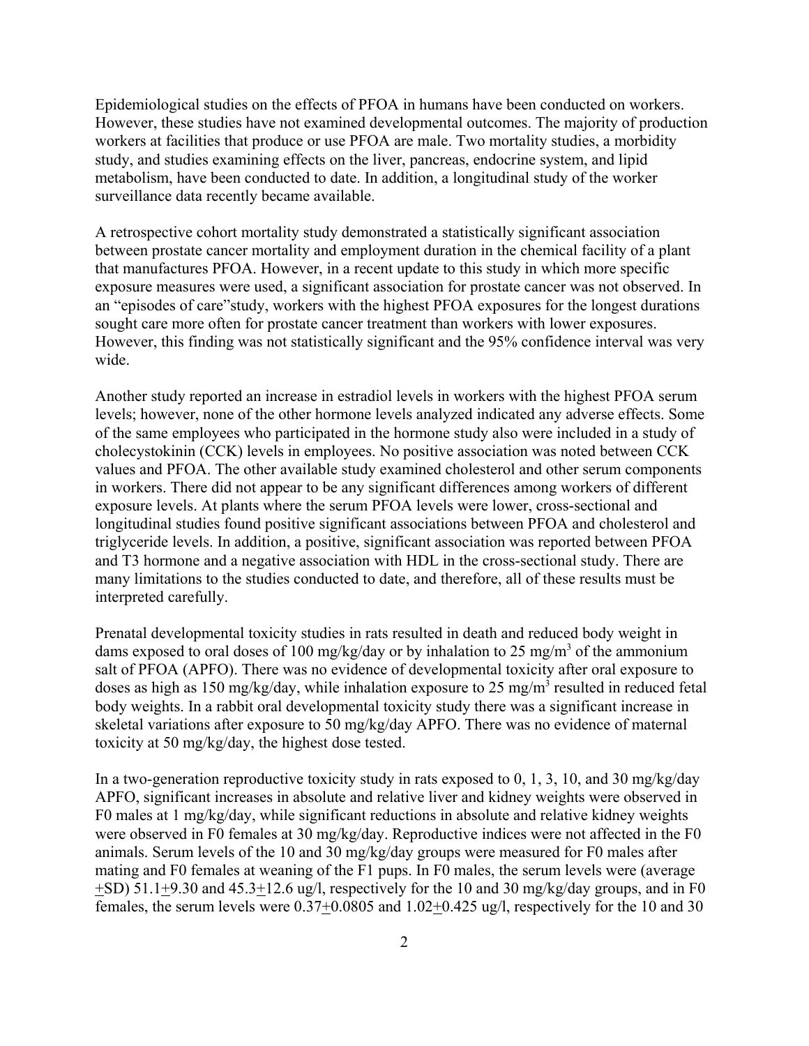Epidemiological studies on the effects of PFOA in humans have been conducted on workers. However, these studies have not examined developmental outcomes. The majority of production workers at facilities that produce or use PFOA are male. Two mortality studies, a morbidity study, and studies examining effects on the liver, pancreas, endocrine system, and lipid metabolism, have been conducted to date. In addition, a longitudinal study of the worker surveillance data recently became available.

A retrospective cohort mortality study demonstrated a statistically significant association between prostate cancer mortality and employment duration in the chemical facility of a plant that manufactures PFOA. However, in a recent update to this study in which more specific exposure measures were used, a significant association for prostate cancer was not observed. In an "episodes of care"study, workers with the highest PFOA exposures for the longest durations sought care more often for prostate cancer treatment than workers with lower exposures. However, this finding was not statistically significant and the 95% confidence interval was very wide.

Another study reported an increase in estradiol levels in workers with the highest PFOA serum levels; however, none of the other hormone levels analyzed indicated any adverse effects. Some of the same employees who participated in the hormone study also were included in a study of cholecystokinin (CCK) levels in employees. No positive association was noted between CCK values and PFOA. The other available study examined cholesterol and other serum components in workers. There did not appear to be any significant differences among workers of different exposure levels. At plants where the serum PFOA levels were lower, cross-sectional and longitudinal studies found positive significant associations between PFOA and cholesterol and triglyceride levels. In addition, a positive, significant association was reported between PFOA and T3 hormone and a negative association with HDL in the cross-sectional study. There are many limitations to the studies conducted to date, and therefore, all of these results must be interpreted carefully.

Prenatal developmental toxicity studies in rats resulted in death and reduced body weight in dams exposed to oral doses of 100 mg/kg/day or by inhalation to 25 mg/m$^3$ of the ammonium salt of PFOA (APFO). There was no evidence of developmental toxicity after oral exposure to doses as high as 150 mg/kg/day, while inhalation exposure to 25 mg/m$^3$ resulted in reduced fetal body weights. In a rabbit oral developmental toxicity study there was a significant increase in skeletal variations after exposure to 50 mg/kg/day APFO. There was no evidence of maternal toxicity at 50 mg/kg/day, the highest dose tested.

In a two-generation reproductive toxicity study in rats exposed to 0, 1, 3, 10, and 30 mg/kg/day APFO, significant increases in absolute and relative liver and kidney weights were observed in F0 males at 1 mg/kg/day, while significant reductions in absolute and relative kidney weights were observed in F0 females at 30 mg/kg/day. Reproductive indices were not affected in the F0 animals. Serum levels of the 10 and 30 mg/kg/day groups were measured for F0 males after mating and F0 females at weaning of the F1 pups. In F0 males, the serum levels were (average $\pm$SD) 51.1$\pm$9.30 and 45.3$\pm$12.6 ug/l, respectively for the 10 and 30 mg/kg/day groups, and in F0 females, the serum levels were 0.37$\pm$0.0805 and 1.02$\pm$0.425 ug/l, respectively for the 10 and 30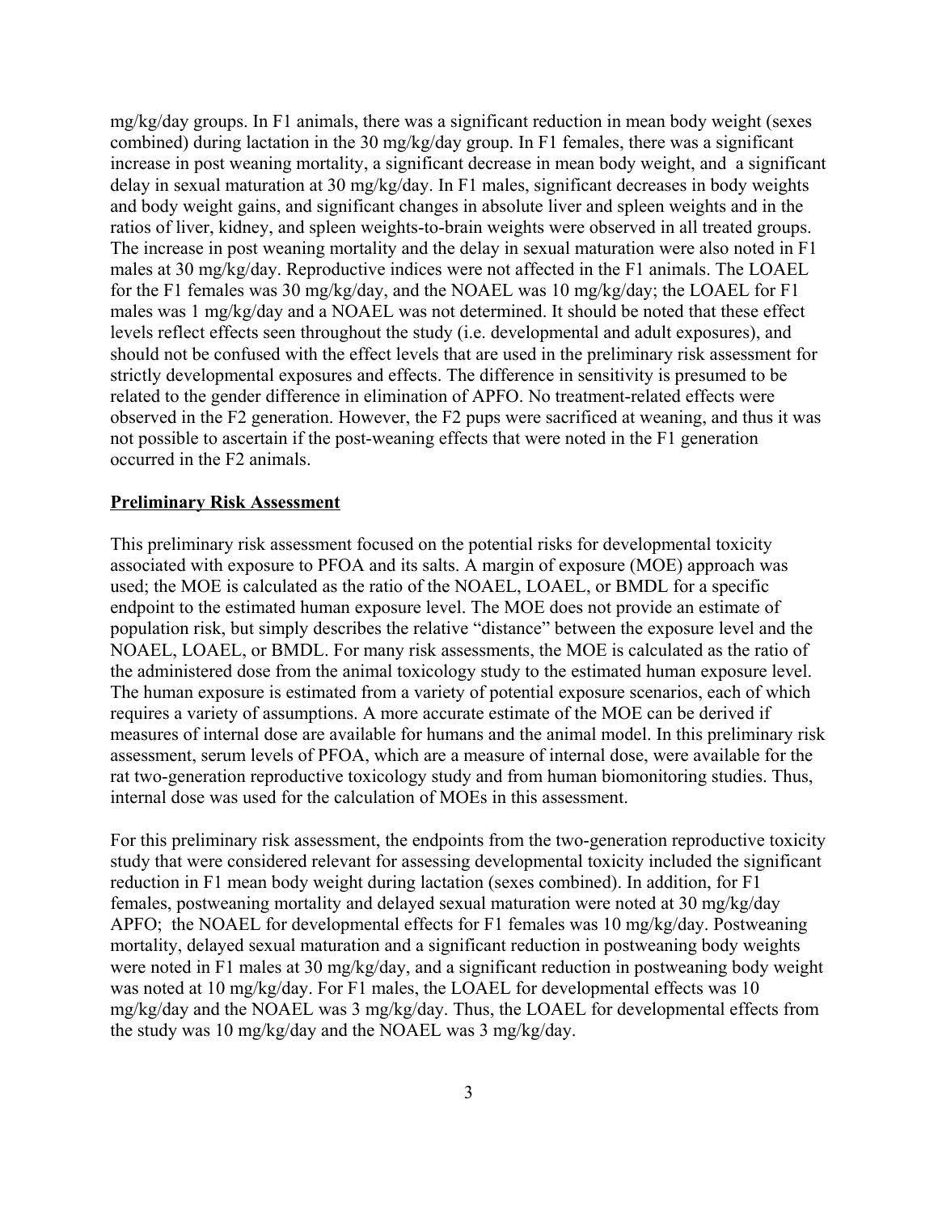mg/kg/day groups. In F1 animals, there was a significant reduction in mean body weight (sexes combined) during lactation in the 30 mg/kg/day group. In F1 females, there was a significant increase in post weaning mortality, a significant decrease in mean body weight, and a significant delay in sexual maturation at 30 mg/kg/day. In F1 males, significant decreases in body weights and body weight gains, and significant changes in absolute liver and spleen weights and in the ratios of liver, kidney, and spleen weights-to-brain weights were observed in all treated groups. The increase in post weaning mortality and the delay in sexual maturation were also noted in F1 males at 30 mg/kg/day. Reproductive indices were not affected in the F1 animals. The LOAEL for the F1 females was 30 mg/kg/day, and the NOAEL was 10 mg/kg/day; the LOAEL for F1 males was 1 mg/kg/day and a NOAEL was not determined. It should be noted that these effect levels reflect effects seen throughout the study (i.e. developmental and adult exposures), and should not be confused with the effect levels that are used in the preliminary risk assessment for strictly developmental exposures and effects. The difference in sensitivity is presumed to be related to the gender difference in elimination of APFO. No treatment-related effects were observed in the F2 generation. However, the F2 pups were sacrificed at weaning, and thus it was not possible to ascertain if the post-weaning effects that were noted in the F1 generation occurred in the F2 animals.

## Preliminary Risk Assessment

This preliminary risk assessment focused on the potential risks for developmental toxicity associated with exposure to PFOA and its salts. A margin of exposure (MOE) approach was used; the MOE is calculated as the ratio of the NOAEL, LOAEL, or BMDL for a specific endpoint to the estimated human exposure level. The MOE does not provide an estimate of population risk, but simply describes the relative "distance" between the exposure level and the NOAEL, LOAEL, or BMDL. For many risk assessments, the MOE is calculated as the ratio of the administered dose from the animal toxicology study to the estimated human exposure level. The human exposure is estimated from a variety of potential exposure scenarios, each of which requires a variety of assumptions. A more accurate estimate of the MOE can be derived if measures of internal dose are available for humans and the animal model. In this preliminary risk assessment, serum levels of PFOA, which are a measure of internal dose, were available for the rat two-generation reproductive toxicology study and from human biomonitoring studies. Thus, internal dose was used for the calculation of MOEs in this assessment.

For this preliminary risk assessment, the endpoints from the two-generation reproductive toxicity study that were considered relevant for assessing developmental toxicity included the significant reduction in F1 mean body weight during lactation (sexes combined). In addition, for F1 females, postweaning mortality and delayed sexual maturation were noted at 30 mg/kg/day APFO; the NOAEL for developmental effects for F1 females was 10 mg/kg/day. Postweaning mortality, delayed sexual maturation and a significant reduction in postweaning body weights were noted in F1 males at 30 mg/kg/day, and a significant reduction in postweaning body weight was noted at 10 mg/kg/day. For F1 males, the LOAEL for developmental effects was 10 mg/kg/day and the NOAEL was 3 mg/kg/day. Thus, the LOAEL for developmental effects from the study was 10 mg/kg/day and the NOAEL was 3 mg/kg/day.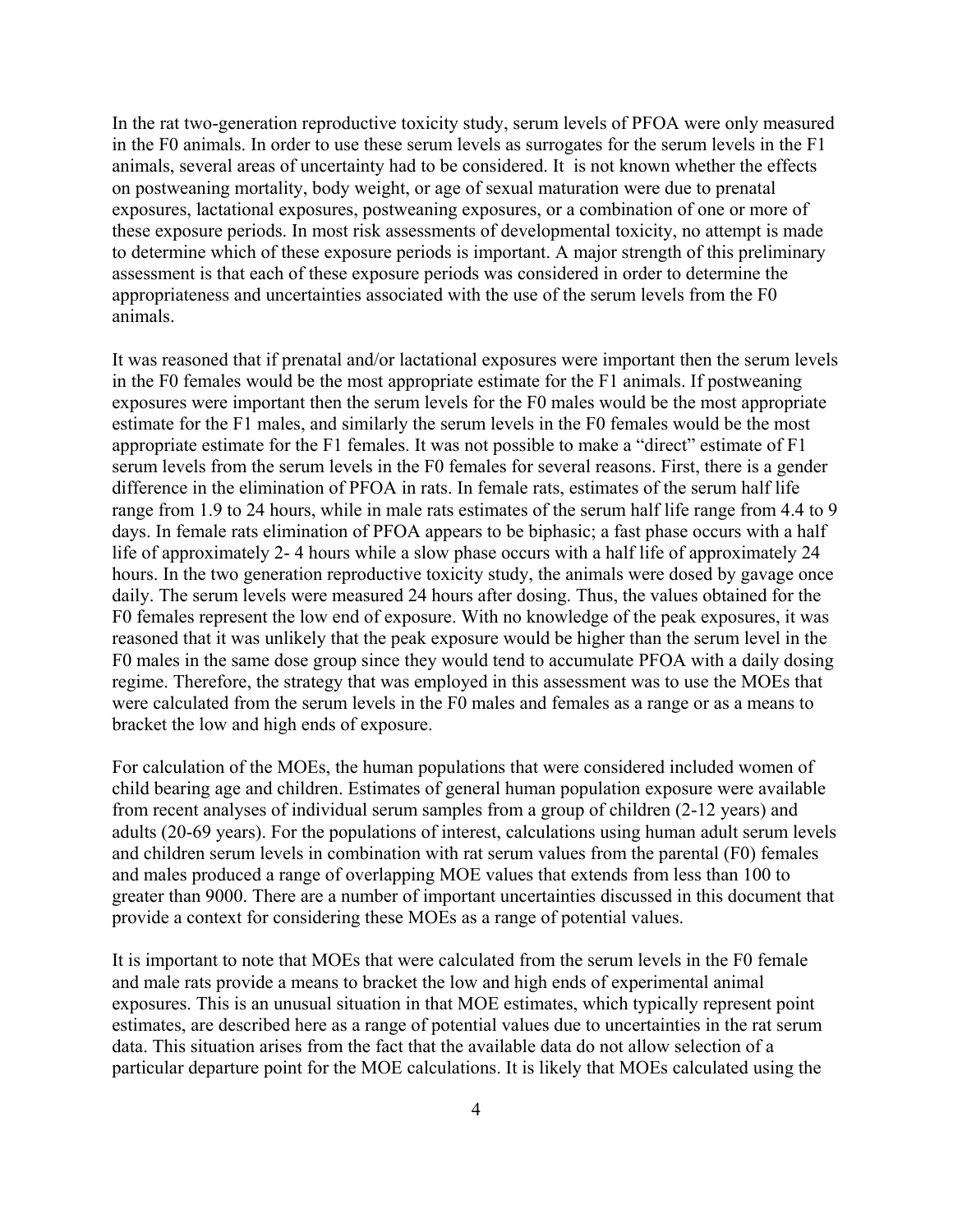In the rat two-generation reproductive toxicity study, serum levels of PFOA were only measured in the F0 animals. In order to use these serum levels as surrogates for the serum levels in the F1 animals, several areas of uncertainty had to be considered. It is not known whether the effects on postweaning mortality, body weight, or age of sexual maturation were due to prenatal exposures, lactational exposures, postweaning exposures, or a combination of one or more of these exposure periods. In most risk assessments of developmental toxicity, no attempt is made to determine which of these exposure periods is important. A major strength of this preliminary assessment is that each of these exposure periods was considered in order to determine the appropriateness and uncertainties associated with the use of the serum levels from the F0 animals.

It was reasoned that if prenatal and/or lactational exposures were important then the serum levels in the F0 females would be the most appropriate estimate for the F1 animals. If postweaning exposures were important then the serum levels for the F0 males would be the most appropriate estimate for the F1 males, and similarly the serum levels in the F0 females would be the most appropriate estimate for the F1 females. It was not possible to make a "direct" estimate of F1 serum levels from the serum levels in the F0 females for several reasons. First, there is a gender difference in the elimination of PFOA in rats. In female rats, estimates of the serum half life range from 1.9 to 24 hours, while in male rats estimates of the serum half life range from 4.4 to 9 days. In female rats elimination of PFOA appears to be biphasic; a fast phase occurs with a half life of approximately 2- 4 hours while a slow phase occurs with a half life of approximately 24 hours. In the two generation reproductive toxicity study, the animals were dosed by gavage once daily. The serum levels were measured 24 hours after dosing. Thus, the values obtained for the F0 females represent the low end of exposure. With no knowledge of the peak exposures, it was reasoned that it was unlikely that the peak exposure would be higher than the serum level in the F0 males in the same dose group since they would tend to accumulate PFOA with a daily dosing regime. Therefore, the strategy that was employed in this assessment was to use the MOEs that were calculated from the serum levels in the F0 males and females as a range or as a means to bracket the low and high ends of exposure.

For calculation of the MOEs, the human populations that were considered included women of child bearing age and children. Estimates of general human population exposure were available from recent analyses of individual serum samples from a group of children (2-12 years) and adults (20-69 years). For the populations of interest, calculations using human adult serum levels and children serum levels in combination with rat serum values from the parental (F0) females and males produced a range of overlapping MOE values that extends from less than 100 to greater than 9000. There are a number of important uncertainties discussed in this document that provide a context for considering these MOEs as a range of potential values.

It is important to note that MOEs that were calculated from the serum levels in the F0 female and male rats provide a means to bracket the low and high ends of experimental animal exposures. This is an unusual situation in that MOE estimates, which typically represent point estimates, are described here as a range of potential values due to uncertainties in the rat serum data. This situation arises from the fact that the available data do not allow selection of a particular departure point for the MOE calculations. It is likely that MOEs calculated using the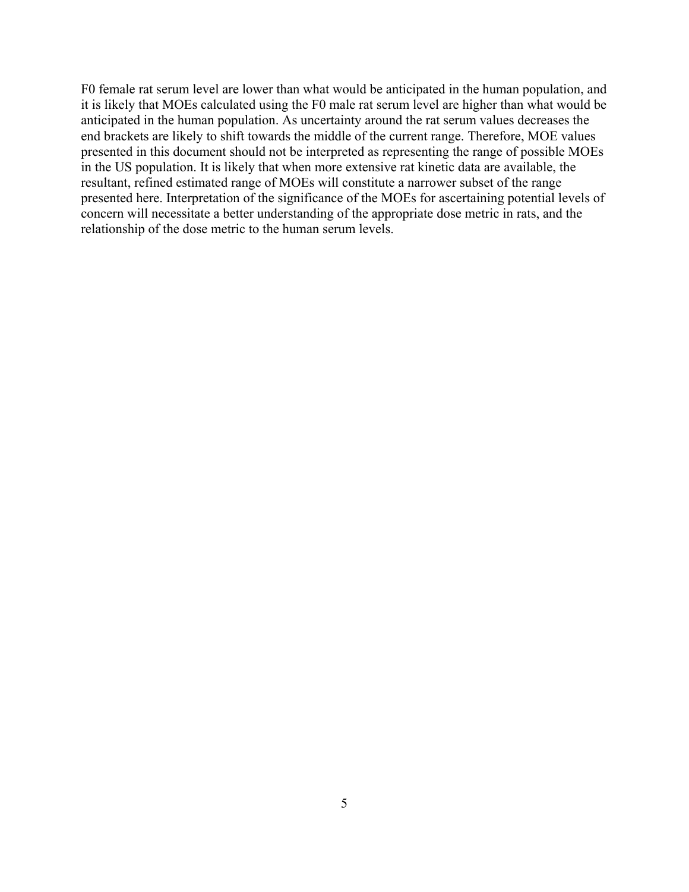F0 female rat serum level are lower than what would be anticipated in the human population, and it is likely that MOEs calculated using the F0 male rat serum level are higher than what would be anticipated in the human population. As uncertainty around the rat serum values decreases the end brackets are likely to shift towards the middle of the current range. Therefore, MOE values presented in this document should not be interpreted as representing the range of possible MOEs in the US population. It is likely that when more extensive rat kinetic data are available, the resultant, refined estimated range of MOEs will constitute a narrower subset of the range presented here. Interpretation of the significance of the MOEs for ascertaining potential levels of concern will necessitate a better understanding of the appropriate dose metric in rats, and the relationship of the dose metric to the human serum levels.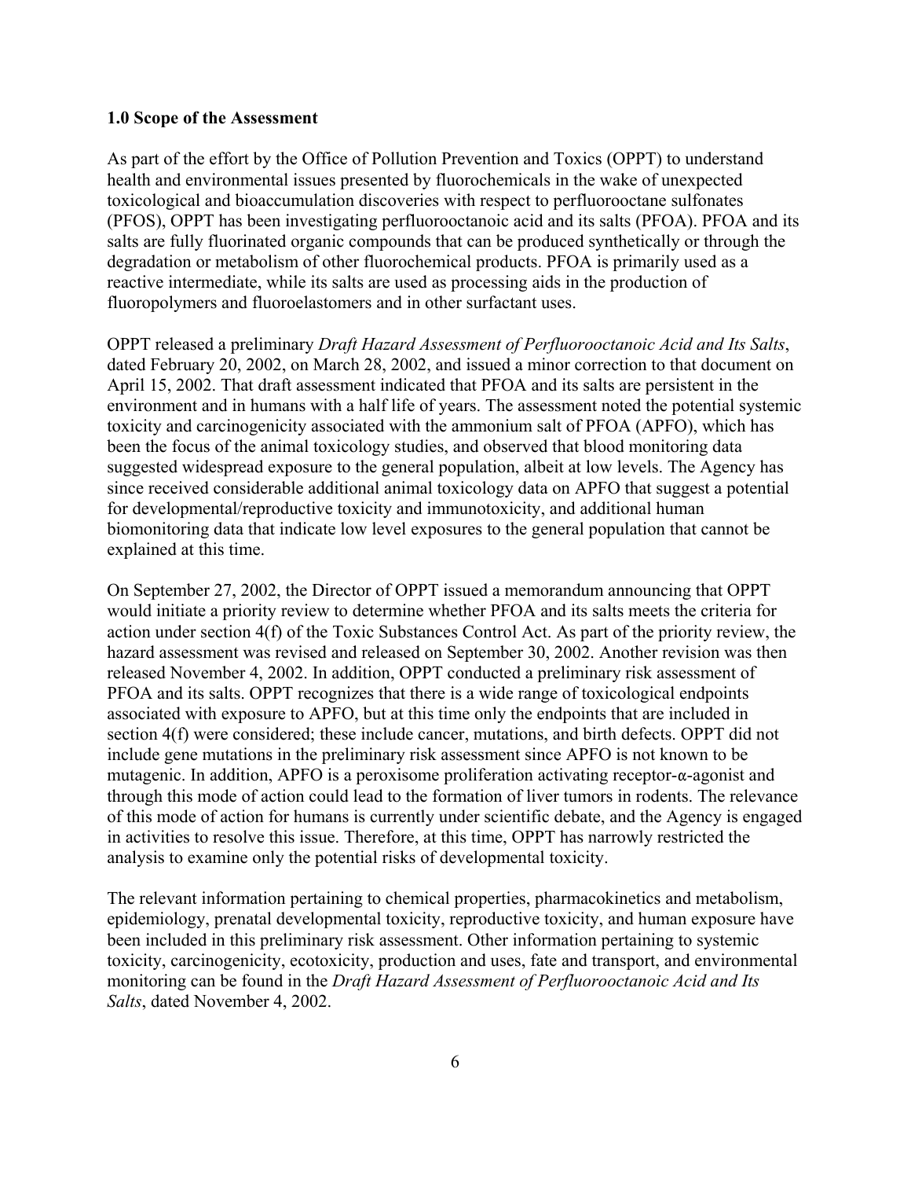## 1.0 Scope of the Assessment

As part of the effort by the Office of Pollution Prevention and Toxics (OPPT) to understand health and environmental issues presented by fluorochemicals in the wake of unexpected toxicological and bioaccumulation discoveries with respect to perfluorooctane sulfonates (PFOS), OPPT has been investigating perfluorooctanoic acid and its salts (PFOA). PFOA and its salts are fully fluorinated organic compounds that can be produced synthetically or through the degradation or metabolism of other fluorochemical products. PFOA is primarily used as a reactive intermediate, while its salts are used as processing aids in the production of fluoropolymers and fluoroelastomers and in other surfactant uses.

OPPT released a preliminary *Draft Hazard Assessment of Perfluorooctanoic Acid and Its Salts*, dated February 20, 2002, on March 28, 2002, and issued a minor correction to that document on April 15, 2002. That draft assessment indicated that PFOA and its salts are persistent in the environment and in humans with a half life of years. The assessment noted the potential systemic toxicity and carcinogenicity associated with the ammonium salt of PFOA (APFO), which has been the focus of the animal toxicology studies, and observed that blood monitoring data suggested widespread exposure to the general population, albeit at low levels. The Agency has since received considerable additional animal toxicology data on APFO that suggest a potential for developmental/reproductive toxicity and immunotoxicity, and additional human biomonitoring data that indicate low level exposures to the general population that cannot be explained at this time.

On September 27, 2002, the Director of OPPT issued a memorandum announcing that OPPT would initiate a priority review to determine whether PFOA and its salts meets the criteria for action under section 4(f) of the Toxic Substances Control Act. As part of the priority review, the hazard assessment was revised and released on September 30, 2002. Another revision was then released November 4, 2002. In addition, OPPT conducted a preliminary risk assessment of PFOA and its salts. OPPT recognizes that there is a wide range of toxicological endpoints associated with exposure to APFO, but at this time only the endpoints that are included in section 4(f) were considered; these include cancer, mutations, and birth defects. OPPT did not include gene mutations in the preliminary risk assessment since APFO is not known to be mutagenic. In addition, APFO is a peroxisome proliferation activating receptor-α-agonist and through this mode of action could lead to the formation of liver tumors in rodents. The relevance of this mode of action for humans is currently under scientific debate, and the Agency is engaged in activities to resolve this issue. Therefore, at this time, OPPT has narrowly restricted the analysis to examine only the potential risks of developmental toxicity.

The relevant information pertaining to chemical properties, pharmacokinetics and metabolism, epidemiology, prenatal developmental toxicity, reproductive toxicity, and human exposure have been included in this preliminary risk assessment. Other information pertaining to systemic toxicity, carcinogenicity, ecotoxicity, production and uses, fate and transport, and environmental monitoring can be found in the *Draft Hazard Assessment of Perfluorooctanoic Acid and Its Salts*, dated November 4, 2002.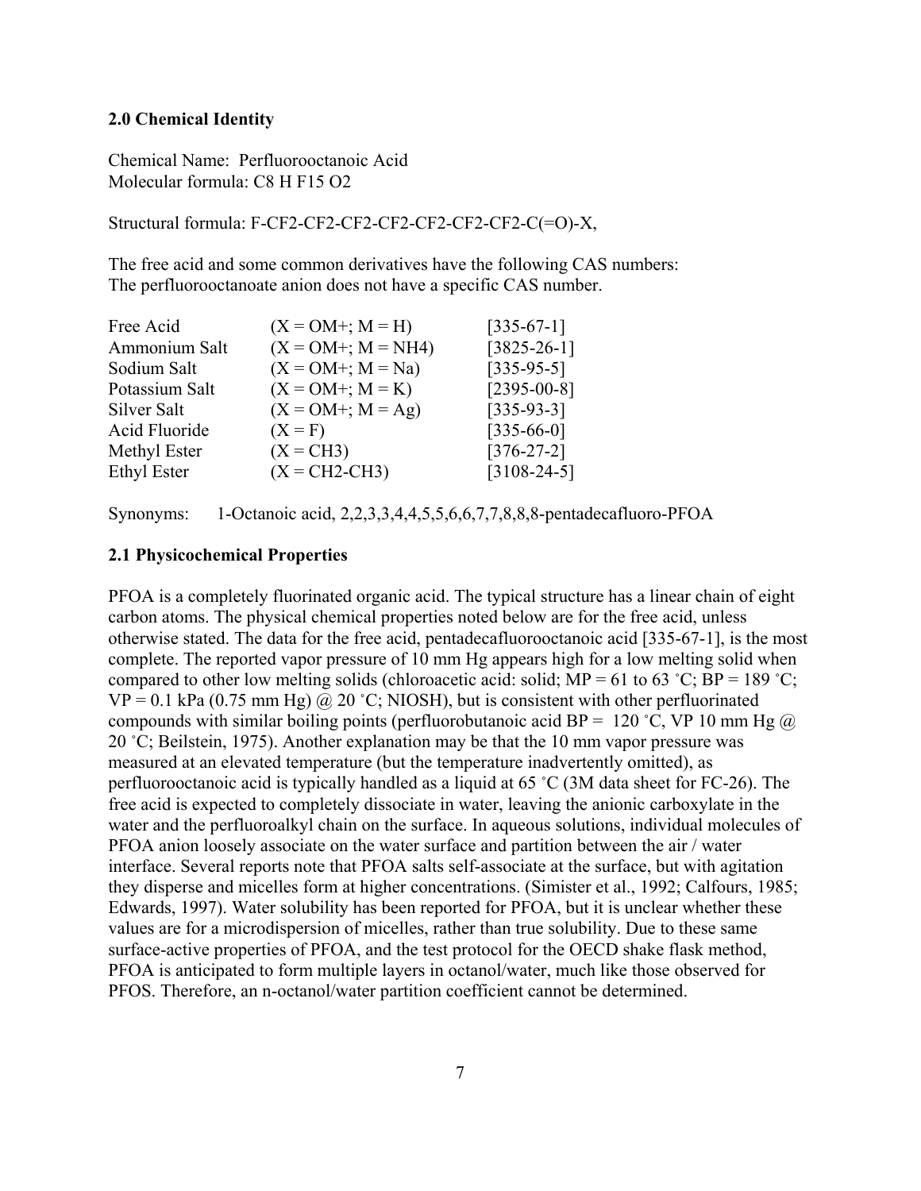**2.0 Chemical Identity**

Chemical Name: Perfluorooctanoic Acid
Molecular formula: C8 H F15 O2

Structural formula: F-CF2-CF2-CF2-CF2-CF2-CF2-CF2-C(=O)-X,

The free acid and some common derivatives have the following CAS numbers:
The perfluorooctanoate anion does not have a specific CAS number.

| | | |
|---|---|---|
| Free Acid | (X = OM+; M = H) | [335-67-1] |
| Ammonium Salt | (X = OM+; M = NH4) | [3825-26-1] |
| Sodium Salt | (X = OM+; M = Na) | [335-95-5] |
| Potassium Salt | (X = OM+; M = K) | [2395-00-8] |
| Silver Salt | (X = OM+; M = Ag) | [335-93-3] |
| Acid Fluoride | (X = F) | [335-66-0] |
| Methyl Ester | (X = CH3) | [376-27-2] |
| Ethyl Ester | (X = CH2-CH3) | [3108-24-5] |

Synonyms: 1-Octanoic acid, 2,2,3,3,4,4,5,5,6,6,7,7,8,8,8-pentadecafluoro-PFOA

**2.1 Physicochemical Properties**

PFOA is a completely fluorinated organic acid. The typical structure has a linear chain of eight carbon atoms. The physical chemical properties noted below are for the free acid, unless otherwise stated. The data for the free acid, pentadecafluorooctanoic acid [335-67-1], is the most complete. The reported vapor pressure of 10 mm Hg appears high for a low melting solid when compared to other low melting solids (chloroacetic acid: solid; MP = 61 to 63 ˚C; BP = 189 ˚C; VP = 0.1 kPa (0.75 mm Hg) @ 20 ˚C; NIOSH), but is consistent with other perfluorinated compounds with similar boiling points (perfluorobutanoic acid BP = 120 ˚C, VP 10 mm Hg @ 20 ˚C; Beilstein, 1975). Another explanation may be that the 10 mm vapor pressure was measured at an elevated temperature (but the temperature inadvertently omitted), as perfluorooctanoic acid is typically handled as a liquid at 65 ˚C (3M data sheet for FC-26). The free acid is expected to completely dissociate in water, leaving the anionic carboxylate in the water and the perfluoroalkyl chain on the surface. In aqueous solutions, individual molecules of PFOA anion loosely associate on the water surface and partition between the air / water interface. Several reports note that PFOA salts self-associate at the surface, but with agitation they disperse and micelles form at higher concentrations. (Simister et al., 1992; Calfours, 1985; Edwards, 1997). Water solubility has been reported for PFOA, but it is unclear whether these values are for a microdispersion of micelles, rather than true solubility. Due to these same surface-active properties of PFOA, and the test protocol for the OECD shake flask method, PFOA is anticipated to form multiple layers in octanol/water, much like those observed for PFOS. Therefore, an n-octanol/water partition coefficient cannot be determined.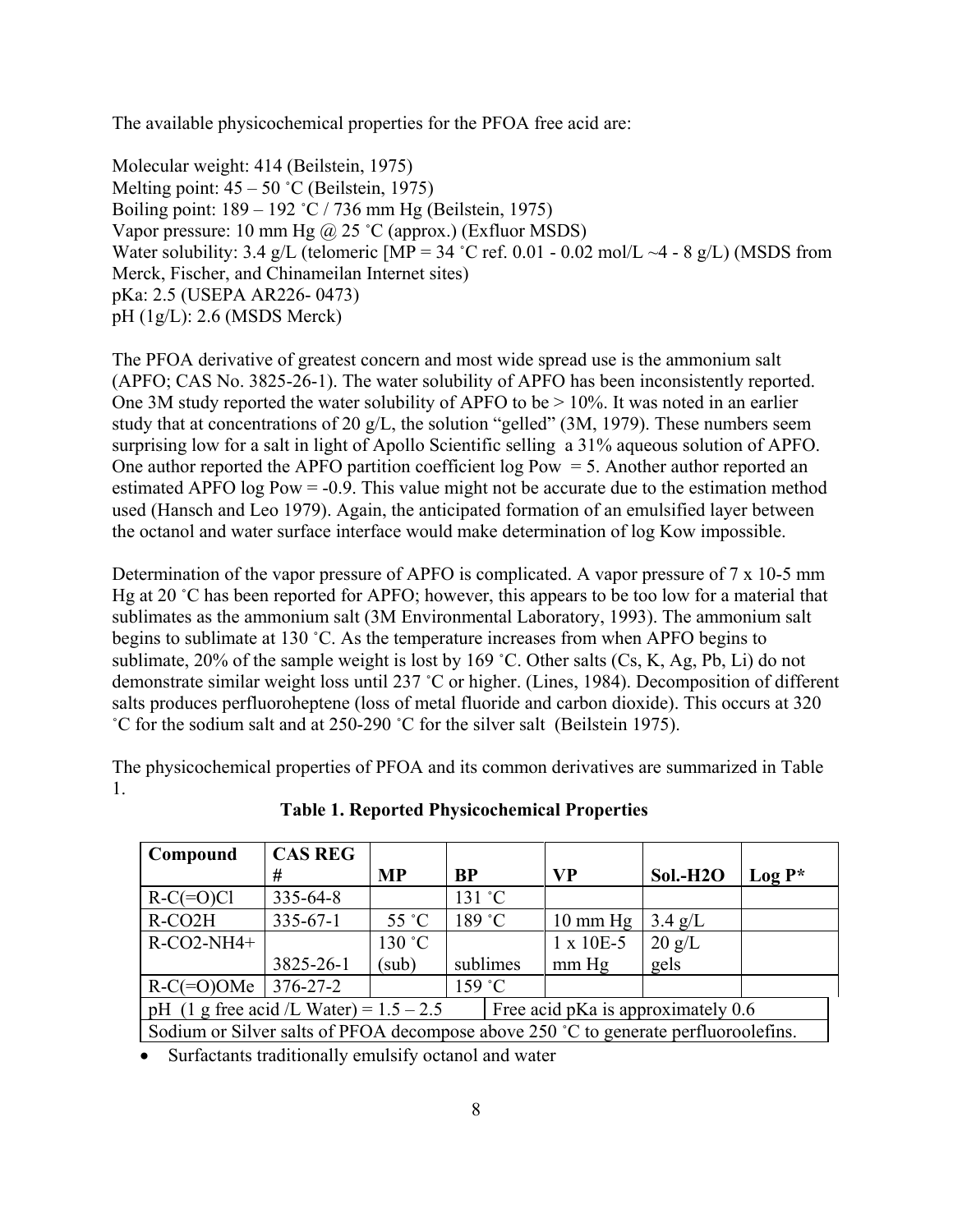The available physicochemical properties for the PFOA free acid are:

Molecular weight: 414 (Beilstein, 1975)
Melting point: 45 – 50 ˚C (Beilstein, 1975)
Boiling point: 189 – 192 ˚C / 736 mm Hg (Beilstein, 1975)
Vapor pressure: 10 mm Hg @ 25 ˚C (approx.) (Exfluor MSDS)
Water solubility: 3.4 g/L (telomeric [MP = 34 ˚C ref. 0.01 - 0.02 mol/L ~4 - 8 g/L) (MSDS from Merck, Fischer, and Chinameilan Internet sites)
pKa: 2.5 (USEPA AR226- 0473)
pH (1g/L): 2.6 (MSDS Merck)

The PFOA derivative of greatest concern and most wide spread use is the ammonium salt (APFO; CAS No. 3825-26-1). The water solubility of APFO has been inconsistently reported. One 3M study reported the water solubility of APFO to be > 10%. It was noted in an earlier study that at concentrations of 20 g/L, the solution "gelled" (3M, 1979). These numbers seem surprising low for a salt in light of Apollo Scientific selling a 31% aqueous solution of APFO. One author reported the APFO partition coefficient log Pow = 5. Another author reported an estimated APFO log Pow = -0.9. This value might not be accurate due to the estimation method used (Hansch and Leo 1979). Again, the anticipated formation of an emulsified layer between the octanol and water surface interface would make determination of log Kow impossible.

Determination of the vapor pressure of APFO is complicated. A vapor pressure of 7 x 10-5 mm Hg at 20 ˚C has been reported for APFO; however, this appears to be too low for a material that sublimates as the ammonium salt (3M Environmental Laboratory, 1993). The ammonium salt begins to sublimate at 130 ˚C. As the temperature increases from when APFO begins to sublimate, 20% of the sample weight is lost by 169 ˚C. Other salts (Cs, K, Ag, Pb, Li) do not demonstrate similar weight loss until 237 ˚C or higher. (Lines, 1984). Decomposition of different salts produces perfluoroheptene (loss of metal fluoride and carbon dioxide). This occurs at 320 ˚C for the sodium salt and at 250-290 ˚C for the silver salt (Beilstein 1975).

The physicochemical properties of PFOA and its common derivatives are summarized in Table 1.

**Table 1. Reported Physicochemical Properties**

| Compound | CAS REG # | MP | BP | VP | Sol.-H2O | Log P* |
|---|---|---|---|---|---|---|
| R-C(=O)Cl | 335-64-8 | | 131 ˚C | | | |
| R-CO2H | 335-67-1 | 55 ˚C | 189 ˚C | 10 mm Hg | 3.4 g/L | |
| R-CO2-NH4+ | 3825-26-1 | 130 ˚C (sub) | sublimes | 1 x 10E-5 mm Hg | 20 g/L gels | |
| R-C(=O)OMe | 376-27-2 | | 159 ˚C | | | |
| pH (1 g free acid /L Water) = 1.5 – 2.5 | | | | Free acid pKa is approximately 0.6 | | |
| Sodium or Silver salts of PFOA decompose above 250 ˚C to generate perfluoroolefins. | | | | | | |

- Surfactants traditionally emulsify octanol and water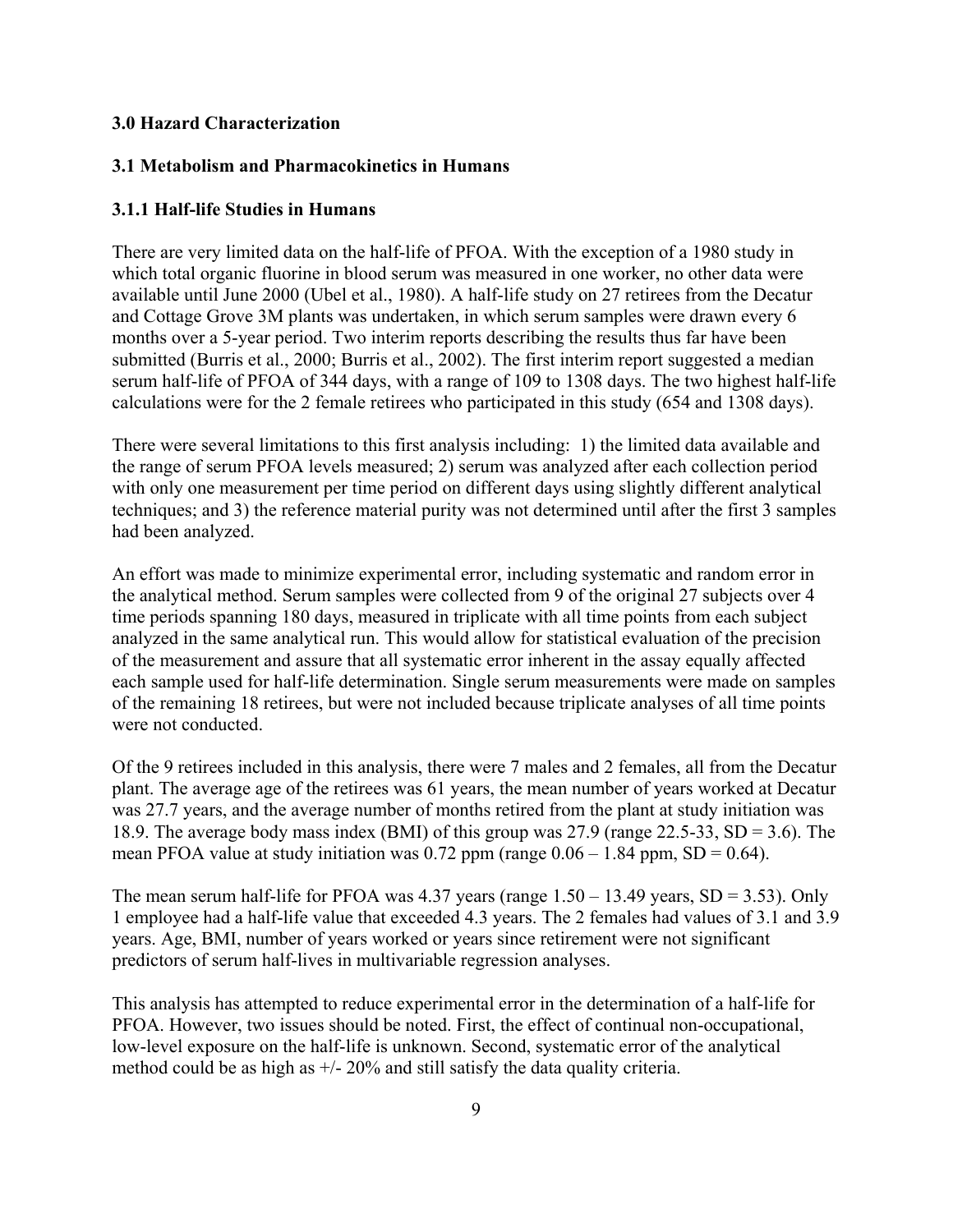### 3.0 Hazard Characterization

### 3.1 Metabolism and Pharmacokinetics in Humans

### 3.1.1 Half-life Studies in Humans

There are very limited data on the half-life of PFOA. With the exception of a 1980 study in which total organic fluorine in blood serum was measured in one worker, no other data were available until June 2000 (Ubel et al., 1980). A half-life study on 27 retirees from the Decatur and Cottage Grove 3M plants was undertaken, in which serum samples were drawn every 6 months over a 5-year period. Two interim reports describing the results thus far have been submitted (Burris et al., 2000; Burris et al., 2002). The first interim report suggested a median serum half-life of PFOA of 344 days, with a range of 109 to 1308 days. The two highest half-life calculations were for the 2 female retirees who participated in this study (654 and 1308 days).

There were several limitations to this first analysis including: 1) the limited data available and the range of serum PFOA levels measured; 2) serum was analyzed after each collection period with only one measurement per time period on different days using slightly different analytical techniques; and 3) the reference material purity was not determined until after the first 3 samples had been analyzed.

An effort was made to minimize experimental error, including systematic and random error in the analytical method. Serum samples were collected from 9 of the original 27 subjects over 4 time periods spanning 180 days, measured in triplicate with all time points from each subject analyzed in the same analytical run. This would allow for statistical evaluation of the precision of the measurement and assure that all systematic error inherent in the assay equally affected each sample used for half-life determination. Single serum measurements were made on samples of the remaining 18 retirees, but were not included because triplicate analyses of all time points were not conducted.

Of the 9 retirees included in this analysis, there were 7 males and 2 females, all from the Decatur plant. The average age of the retirees was 61 years, the mean number of years worked at Decatur was 27.7 years, and the average number of months retired from the plant at study initiation was 18.9. The average body mass index (BMI) of this group was 27.9 (range 22.5-33, SD = 3.6). The mean PFOA value at study initiation was 0.72 ppm (range 0.06 – 1.84 ppm, SD = 0.64).

The mean serum half-life for PFOA was 4.37 years (range 1.50 – 13.49 years, SD = 3.53). Only 1 employee had a half-life value that exceeded 4.3 years. The 2 females had values of 3.1 and 3.9 years. Age, BMI, number of years worked or years since retirement were not significant predictors of serum half-lives in multivariable regression analyses.

This analysis has attempted to reduce experimental error in the determination of a half-life for PFOA. However, two issues should be noted. First, the effect of continual non-occupational, low-level exposure on the half-life is unknown. Second, systematic error of the analytical method could be as high as +/- 20% and still satisfy the data quality criteria.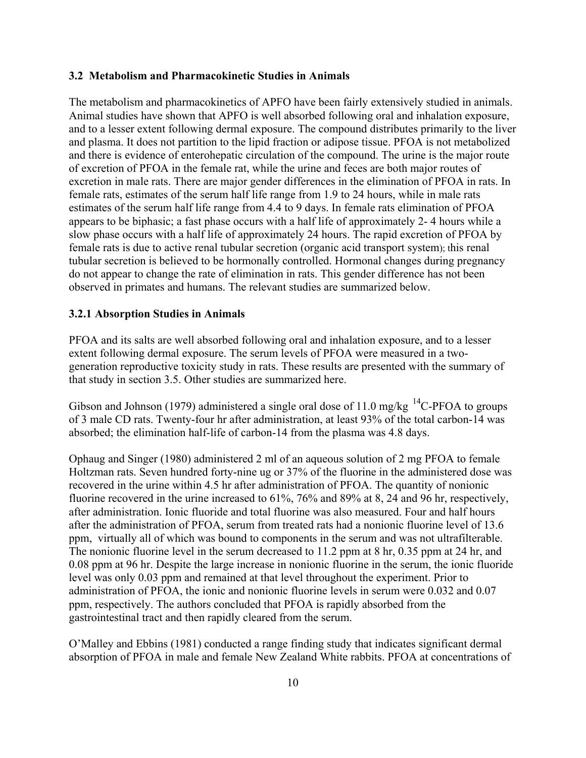### 3.2 Metabolism and Pharmacokinetic Studies in Animals

The metabolism and pharmacokinetics of APFO have been fairly extensively studied in animals. Animal studies have shown that APFO is well absorbed following oral and inhalation exposure, and to a lesser extent following dermal exposure. The compound distributes primarily to the liver and plasma. It does not partition to the lipid fraction or adipose tissue. PFOA is not metabolized and there is evidence of enterohepatic circulation of the compound. The urine is the major route of excretion of PFOA in the female rat, while the urine and feces are both major routes of excretion in male rats. There are major gender differences in the elimination of PFOA in rats. In female rats, estimates of the serum half life range from 1.9 to 24 hours, while in male rats estimates of the serum half life range from 4.4 to 9 days. In female rats elimination of PFOA appears to be biphasic; a fast phase occurs with a half life of approximately 2- 4 hours while a slow phase occurs with a half life of approximately 24 hours. The rapid excretion of PFOA by female rats is due to active renal tubular secretion (organic acid transport system); this renal tubular secretion is believed to be hormonally controlled. Hormonal changes during pregnancy do not appear to change the rate of elimination in rats. This gender difference has not been observed in primates and humans. The relevant studies are summarized below.

#### 3.2.1 Absorption Studies in Animals

PFOA and its salts are well absorbed following oral and inhalation exposure, and to a lesser extent following dermal exposure. The serum levels of PFOA were measured in a two-generation reproductive toxicity study in rats. These results are presented with the summary of that study in section 3.5. Other studies are summarized here.

Gibson and Johnson (1979) administered a single oral dose of 11.0 mg/kg $^{14}$C-PFOA to groups of 3 male CD rats. Twenty-four hr after administration, at least 93% of the total carbon-14 was absorbed; the elimination half-life of carbon-14 from the plasma was 4.8 days.

Ophaug and Singer (1980) administered 2 ml of an aqueous solution of 2 mg PFOA to female Holtzman rats. Seven hundred forty-nine ug or 37% of the fluorine in the administered dose was recovered in the urine within 4.5 hr after administration of PFOA. The quantity of nonionic fluorine recovered in the urine increased to 61%, 76% and 89% at 8, 24 and 96 hr, respectively, after administration. Ionic fluoride and total fluorine was also measured. Four and half hours after the administration of PFOA, serum from treated rats had a nonionic fluorine level of 13.6 ppm, virtually all of which was bound to components in the serum and was not ultrafilterable. The nonionic fluorine level in the serum decreased to 11.2 ppm at 8 hr, 0.35 ppm at 24 hr, and 0.08 ppm at 96 hr. Despite the large increase in nonionic fluorine in the serum, the ionic fluoride level was only 0.03 ppm and remained at that level throughout the experiment. Prior to administration of PFOA, the ionic and nonionic fluorine levels in serum were 0.032 and 0.07 ppm, respectively. The authors concluded that PFOA is rapidly absorbed from the gastrointestinal tract and then rapidly cleared from the serum.

O'Malley and Ebbins (1981) conducted a range finding study that indicates significant dermal absorption of PFOA in male and female New Zealand White rabbits. PFOA at concentrations of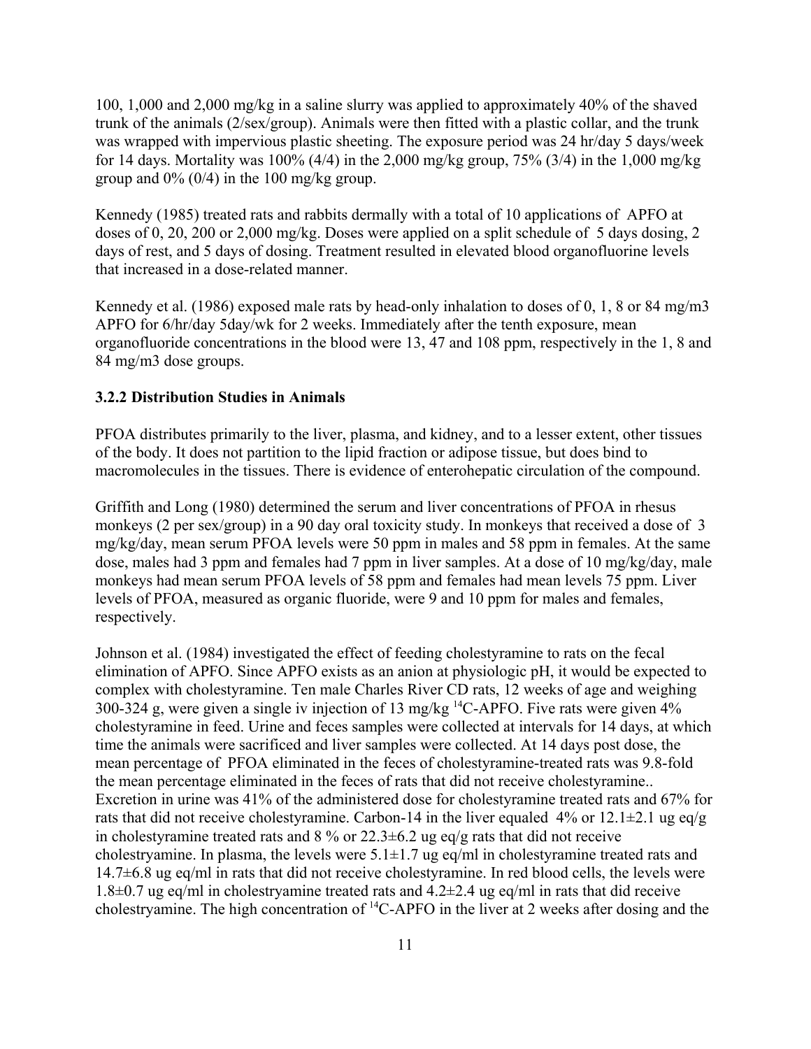100, 1,000 and 2,000 mg/kg in a saline slurry was applied to approximately 40% of the shaved trunk of the animals (2/sex/group). Animals were then fitted with a plastic collar, and the trunk was wrapped with impervious plastic sheeting. The exposure period was 24 hr/day 5 days/week for 14 days. Mortality was 100% (4/4) in the 2,000 mg/kg group, 75% (3/4) in the 1,000 mg/kg group and 0% (0/4) in the 100 mg/kg group.

Kennedy (1985) treated rats and rabbits dermally with a total of 10 applications of APFO at doses of 0, 20, 200 or 2,000 mg/kg. Doses were applied on a split schedule of 5 days dosing, 2 days of rest, and 5 days of dosing. Treatment resulted in elevated blood organofluorine levels that increased in a dose-related manner.

Kennedy et al. (1986) exposed male rats by head-only inhalation to doses of 0, 1, 8 or 84 mg/m3 APFO for 6/hr/day 5day/wk for 2 weeks. Immediately after the tenth exposure, mean organofluoride concentrations in the blood were 13, 47 and 108 ppm, respectively in the 1, 8 and 84 mg/m3 dose groups.

### 3.2.2 Distribution Studies in Animals

PFOA distributes primarily to the liver, plasma, and kidney, and to a lesser extent, other tissues of the body. It does not partition to the lipid fraction or adipose tissue, but does bind to macromolecules in the tissues. There is evidence of enterohepatic circulation of the compound.

Griffith and Long (1980) determined the serum and liver concentrations of PFOA in rhesus monkeys (2 per sex/group) in a 90 day oral toxicity study. In monkeys that received a dose of 3 mg/kg/day, mean serum PFOA levels were 50 ppm in males and 58 ppm in females. At the same dose, males had 3 ppm and females had 7 ppm in liver samples. At a dose of 10 mg/kg/day, male monkeys had mean serum PFOA levels of 58 ppm and females had mean levels 75 ppm. Liver levels of PFOA, measured as organic fluoride, were 9 and 10 ppm for males and females, respectively.

Johnson et al. (1984) investigated the effect of feeding cholestyramine to rats on the fecal elimination of APFO. Since APFO exists as an anion at physiologic pH, it would be expected to complex with cholestyramine. Ten male Charles River CD rats, 12 weeks of age and weighing 300-324 g, were given a single iv injection of 13 mg/kg $^{14}$C-APFO. Five rats were given 4% cholestyramine in feed. Urine and feces samples were collected at intervals for 14 days, at which time the animals were sacrificed and liver samples were collected. At 14 days post dose, the mean percentage of PFOA eliminated in the feces of cholestyramine-treated rats was 9.8-fold the mean percentage eliminated in the feces of rats that did not receive cholestyramine.. Excretion in urine was 41% of the administered dose for cholestyramine treated rats and 67% for rats that did not receive cholestyramine. Carbon-14 in the liver equaled 4% or 12.1±2.1 ug eq/g in cholestyramine treated rats and 8 % or 22.3±6.2 ug eq/g rats that did not receive cholestryamine. In plasma, the levels were 5.1±1.7 ug eq/ml in cholestyramine treated rats and 14.7±6.8 ug eq/ml in rats that did not receive cholestyramine. In red blood cells, the levels were 1.8±0.7 ug eq/ml in cholestryamine treated rats and 4.2±2.4 ug eq/ml in rats that did receive cholestryamine. The high concentration of $^{14}$C-APFO in the liver at 2 weeks after dosing and the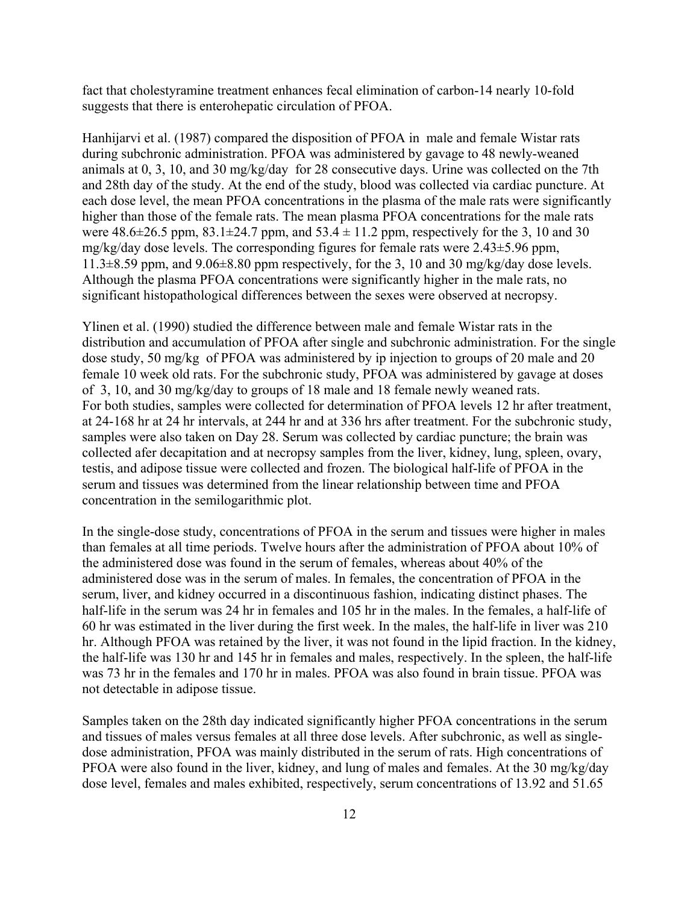fact that cholestyramine treatment enhances fecal elimination of carbon-14 nearly 10-fold suggests that there is enterohepatic circulation of PFOA.

Hanhijarvi et al. (1987) compared the disposition of PFOA in male and female Wistar rats during subchronic administration. PFOA was administered by gavage to 48 newly-weaned animals at 0, 3, 10, and 30 mg/kg/day for 28 consecutive days. Urine was collected on the 7th and 28th day of the study. At the end of the study, blood was collected via cardiac puncture. At each dose level, the mean PFOA concentrations in the plasma of the male rats were significantly higher than those of the female rats. The mean plasma PFOA concentrations for the male rats were 48.6±26.5 ppm, 83.1±24.7 ppm, and 53.4 ± 11.2 ppm, respectively for the 3, 10 and 30 mg/kg/day dose levels. The corresponding figures for female rats were 2.43±5.96 ppm, 11.3±8.59 ppm, and 9.06±8.80 ppm respectively, for the 3, 10 and 30 mg/kg/day dose levels. Although the plasma PFOA concentrations were significantly higher in the male rats, no significant histopathological differences between the sexes were observed at necropsy.

Ylinen et al. (1990) studied the difference between male and female Wistar rats in the distribution and accumulation of PFOA after single and subchronic administration. For the single dose study, 50 mg/kg of PFOA was administered by ip injection to groups of 20 male and 20 female 10 week old rats. For the subchronic study, PFOA was administered by gavage at doses of 3, 10, and 30 mg/kg/day to groups of 18 male and 18 female newly weaned rats. For both studies, samples were collected for determination of PFOA levels 12 hr after treatment, at 24-168 hr at 24 hr intervals, at 244 hr and at 336 hrs after treatment. For the subchronic study, samples were also taken on Day 28. Serum was collected by cardiac puncture; the brain was collected afer decapitation and at necropsy samples from the liver, kidney, lung, spleen, ovary, testis, and adipose tissue were collected and frozen. The biological half-life of PFOA in the serum and tissues was determined from the linear relationship between time and PFOA concentration in the semilogarithmic plot.

In the single-dose study, concentrations of PFOA in the serum and tissues were higher in males than females at all time periods. Twelve hours after the administration of PFOA about 10% of the administered dose was found in the serum of females, whereas about 40% of the administered dose was in the serum of males. In females, the concentration of PFOA in the serum, liver, and kidney occurred in a discontinuous fashion, indicating distinct phases. The half-life in the serum was 24 hr in females and 105 hr in the males. In the females, a half-life of 60 hr was estimated in the liver during the first week. In the males, the half-life in liver was 210 hr. Although PFOA was retained by the liver, it was not found in the lipid fraction. In the kidney, the half-life was 130 hr and 145 hr in females and males, respectively. In the spleen, the half-life was 73 hr in the females and 170 hr in males. PFOA was also found in brain tissue. PFOA was not detectable in adipose tissue.

Samples taken on the 28th day indicated significantly higher PFOA concentrations in the serum and tissues of males versus females at all three dose levels. After subchronic, as well as single-dose administration, PFOA was mainly distributed in the serum of rats. High concentrations of PFOA were also found in the liver, kidney, and lung of males and females. At the 30 mg/kg/day dose level, females and males exhibited, respectively, serum concentrations of 13.92 and 51.65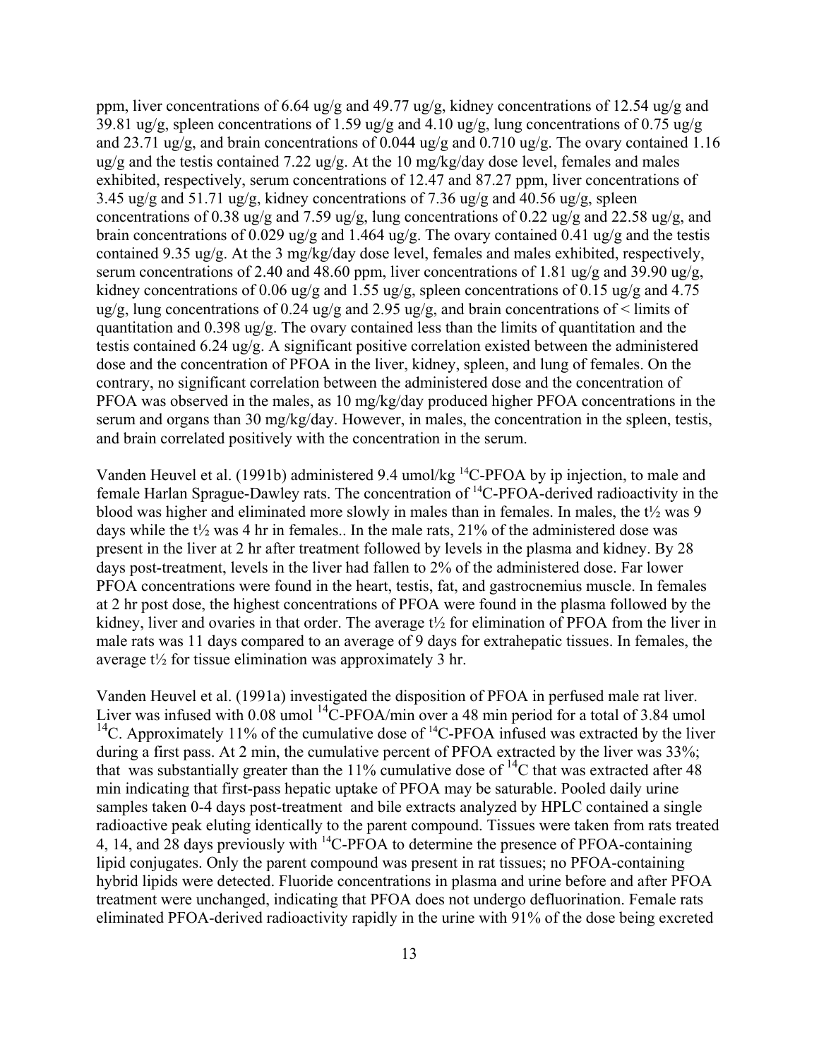ppm, liver concentrations of 6.64 ug/g and 49.77 ug/g, kidney concentrations of 12.54 ug/g and 39.81 ug/g, spleen concentrations of 1.59 ug/g and 4.10 ug/g, lung concentrations of 0.75 ug/g and 23.71 ug/g, and brain concentrations of 0.044 ug/g and 0.710 ug/g. The ovary contained 1.16 ug/g and the testis contained 7.22 ug/g. At the 10 mg/kg/day dose level, females and males exhibited, respectively, serum concentrations of 12.47 and 87.27 ppm, liver concentrations of 3.45 ug/g and 51.71 ug/g, kidney concentrations of 7.36 ug/g and 40.56 ug/g, spleen concentrations of 0.38 ug/g and 7.59 ug/g, lung concentrations of 0.22 ug/g and 22.58 ug/g, and brain concentrations of 0.029 ug/g and 1.464 ug/g. The ovary contained 0.41 ug/g and the testis contained 9.35 ug/g. At the 3 mg/kg/day dose level, females and males exhibited, respectively, serum concentrations of 2.40 and 48.60 ppm, liver concentrations of 1.81 ug/g and 39.90 ug/g, kidney concentrations of 0.06 ug/g and 1.55 ug/g, spleen concentrations of 0.15 ug/g and 4.75 ug/g, lung concentrations of 0.24 ug/g and 2.95 ug/g, and brain concentrations of < limits of quantitation and 0.398 ug/g. The ovary contained less than the limits of quantitation and the testis contained 6.24 ug/g. A significant positive correlation existed between the administered dose and the concentration of PFOA in the liver, kidney, spleen, and lung of females. On the contrary, no significant correlation between the administered dose and the concentration of PFOA was observed in the males, as 10 mg/kg/day produced higher PFOA concentrations in the serum and organs than 30 mg/kg/day. However, in males, the concentration in the spleen, testis, and brain correlated positively with the concentration in the serum.

Vanden Heuvel et al. (1991b) administered 9.4 umol/kg $^{14}$C-PFOA by ip injection, to male and female Harlan Sprague-Dawley rats. The concentration of $^{14}$C-PFOA-derived radioactivity in the blood was higher and eliminated more slowly in males than in females. In males, the t½ was 9 days while the t½ was 4 hr in females.. In the male rats, 21% of the administered dose was present in the liver at 2 hr after treatment followed by levels in the plasma and kidney. By 28 days post-treatment, levels in the liver had fallen to 2% of the administered dose. Far lower PFOA concentrations were found in the heart, testis, fat, and gastrocnemius muscle. In females at 2 hr post dose, the highest concentrations of PFOA were found in the plasma followed by the kidney, liver and ovaries in that order. The average t½ for elimination of PFOA from the liver in male rats was 11 days compared to an average of 9 days for extrahepatic tissues. In females, the average t½ for tissue elimination was approximately 3 hr.

Vanden Heuvel et al. (1991a) investigated the disposition of PFOA in perfused male rat liver. Liver was infused with 0.08 umol $^{14}$C-PFOA/min over a 48 min period for a total of 3.84 umol $^{14}$C. Approximately 11% of the cumulative dose of $^{14}$C-PFOA infused was extracted by the liver during a first pass. At 2 min, the cumulative percent of PFOA extracted by the liver was 33%; that was substantially greater than the 11% cumulative dose of $^{14}$C that was extracted after 48 min indicating that first-pass hepatic uptake of PFOA may be saturable. Pooled daily urine samples taken 0-4 days post-treatment and bile extracts analyzed by HPLC contained a single radioactive peak eluting identically to the parent compound. Tissues were taken from rats treated 4, 14, and 28 days previously with $^{14}$C-PFOA to determine the presence of PFOA-containing lipid conjugates. Only the parent compound was present in rat tissues; no PFOA-containing hybrid lipids were detected. Fluoride concentrations in plasma and urine before and after PFOA treatment were unchanged, indicating that PFOA does not undergo defluorination. Female rats eliminated PFOA-derived radioactivity rapidly in the urine with 91% of the dose being excreted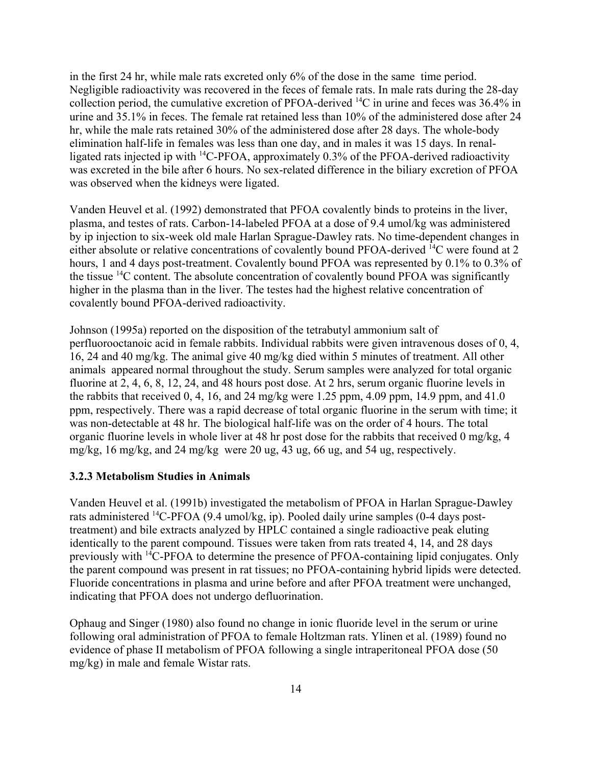in the first 24 hr, while male rats excreted only 6% of the dose in the same time period. Negligible radioactivity was recovered in the feces of female rats. In male rats during the 28-day collection period, the cumulative excretion of PFOA-derived $^{14}C$ in urine and feces was 36.4% in urine and 35.1% in feces. The female rat retained less than 10% of the administered dose after 24 hr, while the male rats retained 30% of the administered dose after 28 days. The whole-body elimination half-life in females was less than one day, and in males it was 15 days. In renal-ligated rats injected ip with $^{14}C$-PFOA, approximately 0.3% of the PFOA-derived radioactivity was excreted in the bile after 6 hours. No sex-related difference in the biliary excretion of PFOA was observed when the kidneys were ligated.

Vanden Heuvel et al. (1992) demonstrated that PFOA covalently binds to proteins in the liver, plasma, and testes of rats. Carbon-14-labeled PFOA at a dose of 9.4 umol/kg was administered by ip injection to six-week old male Harlan Sprague-Dawley rats. No time-dependent changes in either absolute or relative concentrations of covalently bound PFOA-derived $^{14}C$ were found at 2 hours, 1 and 4 days post-treatment. Covalently bound PFOA was represented by 0.1% to 0.3% of the tissue $^{14}C$ content. The absolute concentration of covalently bound PFOA was significantly higher in the plasma than in the liver. The testes had the highest relative concentration of covalently bound PFOA-derived radioactivity.

Johnson (1995a) reported on the disposition of the tetrabutyl ammonium salt of perfluorooctanoic acid in female rabbits. Individual rabbits were given intravenous doses of 0, 4, 16, 24 and 40 mg/kg. The animal give 40 mg/kg died within 5 minutes of treatment. All other animals appeared normal throughout the study. Serum samples were analyzed for total organic fluorine at 2, 4, 6, 8, 12, 24, and 48 hours post dose. At 2 hrs, serum organic fluorine levels in the rabbits that received 0, 4, 16, and 24 mg/kg were 1.25 ppm, 4.09 ppm, 14.9 ppm, and 41.0 ppm, respectively. There was a rapid decrease of total organic fluorine in the serum with time; it was non-detectable at 48 hr. The biological half-life was on the order of 4 hours. The total organic fluorine levels in whole liver at 48 hr post dose for the rabbits that received 0 mg/kg, 4 mg/kg, 16 mg/kg, and 24 mg/kg were 20 ug, 43 ug, 66 ug, and 54 ug, respectively.

### 3.2.3 Metabolism Studies in Animals

Vanden Heuvel et al. (1991b) investigated the metabolism of PFOA in Harlan Sprague-Dawley rats administered $^{14}C$-PFOA (9.4 umol/kg, ip). Pooled daily urine samples (0-4 days post-treatment) and bile extracts analyzed by HPLC contained a single radioactive peak eluting identically to the parent compound. Tissues were taken from rats treated 4, 14, and 28 days previously with $^{14}C$-PFOA to determine the presence of PFOA-containing lipid conjugates. Only the parent compound was present in rat tissues; no PFOA-containing hybrid lipids were detected. Fluoride concentrations in plasma and urine before and after PFOA treatment were unchanged, indicating that PFOA does not undergo defluorination.

Ophaug and Singer (1980) also found no change in ionic fluoride level in the serum or urine following oral administration of PFOA to female Holtzman rats. Ylinen et al. (1989) found no evidence of phase II metabolism of PFOA following a single intraperitoneal PFOA dose (50 mg/kg) in male and female Wistar rats.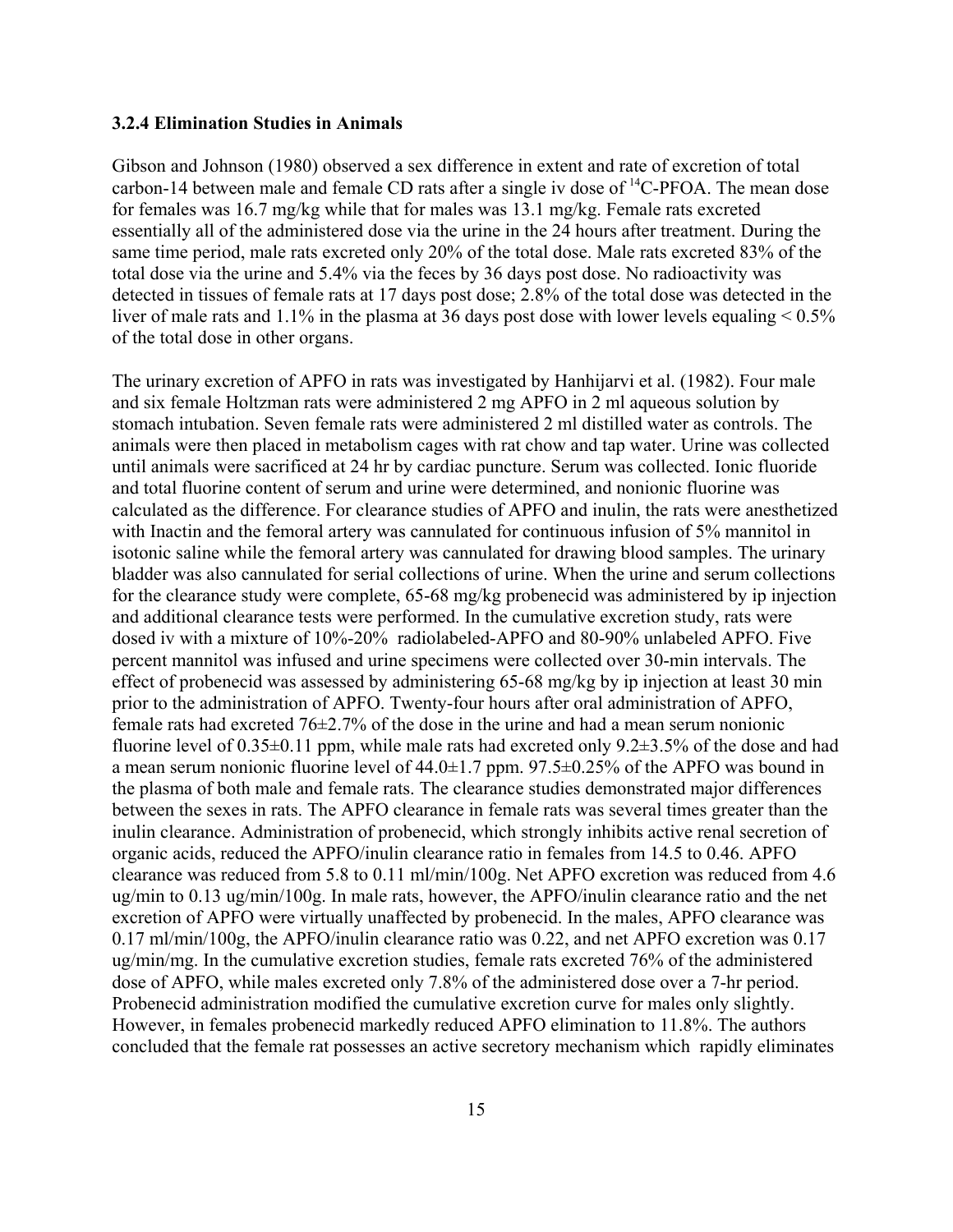### 3.2.4 Elimination Studies in Animals

Gibson and Johnson (1980) observed a sex difference in extent and rate of excretion of total carbon-14 between male and female CD rats after a single iv dose of $^{14}$C-PFOA. The mean dose for females was 16.7 mg/kg while that for males was 13.1 mg/kg. Female rats excreted essentially all of the administered dose via the urine in the 24 hours after treatment. During the same time period, male rats excreted only 20% of the total dose. Male rats excreted 83% of the total dose via the urine and 5.4% via the feces by 36 days post dose. No radioactivity was detected in tissues of female rats at 17 days post dose; 2.8% of the total dose was detected in the liver of male rats and 1.1% in the plasma at 36 days post dose with lower levels equaling < 0.5% of the total dose in other organs.

The urinary excretion of APFO in rats was investigated by Hanhijarvi et al. (1982). Four male and six female Holtzman rats were administered 2 mg APFO in 2 ml aqueous solution by stomach intubation. Seven female rats were administered 2 ml distilled water as controls. The animals were then placed in metabolism cages with rat chow and tap water. Urine was collected until animals were sacrificed at 24 hr by cardiac puncture. Serum was collected. Ionic fluoride and total fluorine content of serum and urine were determined, and nonionic fluorine was calculated as the difference. For clearance studies of APFO and inulin, the rats were anesthetized with Inactin and the femoral artery was cannulated for continuous infusion of 5% mannitol in isotonic saline while the femoral artery was cannulated for drawing blood samples. The urinary bladder was also cannulated for serial collections of urine. When the urine and serum collections for the clearance study were complete, 65-68 mg/kg probenecid was administered by ip injection and additional clearance tests were performed. In the cumulative excretion study, rats were dosed iv with a mixture of 10%-20% radiolabeled-APFO and 80-90% unlabeled APFO. Five percent mannitol was infused and urine specimens were collected over 30-min intervals. The effect of probenecid was assessed by administering 65-68 mg/kg by ip injection at least 30 min prior to the administration of APFO. Twenty-four hours after oral administration of APFO, female rats had excreted 76±2.7% of the dose in the urine and had a mean serum nonionic fluorine level of 0.35±0.11 ppm, while male rats had excreted only 9.2±3.5% of the dose and had a mean serum nonionic fluorine level of 44.0±1.7 ppm. 97.5±0.25% of the APFO was bound in the plasma of both male and female rats. The clearance studies demonstrated major differences between the sexes in rats. The APFO clearance in female rats was several times greater than the inulin clearance. Administration of probenecid, which strongly inhibits active renal secretion of organic acids, reduced the APFO/inulin clearance ratio in females from 14.5 to 0.46. APFO clearance was reduced from 5.8 to 0.11 ml/min/100g. Net APFO excretion was reduced from 4.6 ug/min to 0.13 ug/min/100g. In male rats, however, the APFO/inulin clearance ratio and the net excretion of APFO were virtually unaffected by probenecid. In the males, APFO clearance was 0.17 ml/min/100g, the APFO/inulin clearance ratio was 0.22, and net APFO excretion was 0.17 ug/min/mg. In the cumulative excretion studies, female rats excreted 76% of the administered dose of APFO, while males excreted only 7.8% of the administered dose over a 7-hr period. Probenecid administration modified the cumulative excretion curve for males only slightly. However, in females probenecid markedly reduced APFO elimination to 11.8%. The authors concluded that the female rat possesses an active secretory mechanism which rapidly eliminates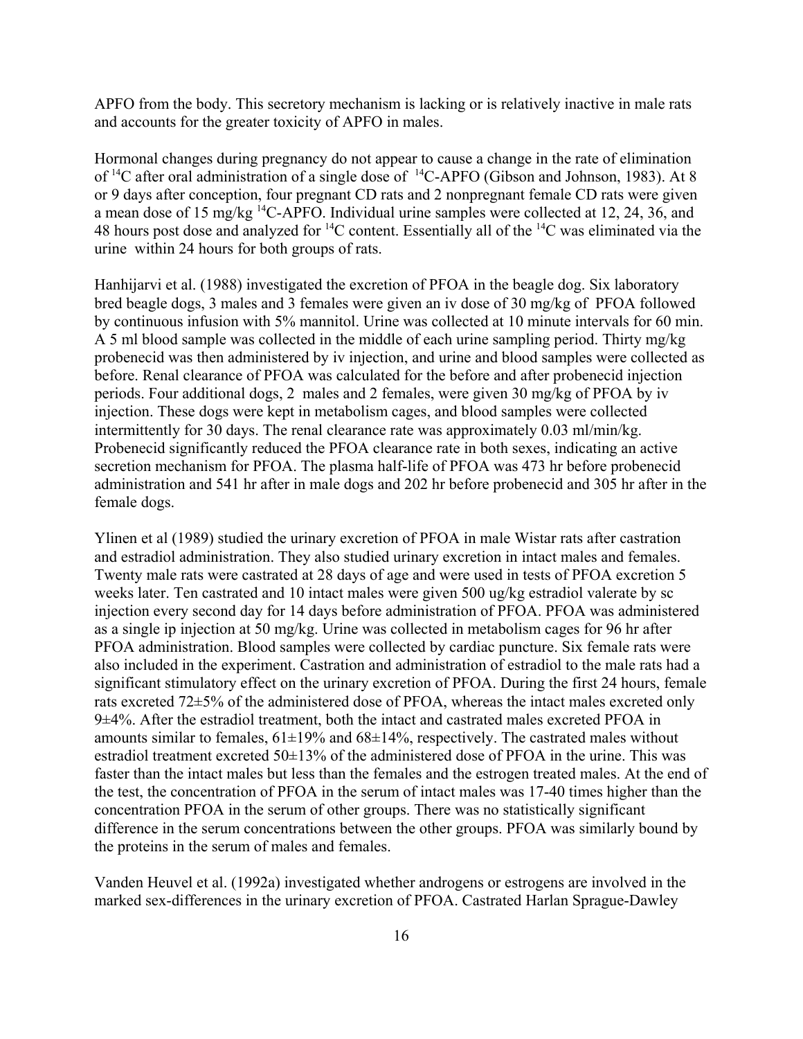APFO from the body. This secretory mechanism is lacking or is relatively inactive in male rats and accounts for the greater toxicity of APFO in males.

Hormonal changes during pregnancy do not appear to cause a change in the rate of elimination of $^{14}C$ after oral administration of a single dose of $^{14}C$-APFO (Gibson and Johnson, 1983). At 8 or 9 days after conception, four pregnant CD rats and 2 nonpregnant female CD rats were given a mean dose of 15 mg/kg $^{14}C$-APFO. Individual urine samples were collected at 12, 24, 36, and 48 hours post dose and analyzed for $^{14}C$ content. Essentially all of the $^{14}C$ was eliminated via the urine within 24 hours for both groups of rats.

Hanhijarvi et al. (1988) investigated the excretion of PFOA in the beagle dog. Six laboratory bred beagle dogs, 3 males and 3 females were given an iv dose of 30 mg/kg of PFOA followed by continuous infusion with 5% mannitol. Urine was collected at 10 minute intervals for 60 min. A 5 ml blood sample was collected in the middle of each urine sampling period. Thirty mg/kg probenecid was then administered by iv injection, and urine and blood samples were collected as before. Renal clearance of PFOA was calculated for the before and after probenecid injection periods. Four additional dogs, 2 males and 2 females, were given 30 mg/kg of PFOA by iv injection. These dogs were kept in metabolism cages, and blood samples were collected intermittently for 30 days. The renal clearance rate was approximately 0.03 ml/min/kg. Probenecid significantly reduced the PFOA clearance rate in both sexes, indicating an active secretion mechanism for PFOA. The plasma half-life of PFOA was 473 hr before probenecid administration and 541 hr after in male dogs and 202 hr before probenecid and 305 hr after in the female dogs.

Ylinen et al (1989) studied the urinary excretion of PFOA in male Wistar rats after castration and estradiol administration. They also studied urinary excretion in intact males and females. Twenty male rats were castrated at 28 days of age and were used in tests of PFOA excretion 5 weeks later. Ten castrated and 10 intact males were given 500 ug/kg estradiol valerate by sc injection every second day for 14 days before administration of PFOA. PFOA was administered as a single ip injection at 50 mg/kg. Urine was collected in metabolism cages for 96 hr after PFOA administration. Blood samples were collected by cardiac puncture. Six female rats were also included in the experiment. Castration and administration of estradiol to the male rats had a significant stimulatory effect on the urinary excretion of PFOA. During the first 24 hours, female rats excreted 72±5% of the administered dose of PFOA, whereas the intact males excreted only 9±4%. After the estradiol treatment, both the intact and castrated males excreted PFOA in amounts similar to females, 61±19% and 68±14%, respectively. The castrated males without estradiol treatment excreted 50±13% of the administered dose of PFOA in the urine. This was faster than the intact males but less than the females and the estrogen treated males. At the end of the test, the concentration of PFOA in the serum of intact males was 17-40 times higher than the concentration PFOA in the serum of other groups. There was no statistically significant difference in the serum concentrations between the other groups. PFOA was similarly bound by the proteins in the serum of males and females.

Vanden Heuvel et al. (1992a) investigated whether androgens or estrogens are involved in the marked sex-differences in the urinary excretion of PFOA. Castrated Harlan Sprague-Dawley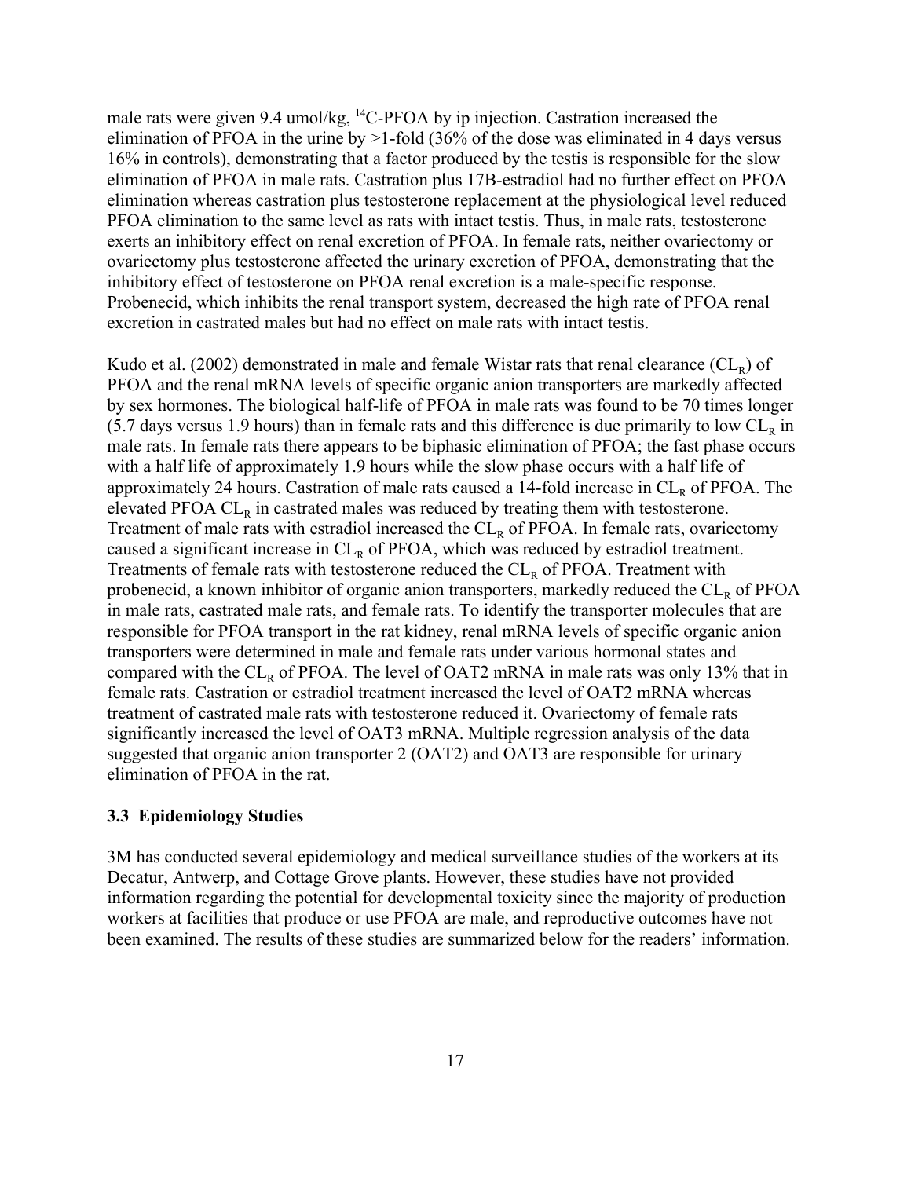male rats were given 9.4 umol/kg, $^{14}$C-PFOA by ip injection. Castration increased the elimination of PFOA in the urine by >1-fold (36% of the dose was eliminated in 4 days versus 16% in controls), demonstrating that a factor produced by the testis is responsible for the slow elimination of PFOA in male rats. Castration plus 17B-estradiol had no further effect on PFOA elimination whereas castration plus testosterone replacement at the physiological level reduced PFOA elimination to the same level as rats with intact testis. Thus, in male rats, testosterone exerts an inhibitory effect on renal excretion of PFOA. In female rats, neither ovariectomy or ovariectomy plus testosterone affected the urinary excretion of PFOA, demonstrating that the inhibitory effect of testosterone on PFOA renal excretion is a male-specific response. Probenecid, which inhibits the renal transport system, decreased the high rate of PFOA renal excretion in castrated males but had no effect on male rats with intact testis.

Kudo et al. (2002) demonstrated in male and female Wistar rats that renal clearance ($CL_R$) of PFOA and the renal mRNA levels of specific organic anion transporters are markedly affected by sex hormones. The biological half-life of PFOA in male rats was found to be 70 times longer (5.7 days versus 1.9 hours) than in female rats and this difference is due primarily to low $CL_R$ in male rats. In female rats there appears to be biphasic elimination of PFOA; the fast phase occurs with a half life of approximately 1.9 hours while the slow phase occurs with a half life of approximately 24 hours. Castration of male rats caused a 14-fold increase in $CL_R$ of PFOA. The elevated PFOA $CL_R$ in castrated males was reduced by treating them with testosterone. Treatment of male rats with estradiol increased the $CL_R$ of PFOA. In female rats, ovariectomy caused a significant increase in $CL_R$ of PFOA, which was reduced by estradiol treatment. Treatments of female rats with testosterone reduced the $CL_R$ of PFOA. Treatment with probenecid, a known inhibitor of organic anion transporters, markedly reduced the $CL_R$ of PFOA in male rats, castrated male rats, and female rats. To identify the transporter molecules that are responsible for PFOA transport in the rat kidney, renal mRNA levels of specific organic anion transporters were determined in male and female rats under various hormonal states and compared with the $CL_R$ of PFOA. The level of OAT2 mRNA in male rats was only 13% that in female rats. Castration or estradiol treatment increased the level of OAT2 mRNA whereas treatment of castrated male rats with testosterone reduced it. Ovariectomy of female rats significantly increased the level of OAT3 mRNA. Multiple regression analysis of the data suggested that organic anion transporter 2 (OAT2) and OAT3 are responsible for urinary elimination of PFOA in the rat.

### 3.3 Epidemiology Studies

3M has conducted several epidemiology and medical surveillance studies of the workers at its Decatur, Antwerp, and Cottage Grove plants. However, these studies have not provided information regarding the potential for developmental toxicity since the majority of production workers at facilities that produce or use PFOA are male, and reproductive outcomes have not been examined. The results of these studies are summarized below for the readers' information.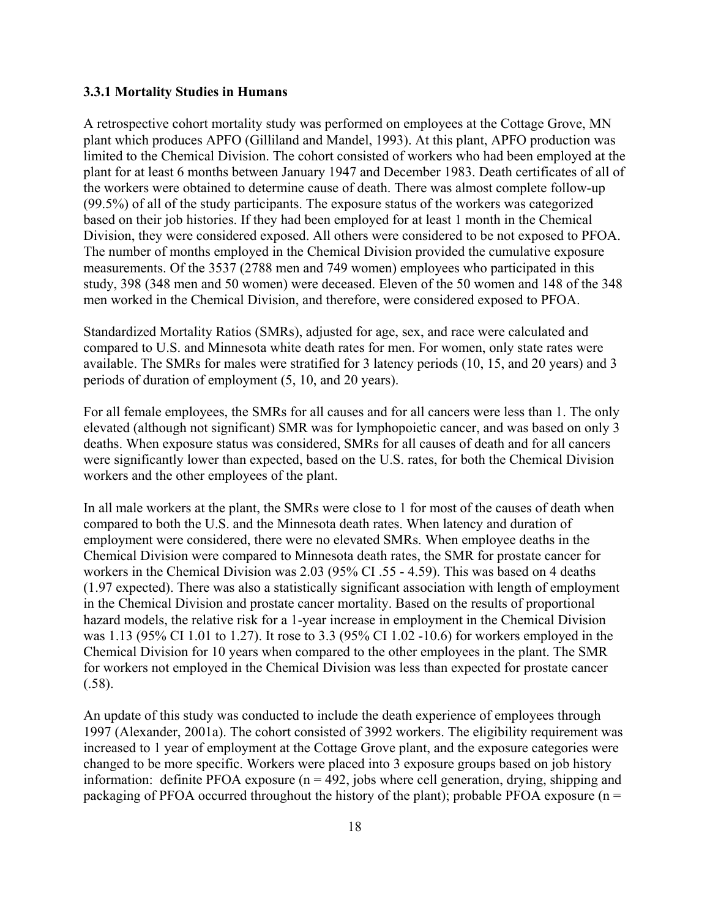### 3.3.1 Mortality Studies in Humans

A retrospective cohort mortality study was performed on employees at the Cottage Grove, MN plant which produces APFO (Gilliland and Mandel, 1993). At this plant, APFO production was limited to the Chemical Division. The cohort consisted of workers who had been employed at the plant for at least 6 months between January 1947 and December 1983. Death certificates of all of the workers were obtained to determine cause of death. There was almost complete follow-up (99.5%) of all of the study participants. The exposure status of the workers was categorized based on their job histories. If they had been employed for at least 1 month in the Chemical Division, they were considered exposed. All others were considered to be not exposed to PFOA. The number of months employed in the Chemical Division provided the cumulative exposure measurements. Of the 3537 (2788 men and 749 women) employees who participated in this study, 398 (348 men and 50 women) were deceased. Eleven of the 50 women and 148 of the 348 men worked in the Chemical Division, and therefore, were considered exposed to PFOA.

Standardized Mortality Ratios (SMRs), adjusted for age, sex, and race were calculated and compared to U.S. and Minnesota white death rates for men. For women, only state rates were available. The SMRs for males were stratified for 3 latency periods (10, 15, and 20 years) and 3 periods of duration of employment (5, 10, and 20 years).

For all female employees, the SMRs for all causes and for all cancers were less than 1. The only elevated (although not significant) SMR was for lymphopoietic cancer, and was based on only 3 deaths. When exposure status was considered, SMRs for all causes of death and for all cancers were significantly lower than expected, based on the U.S. rates, for both the Chemical Division workers and the other employees of the plant.

In all male workers at the plant, the SMRs were close to 1 for most of the causes of death when compared to both the U.S. and the Minnesota death rates. When latency and duration of employment were considered, there were no elevated SMRs. When employee deaths in the Chemical Division were compared to Minnesota death rates, the SMR for prostate cancer for workers in the Chemical Division was 2.03 (95% CI .55 - 4.59). This was based on 4 deaths (1.97 expected). There was also a statistically significant association with length of employment in the Chemical Division and prostate cancer mortality. Based on the results of proportional hazard models, the relative risk for a 1-year increase in employment in the Chemical Division was 1.13 (95% CI 1.01 to 1.27). It rose to 3.3 (95% CI 1.02 -10.6) for workers employed in the Chemical Division for 10 years when compared to the other employees in the plant. The SMR for workers not employed in the Chemical Division was less than expected for prostate cancer (.58).

An update of this study was conducted to include the death experience of employees through 1997 (Alexander, 2001a). The cohort consisted of 3992 workers. The eligibility requirement was increased to 1 year of employment at the Cottage Grove plant, and the exposure categories were changed to be more specific. Workers were placed into 3 exposure groups based on job history information: definite PFOA exposure (n = 492, jobs where cell generation, drying, shipping and packaging of PFOA occurred throughout the history of the plant); probable PFOA exposure (n =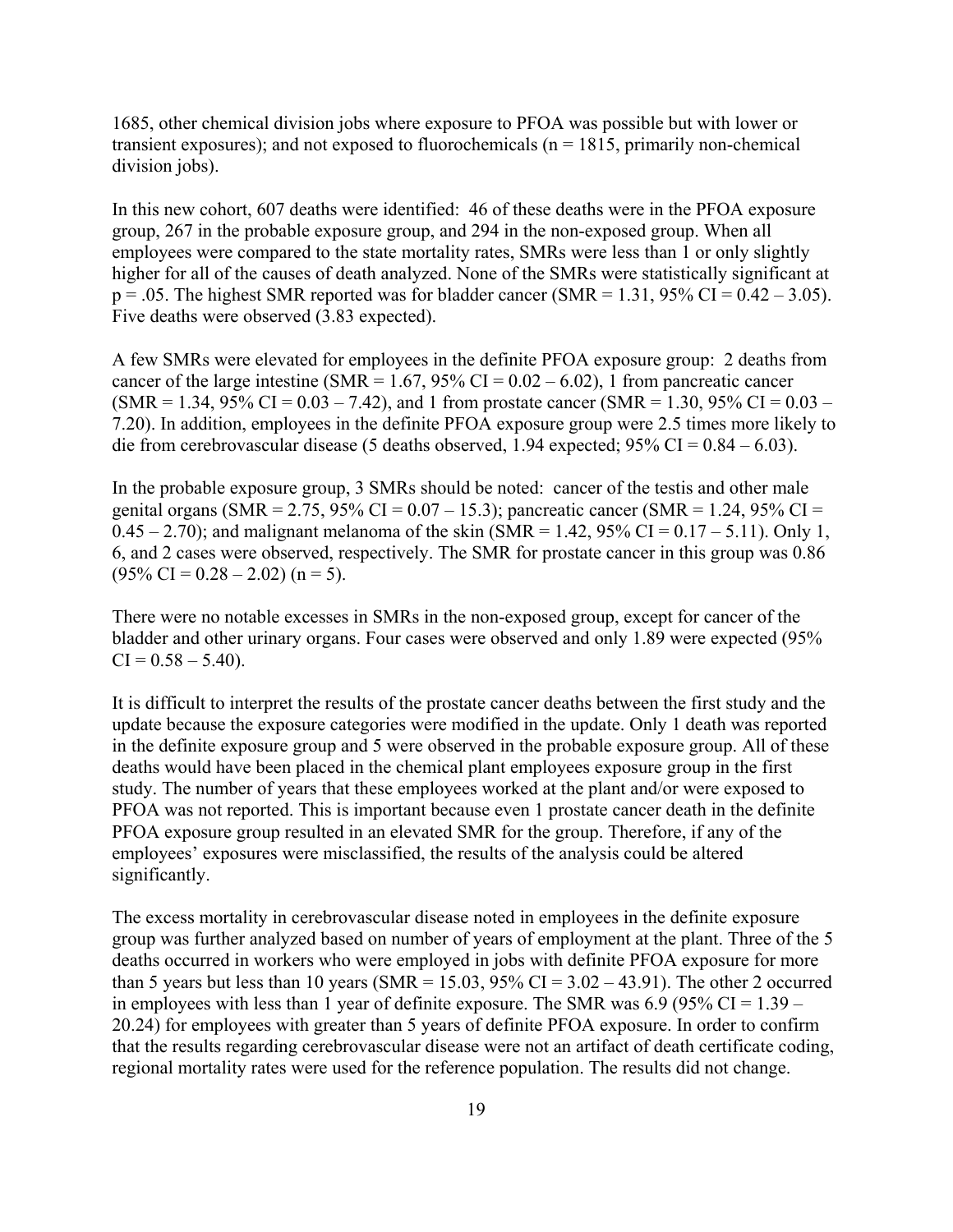1685, other chemical division jobs where exposure to PFOA was possible but with lower or transient exposures); and not exposed to fluorochemicals (n = 1815, primarily non-chemical division jobs).

In this new cohort, 607 deaths were identified: 46 of these deaths were in the PFOA exposure group, 267 in the probable exposure group, and 294 in the non-exposed group. When all employees were compared to the state mortality rates, SMRs were less than 1 or only slightly higher for all of the causes of death analyzed. None of the SMRs were statistically significant at p = .05. The highest SMR reported was for bladder cancer (SMR = 1.31, 95% CI = 0.42 – 3.05). Five deaths were observed (3.83 expected).

A few SMRs were elevated for employees in the definite PFOA exposure group: 2 deaths from cancer of the large intestine (SMR = 1.67, 95% CI = 0.02 – 6.02), 1 from pancreatic cancer (SMR = 1.34, 95% CI = 0.03 – 7.42), and 1 from prostate cancer (SMR = 1.30, 95% CI = 0.03 – 7.20). In addition, employees in the definite PFOA exposure group were 2.5 times more likely to die from cerebrovascular disease (5 deaths observed, 1.94 expected; 95% CI = 0.84 – 6.03).

In the probable exposure group, 3 SMRs should be noted: cancer of the testis and other male genital organs (SMR = 2.75, 95% CI = 0.07 – 15.3); pancreatic cancer (SMR = 1.24, 95% CI = 0.45 – 2.70); and malignant melanoma of the skin (SMR = 1.42, 95% CI = 0.17 – 5.11). Only 1, 6, and 2 cases were observed, respectively. The SMR for prostate cancer in this group was 0.86 (95% CI = 0.28 – 2.02) (n = 5).

There were no notable excesses in SMRs in the non-exposed group, except for cancer of the bladder and other urinary organs. Four cases were observed and only 1.89 were expected (95% CI = 0.58 – 5.40).

It is difficult to interpret the results of the prostate cancer deaths between the first study and the update because the exposure categories were modified in the update. Only 1 death was reported in the definite exposure group and 5 were observed in the probable exposure group. All of these deaths would have been placed in the chemical plant employees exposure group in the first study. The number of years that these employees worked at the plant and/or were exposed to PFOA was not reported. This is important because even 1 prostate cancer death in the definite PFOA exposure group resulted in an elevated SMR for the group. Therefore, if any of the employees' exposures were misclassified, the results of the analysis could be altered significantly.

The excess mortality in cerebrovascular disease noted in employees in the definite exposure group was further analyzed based on number of years of employment at the plant. Three of the 5 deaths occurred in workers who were employed in jobs with definite PFOA exposure for more than 5 years but less than 10 years (SMR = 15.03, 95% CI = 3.02 – 43.91). The other 2 occurred in employees with less than 1 year of definite exposure. The SMR was 6.9 (95% CI = 1.39 – 20.24) for employees with greater than 5 years of definite PFOA exposure. In order to confirm that the results regarding cerebrovascular disease were not an artifact of death certificate coding, regional mortality rates were used for the reference population. The results did not change.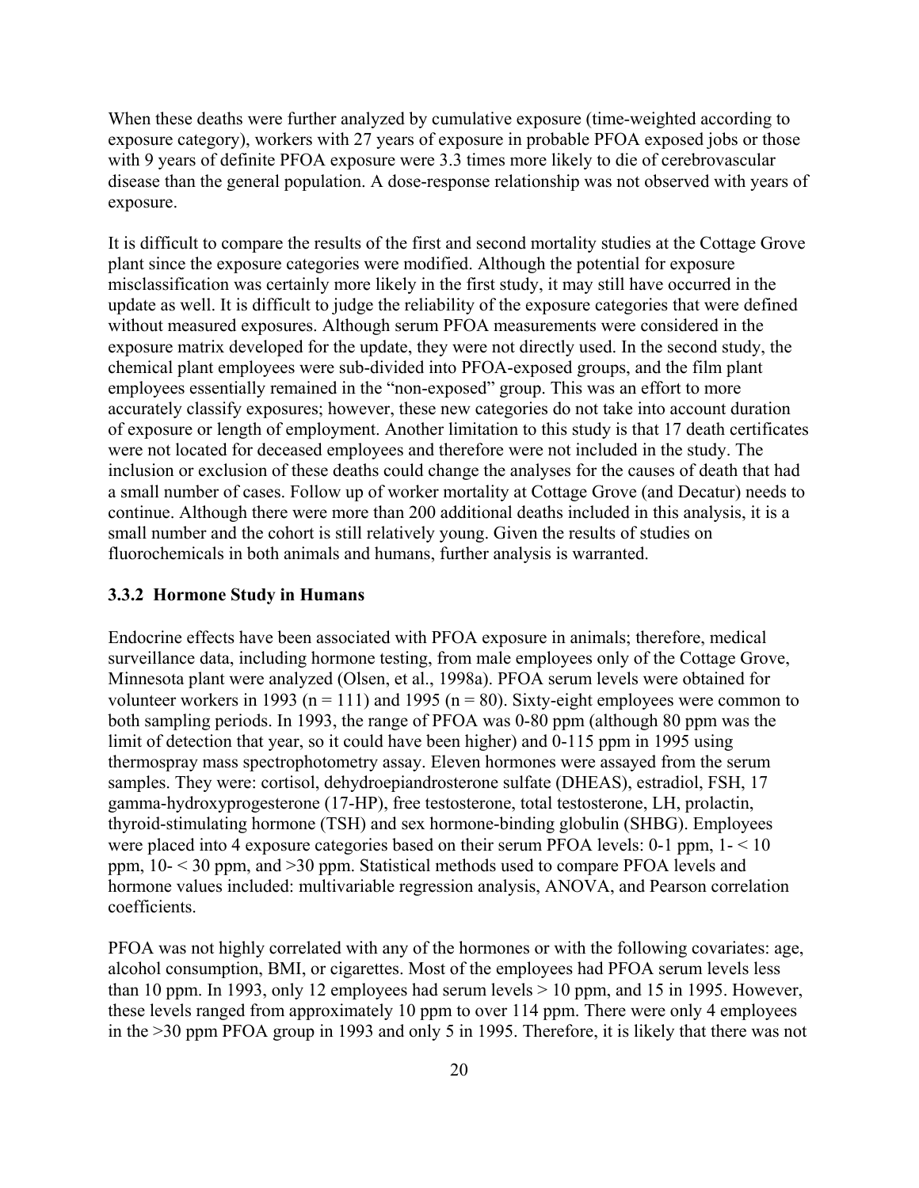When these deaths were further analyzed by cumulative exposure (time-weighted according to exposure category), workers with 27 years of exposure in probable PFOA exposed jobs or those with 9 years of definite PFOA exposure were 3.3 times more likely to die of cerebrovascular disease than the general population. A dose-response relationship was not observed with years of exposure.

It is difficult to compare the results of the first and second mortality studies at the Cottage Grove plant since the exposure categories were modified. Although the potential for exposure misclassification was certainly more likely in the first study, it may still have occurred in the update as well. It is difficult to judge the reliability of the exposure categories that were defined without measured exposures. Although serum PFOA measurements were considered in the exposure matrix developed for the update, they were not directly used. In the second study, the chemical plant employees were sub-divided into PFOA-exposed groups, and the film plant employees essentially remained in the "non-exposed" group. This was an effort to more accurately classify exposures; however, these new categories do not take into account duration of exposure or length of employment. Another limitation to this study is that 17 death certificates were not located for deceased employees and therefore were not included in the study. The inclusion or exclusion of these deaths could change the analyses for the causes of death that had a small number of cases. Follow up of worker mortality at Cottage Grove (and Decatur) needs to continue. Although there were more than 200 additional deaths included in this analysis, it is a small number and the cohort is still relatively young. Given the results of studies on fluorochemicals in both animals and humans, further analysis is warranted.

### 3.3.2 Hormone Study in Humans

Endocrine effects have been associated with PFOA exposure in animals; therefore, medical surveillance data, including hormone testing, from male employees only of the Cottage Grove, Minnesota plant were analyzed (Olsen, et al., 1998a). PFOA serum levels were obtained for volunteer workers in 1993 (n = 111) and 1995 (n = 80). Sixty-eight employees were common to both sampling periods. In 1993, the range of PFOA was 0-80 ppm (although 80 ppm was the limit of detection that year, so it could have been higher) and 0-115 ppm in 1995 using thermospray mass spectrophotometry assay. Eleven hormones were assayed from the serum samples. They were: cortisol, dehydroepiandrosterone sulfate (DHEAS), estradiol, FSH, 17 gamma-hydroxyprogesterone (17-HP), free testosterone, total testosterone, LH, prolactin, thyroid-stimulating hormone (TSH) and sex hormone-binding globulin (SHBG). Employees were placed into 4 exposure categories based on their serum PFOA levels: 0-1 ppm, 1- < 10 ppm, 10- < 30 ppm, and >30 ppm. Statistical methods used to compare PFOA levels and hormone values included: multivariable regression analysis, ANOVA, and Pearson correlation coefficients.

PFOA was not highly correlated with any of the hormones or with the following covariates: age, alcohol consumption, BMI, or cigarettes. Most of the employees had PFOA serum levels less than 10 ppm. In 1993, only 12 employees had serum levels > 10 ppm, and 15 in 1995. However, these levels ranged from approximately 10 ppm to over 114 ppm. There were only 4 employees in the >30 ppm PFOA group in 1993 and only 5 in 1995. Therefore, it is likely that there was not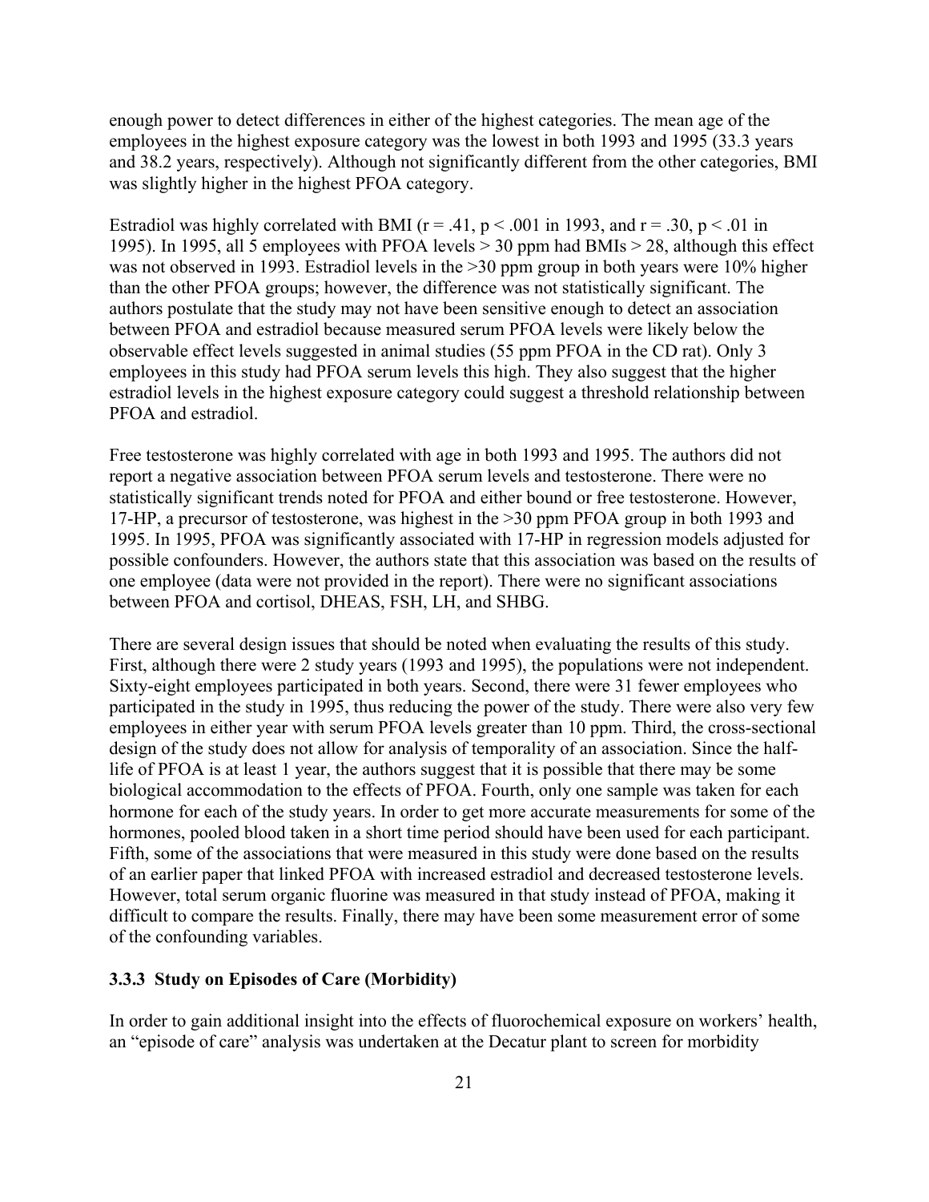enough power to detect differences in either of the highest categories. The mean age of the employees in the highest exposure category was the lowest in both 1993 and 1995 (33.3 years and 38.2 years, respectively). Although not significantly different from the other categories, BMI was slightly higher in the highest PFOA category.

Estradiol was highly correlated with BMI ($r = .41$, $p < .001$ in 1993, and $r = .30$, $p < .01$ in 1995). In 1995, all 5 employees with PFOA levels > 30 ppm had BMIs > 28, although this effect was not observed in 1993. Estradiol levels in the >30 ppm group in both years were 10% higher than the other PFOA groups; however, the difference was not statistically significant. The authors postulate that the study may not have been sensitive enough to detect an association between PFOA and estradiol because measured serum PFOA levels were likely below the observable effect levels suggested in animal studies (55 ppm PFOA in the CD rat). Only 3 employees in this study had PFOA serum levels this high. They also suggest that the higher estradiol levels in the highest exposure category could suggest a threshold relationship between PFOA and estradiol.

Free testosterone was highly correlated with age in both 1993 and 1995. The authors did not report a negative association between PFOA serum levels and testosterone. There were no statistically significant trends noted for PFOA and either bound or free testosterone. However, 17-HP, a precursor of testosterone, was highest in the >30 ppm PFOA group in both 1993 and 1995. In 1995, PFOA was significantly associated with 17-HP in regression models adjusted for possible confounders. However, the authors state that this association was based on the results of one employee (data were not provided in the report). There were no significant associations between PFOA and cortisol, DHEAS, FSH, LH, and SHBG.

There are several design issues that should be noted when evaluating the results of this study. First, although there were 2 study years (1993 and 1995), the populations were not independent. Sixty-eight employees participated in both years. Second, there were 31 fewer employees who participated in the study in 1995, thus reducing the power of the study. There were also very few employees in either year with serum PFOA levels greater than 10 ppm. Third, the cross-sectional design of the study does not allow for analysis of temporality of an association. Since the half-life of PFOA is at least 1 year, the authors suggest that it is possible that there may be some biological accommodation to the effects of PFOA. Fourth, only one sample was taken for each hormone for each of the study years. In order to get more accurate measurements for some of the hormones, pooled blood taken in a short time period should have been used for each participant. Fifth, some of the associations that were measured in this study were done based on the results of an earlier paper that linked PFOA with increased estradiol and decreased testosterone levels. However, total serum organic fluorine was measured in that study instead of PFOA, making it difficult to compare the results. Finally, there may have been some measurement error of some of the confounding variables.

### 3.3.3 Study on Episodes of Care (Morbidity)

In order to gain additional insight into the effects of fluorochemical exposure on workers' health, an "episode of care" analysis was undertaken at the Decatur plant to screen for morbidity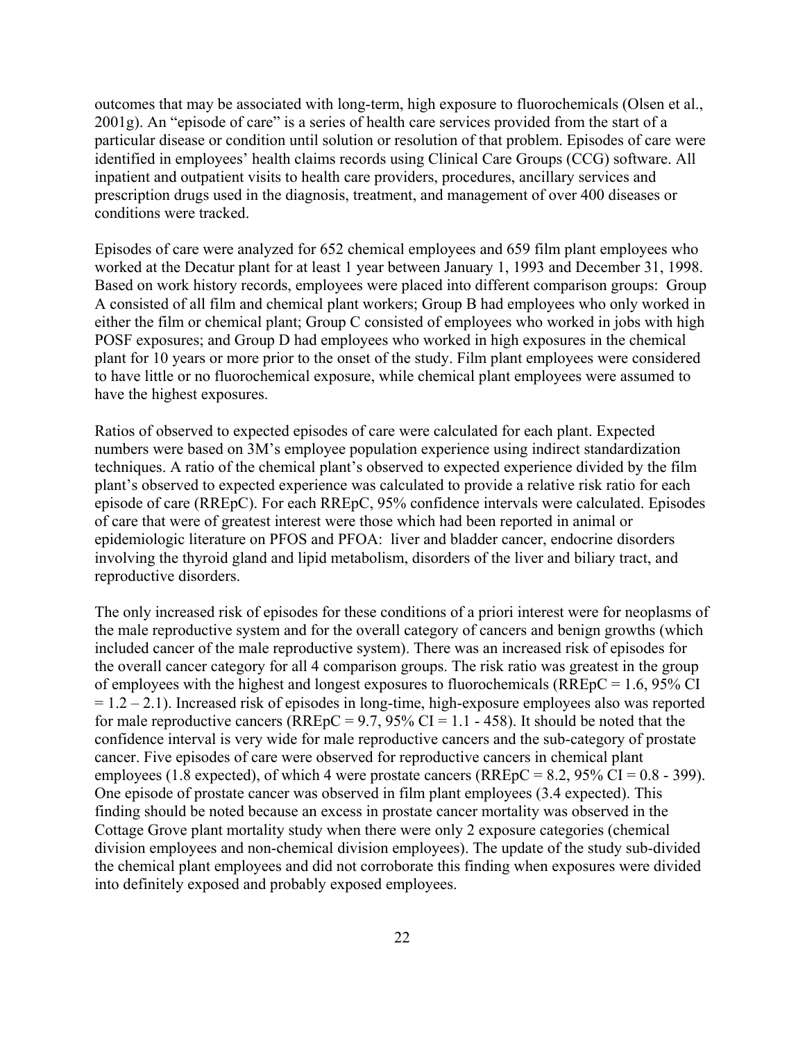outcomes that may be associated with long-term, high exposure to fluorochemicals (Olsen et al., 2001g). An "episode of care" is a series of health care services provided from the start of a particular disease or condition until solution or resolution of that problem. Episodes of care were identified in employees' health claims records using Clinical Care Groups (CCG) software. All inpatient and outpatient visits to health care providers, procedures, ancillary services and prescription drugs used in the diagnosis, treatment, and management of over 400 diseases or conditions were tracked.

Episodes of care were analyzed for 652 chemical employees and 659 film plant employees who worked at the Decatur plant for at least 1 year between January 1, 1993 and December 31, 1998. Based on work history records, employees were placed into different comparison groups: Group A consisted of all film and chemical plant workers; Group B had employees who only worked in either the film or chemical plant; Group C consisted of employees who worked in jobs with high POSF exposures; and Group D had employees who worked in high exposures in the chemical plant for 10 years or more prior to the onset of the study. Film plant employees were considered to have little or no fluorochemical exposure, while chemical plant employees were assumed to have the highest exposures.

Ratios of observed to expected episodes of care were calculated for each plant. Expected numbers were based on 3M's employee population experience using indirect standardization techniques. A ratio of the chemical plant's observed to expected experience divided by the film plant's observed to expected experience was calculated to provide a relative risk ratio for each episode of care (RREpC). For each RREpC, 95% confidence intervals were calculated. Episodes of care that were of greatest interest were those which had been reported in animal or epidemiologic literature on PFOS and PFOA: liver and bladder cancer, endocrine disorders involving the thyroid gland and lipid metabolism, disorders of the liver and biliary tract, and reproductive disorders.

The only increased risk of episodes for these conditions of a priori interest were for neoplasms of the male reproductive system and for the overall category of cancers and benign growths (which included cancer of the male reproductive system). There was an increased risk of episodes for the overall cancer category for all 4 comparison groups. The risk ratio was greatest in the group of employees with the highest and longest exposures to fluorochemicals (RREpC = 1.6, 95% CI = 1.2 – 2.1). Increased risk of episodes in long-time, high-exposure employees also was reported for male reproductive cancers (RREpC = 9.7, 95% CI = 1.1 - 458). It should be noted that the confidence interval is very wide for male reproductive cancers and the sub-category of prostate cancer. Five episodes of care were observed for reproductive cancers in chemical plant employees (1.8 expected), of which 4 were prostate cancers (RREpC = 8.2, 95% CI = 0.8 - 399). One episode of prostate cancer was observed in film plant employees (3.4 expected). This finding should be noted because an excess in prostate cancer mortality was observed in the Cottage Grove plant mortality study when there were only 2 exposure categories (chemical division employees and non-chemical division employees). The update of the study sub-divided the chemical plant employees and did not corroborate this finding when exposures were divided into definitely exposed and probably exposed employees.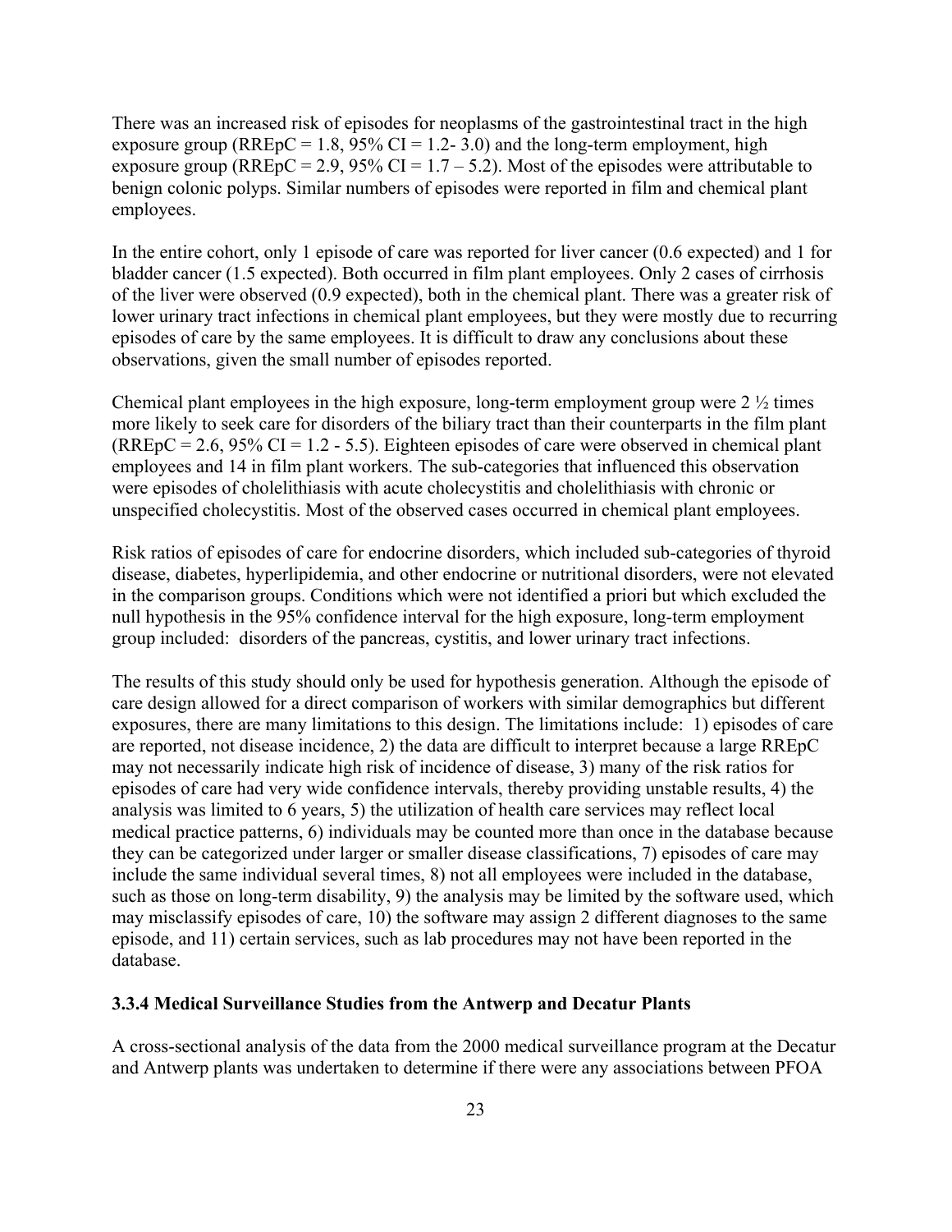There was an increased risk of episodes for neoplasms of the gastrointestinal tract in the high exposure group (RREpC = 1.8, 95% CI = 1.2- 3.0) and the long-term employment, high exposure group (RREpC = 2.9, 95% CI = 1.7 – 5.2). Most of the episodes were attributable to benign colonic polyps. Similar numbers of episodes were reported in film and chemical plant employees.

In the entire cohort, only 1 episode of care was reported for liver cancer (0.6 expected) and 1 for bladder cancer (1.5 expected). Both occurred in film plant employees. Only 2 cases of cirrhosis of the liver were observed (0.9 expected), both in the chemical plant. There was a greater risk of lower urinary tract infections in chemical plant employees, but they were mostly due to recurring episodes of care by the same employees. It is difficult to draw any conclusions about these observations, given the small number of episodes reported.

Chemical plant employees in the high exposure, long-term employment group were 2 ½ times more likely to seek care for disorders of the biliary tract than their counterparts in the film plant (RREpC = 2.6, 95% CI = 1.2 - 5.5). Eighteen episodes of care were observed in chemical plant employees and 14 in film plant workers. The sub-categories that influenced this observation were episodes of cholelithiasis with acute cholecystitis and cholelithiasis with chronic or unspecified cholecystitis. Most of the observed cases occurred in chemical plant employees.

Risk ratios of episodes of care for endocrine disorders, which included sub-categories of thyroid disease, diabetes, hyperlipidemia, and other endocrine or nutritional disorders, were not elevated in the comparison groups. Conditions which were not identified a priori but which excluded the null hypothesis in the 95% confidence interval for the high exposure, long-term employment group included: disorders of the pancreas, cystitis, and lower urinary tract infections.

The results of this study should only be used for hypothesis generation. Although the episode of care design allowed for a direct comparison of workers with similar demographics but different exposures, there are many limitations to this design. The limitations include: 1) episodes of care are reported, not disease incidence, 2) the data are difficult to interpret because a large RREpC may not necessarily indicate high risk of incidence of disease, 3) many of the risk ratios for episodes of care had very wide confidence intervals, thereby providing unstable results, 4) the analysis was limited to 6 years, 5) the utilization of health care services may reflect local medical practice patterns, 6) individuals may be counted more than once in the database because they can be categorized under larger or smaller disease classifications, 7) episodes of care may include the same individual several times, 8) not all employees were included in the database, such as those on long-term disability, 9) the analysis may be limited by the software used, which may misclassify episodes of care, 10) the software may assign 2 different diagnoses to the same episode, and 11) certain services, such as lab procedures may not have been reported in the database.

### 3.3.4 Medical Surveillance Studies from the Antwerp and Decatur Plants

A cross-sectional analysis of the data from the 2000 medical surveillance program at the Decatur and Antwerp plants was undertaken to determine if there were any associations between PFOA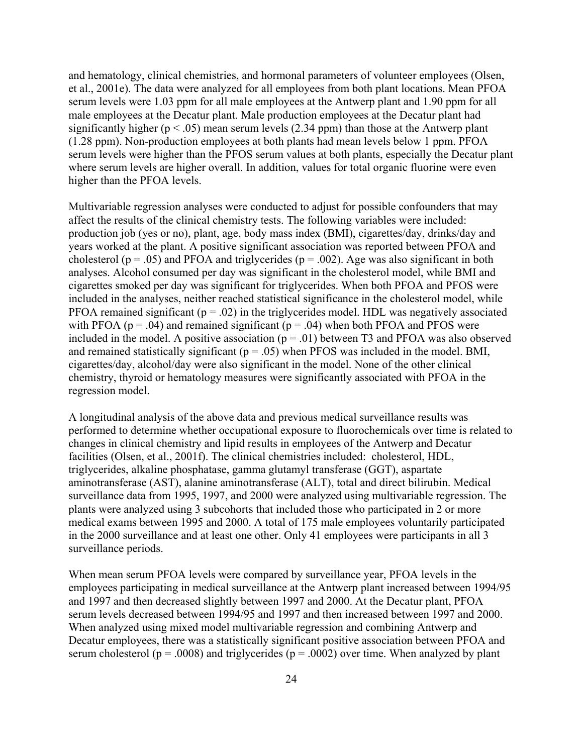and hematology, clinical chemistries, and hormonal parameters of volunteer employees (Olsen, et al., 2001e). The data were analyzed for all employees from both plant locations. Mean PFOA serum levels were 1.03 ppm for all male employees at the Antwerp plant and 1.90 ppm for all male employees at the Decatur plant. Male production employees at the Decatur plant had significantly higher ($p < .05$) mean serum levels (2.34 ppm) than those at the Antwerp plant (1.28 ppm). Non-production employees at both plants had mean levels below 1 ppm. PFOA serum levels were higher than the PFOS serum values at both plants, especially the Decatur plant where serum levels are higher overall. In addition, values for total organic fluorine were even higher than the PFOA levels.

Multivariable regression analyses were conducted to adjust for possible confounders that may affect the results of the clinical chemistry tests. The following variables were included: production job (yes or no), plant, age, body mass index (BMI), cigarettes/day, drinks/day and years worked at the plant. A positive significant association was reported between PFOA and cholesterol ($p = .05$) and PFOA and triglycerides ($p = .002$). Age was also significant in both analyses. Alcohol consumed per day was significant in the cholesterol model, while BMI and cigarettes smoked per day was significant for triglycerides. When both PFOA and PFOS were included in the analyses, neither reached statistical significance in the cholesterol model, while PFOA remained significant ($p = .02$) in the triglycerides model. HDL was negatively associated with PFOA ($p = .04$) and remained significant ($p = .04$) when both PFOA and PFOS were included in the model. A positive association ($p = .01$) between T3 and PFOA was also observed and remained statistically significant ($p = .05$) when PFOS was included in the model. BMI, cigarettes/day, alcohol/day were also significant in the model. None of the other clinical chemistry, thyroid or hematology measures were significantly associated with PFOA in the regression model.

A longitudinal analysis of the above data and previous medical surveillance results was performed to determine whether occupational exposure to fluorochemicals over time is related to changes in clinical chemistry and lipid results in employees of the Antwerp and Decatur facilities (Olsen, et al., 2001f). The clinical chemistries included: cholesterol, HDL, triglycerides, alkaline phosphatase, gamma glutamyl transferase (GGT), aspartate aminotransferase (AST), alanine aminotransferase (ALT), total and direct bilirubin. Medical surveillance data from 1995, 1997, and 2000 were analyzed using multivariable regression. The plants were analyzed using 3 subcohorts that included those who participated in 2 or more medical exams between 1995 and 2000. A total of 175 male employees voluntarily participated in the 2000 surveillance and at least one other. Only 41 employees were participants in all 3 surveillance periods.

When mean serum PFOA levels were compared by surveillance year, PFOA levels in the employees participating in medical surveillance at the Antwerp plant increased between 1994/95 and 1997 and then decreased slightly between 1997 and 2000. At the Decatur plant, PFOA serum levels decreased between 1994/95 and 1997 and then increased between 1997 and 2000. When analyzed using mixed model multivariable regression and combining Antwerp and Decatur employees, there was a statistically significant positive association between PFOA and serum cholesterol ($p = .0008$) and triglycerides ($p = .0002$) over time. When analyzed by plant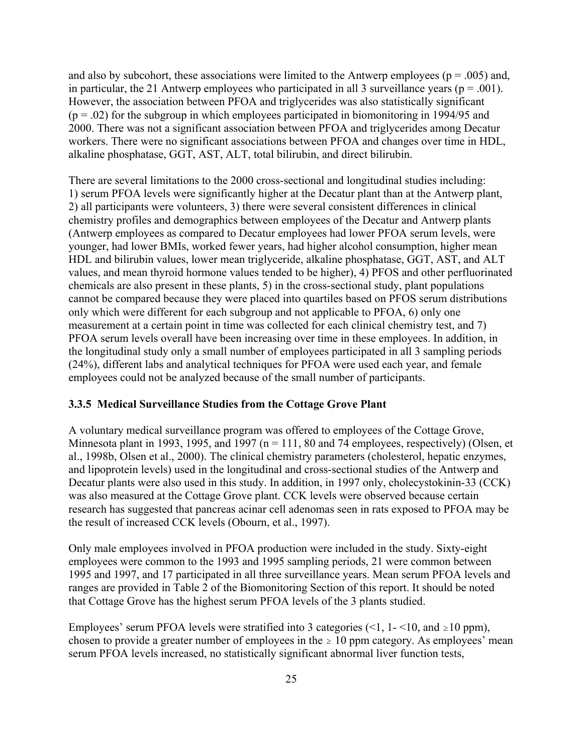and also by subcohort, these associations were limited to the Antwerp employees ($p = .005$) and, in particular, the 21 Antwerp employees who participated in all 3 surveillance years ($p = .001$). However, the association between PFOA and triglycerides was also statistically significant ($p = .02$) for the subgroup in which employees participated in biomonitoring in 1994/95 and 2000. There was not a significant association between PFOA and triglycerides among Decatur workers. There were no significant associations between PFOA and changes over time in HDL, alkaline phosphatase, GGT, AST, ALT, total bilirubin, and direct bilirubin.

There are several limitations to the 2000 cross-sectional and longitudinal studies including: 1) serum PFOA levels were significantly higher at the Decatur plant than at the Antwerp plant, 2) all participants were volunteers, 3) there were several consistent differences in clinical chemistry profiles and demographics between employees of the Decatur and Antwerp plants (Antwerp employees as compared to Decatur employees had lower PFOA serum levels, were younger, had lower BMIs, worked fewer years, had higher alcohol consumption, higher mean HDL and bilirubin values, lower mean triglyceride, alkaline phosphatase, GGT, AST, and ALT values, and mean thyroid hormone values tended to be higher), 4) PFOS and other perfluorinated chemicals are also present in these plants, 5) in the cross-sectional study, plant populations cannot be compared because they were placed into quartiles based on PFOS serum distributions only which were different for each subgroup and not applicable to PFOA, 6) only one measurement at a certain point in time was collected for each clinical chemistry test, and 7) PFOA serum levels overall have been increasing over time in these employees. In addition, in the longitudinal study only a small number of employees participated in all 3 sampling periods (24%), different labs and analytical techniques for PFOA were used each year, and female employees could not be analyzed because of the small number of participants.

### 3.3.5 Medical Surveillance Studies from the Cottage Grove Plant

A voluntary medical surveillance program was offered to employees of the Cottage Grove, Minnesota plant in 1993, 1995, and 1997 ($n = 111$, 80 and 74 employees, respectively) (Olsen, et al., 1998b, Olsen et al., 2000). The clinical chemistry parameters (cholesterol, hepatic enzymes, and lipoprotein levels) used in the longitudinal and cross-sectional studies of the Antwerp and Decatur plants were also used in this study. In addition, in 1997 only, cholecystokinin-33 (CCK) was also measured at the Cottage Grove plant. CCK levels were observed because certain research has suggested that pancreas acinar cell adenomas seen in rats exposed to PFOA may be the result of increased CCK levels (Obourn, et al., 1997).

Only male employees involved in PFOA production were included in the study. Sixty-eight employees were common to the 1993 and 1995 sampling periods, 21 were common between 1995 and 1997, and 17 participated in all three surveillance years. Mean serum PFOA levels and ranges are provided in Table 2 of the Biomonitoring Section of this report. It should be noted that Cottage Grove has the highest serum PFOA levels of the 3 plants studied.

Employees' serum PFOA levels were stratified into 3 categories ($<1$, 1- $<10$, and $\geq 10$ ppm), chosen to provide a greater number of employees in the $\geq$ 10 ppm category. As employees' mean serum PFOA levels increased, no statistically significant abnormal liver function tests,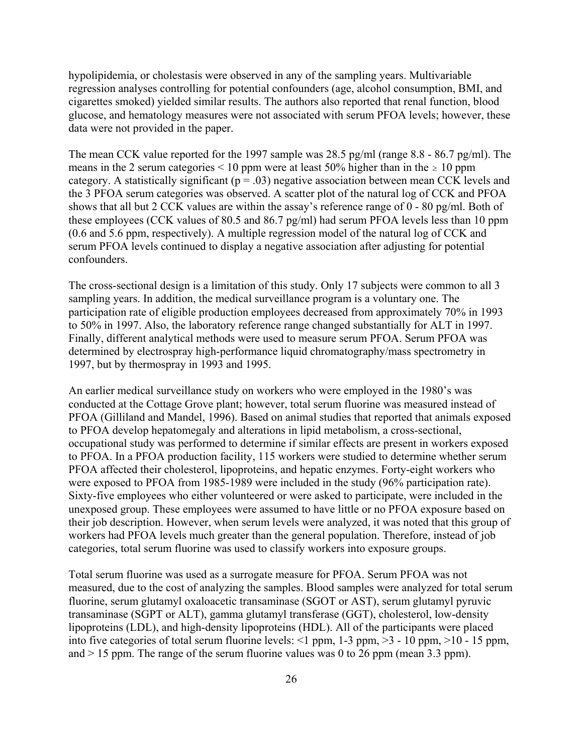hypolipidemia, or cholestasis were observed in any of the sampling years. Multivariable regression analyses controlling for potential confounders (age, alcohol consumption, BMI, and cigarettes smoked) yielded similar results. The authors also reported that renal function, blood glucose, and hematology measures were not associated with serum PFOA levels; however, these data were not provided in the paper.

The mean CCK value reported for the 1997 sample was 28.5 pg/ml (range 8.8 - 86.7 pg/ml). The means in the 2 serum categories < 10 ppm were at least 50% higher than in the ≥ 10 ppm category. A statistically significant ($p = .03$) negative association between mean CCK levels and the 3 PFOA serum categories was observed. A scatter plot of the natural log of CCK and PFOA shows that all but 2 CCK values are within the assay's reference range of 0 - 80 pg/ml. Both of these employees (CCK values of 80.5 and 86.7 pg/ml) had serum PFOA levels less than 10 ppm (0.6 and 5.6 ppm, respectively). A multiple regression model of the natural log of CCK and serum PFOA levels continued to display a negative association after adjusting for potential confounders.

The cross-sectional design is a limitation of this study. Only 17 subjects were common to all 3 sampling years. In addition, the medical surveillance program is a voluntary one. The participation rate of eligible production employees decreased from approximately 70% in 1993 to 50% in 1997. Also, the laboratory reference range changed substantially for ALT in 1997. Finally, different analytical methods were used to measure serum PFOA. Serum PFOA was determined by electrospray high-performance liquid chromatography/mass spectrometry in 1997, but by thermospray in 1993 and 1995.

An earlier medical surveillance study on workers who were employed in the 1980's was conducted at the Cottage Grove plant; however, total serum fluorine was measured instead of PFOA (Gilliland and Mandel, 1996). Based on animal studies that reported that animals exposed to PFOA develop hepatomegaly and alterations in lipid metabolism, a cross-sectional, occupational study was performed to determine if similar effects are present in workers exposed to PFOA. In a PFOA production facility, 115 workers were studied to determine whether serum PFOA affected their cholesterol, lipoproteins, and hepatic enzymes. Forty-eight workers who were exposed to PFOA from 1985-1989 were included in the study (96% participation rate). Sixty-five employees who either volunteered or were asked to participate, were included in the unexposed group. These employees were assumed to have little or no PFOA exposure based on their job description. However, when serum levels were analyzed, it was noted that this group of workers had PFOA levels much greater than the general population. Therefore, instead of job categories, total serum fluorine was used to classify workers into exposure groups.

Total serum fluorine was used as a surrogate measure for PFOA. Serum PFOA was not measured, due to the cost of analyzing the samples. Blood samples were analyzed for total serum fluorine, serum glutamyl oxaloacetic transaminase (SGOT or AST), serum glutamyl pyruvic transaminase (SGPT or ALT), gamma glutamyl transferase (GGT), cholesterol, low-density lipoproteins (LDL), and high-density lipoproteins (HDL). All of the participants were placed into five categories of total serum fluorine levels: <1 ppm, 1-3 ppm, >3 - 10 ppm, >10 - 15 ppm, and > 15 ppm. The range of the serum fluorine values was 0 to 26 ppm (mean 3.3 ppm).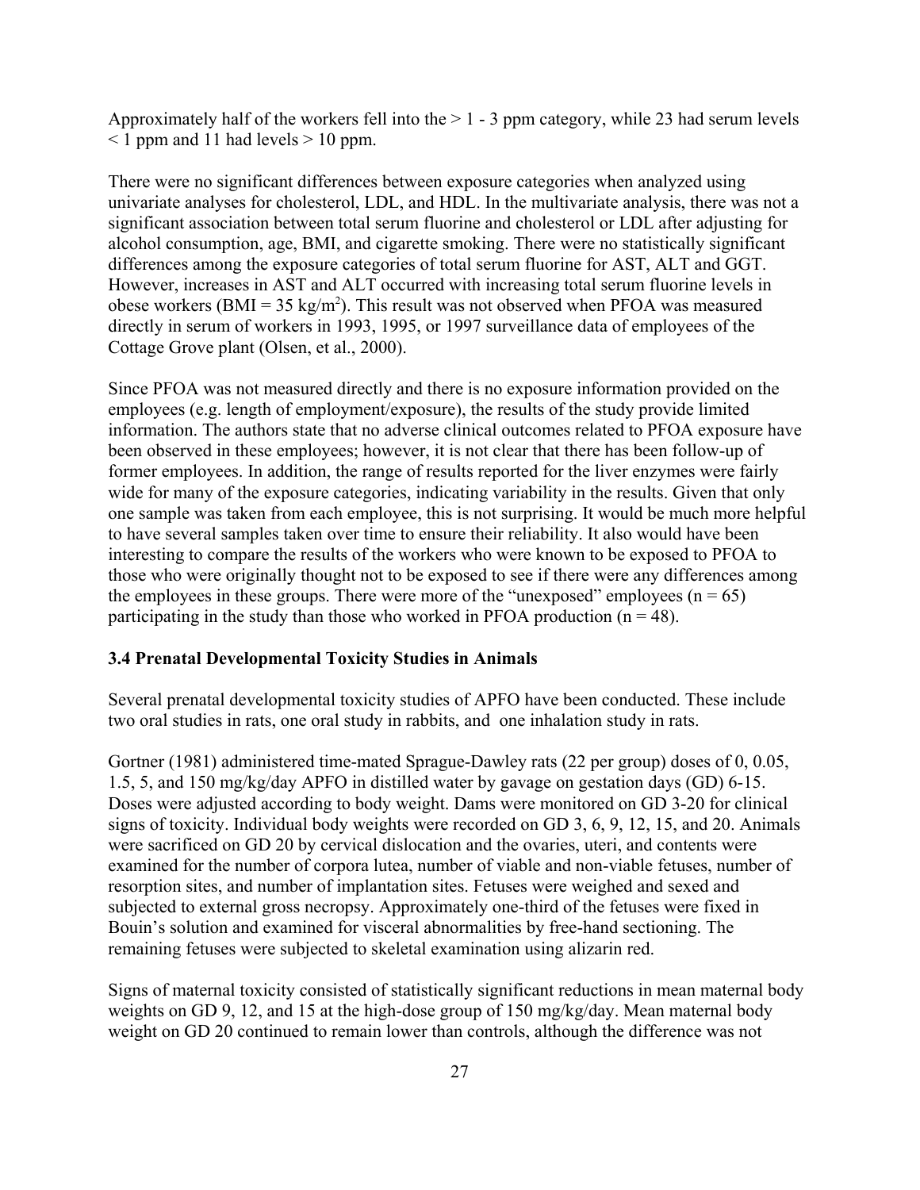Approximately half of the workers fell into the > 1 - 3 ppm category, while 23 had serum levels < 1 ppm and 11 had levels > 10 ppm.

There were no significant differences between exposure categories when analyzed using univariate analyses for cholesterol, LDL, and HDL. In the multivariate analysis, there was not a significant association between total serum fluorine and cholesterol or LDL after adjusting for alcohol consumption, age, BMI, and cigarette smoking. There were no statistically significant differences among the exposure categories of total serum fluorine for AST, ALT and GGT. However, increases in AST and ALT occurred with increasing total serum fluorine levels in obese workers (BMI = 35 $kg/m^2$). This result was not observed when PFOA was measured directly in serum of workers in 1993, 1995, or 1997 surveillance data of employees of the Cottage Grove plant (Olsen, et al., 2000).

Since PFOA was not measured directly and there is no exposure information provided on the employees (e.g. length of employment/exposure), the results of the study provide limited information. The authors state that no adverse clinical outcomes related to PFOA exposure have been observed in these employees; however, it is not clear that there has been follow-up of former employees. In addition, the range of results reported for the liver enzymes were fairly wide for many of the exposure categories, indicating variability in the results. Given that only one sample was taken from each employee, this is not surprising. It would be much more helpful to have several samples taken over time to ensure their reliability. It also would have been interesting to compare the results of the workers who were known to be exposed to PFOA to those who were originally thought not to be exposed to see if there were any differences among the employees in these groups. There were more of the "unexposed" employees (n = 65) participating in the study than those who worked in PFOA production (n = 48).

### 3.4 Prenatal Developmental Toxicity Studies in Animals

Several prenatal developmental toxicity studies of APFO have been conducted. These include two oral studies in rats, one oral study in rabbits, and one inhalation study in rats.

Gortner (1981) administered time-mated Sprague-Dawley rats (22 per group) doses of 0, 0.05, 1.5, 5, and 150 mg/kg/day APFO in distilled water by gavage on gestation days (GD) 6-15. Doses were adjusted according to body weight. Dams were monitored on GD 3-20 for clinical signs of toxicity. Individual body weights were recorded on GD 3, 6, 9, 12, 15, and 20. Animals were sacrificed on GD 20 by cervical dislocation and the ovaries, uteri, and contents were examined for the number of corpora lutea, number of viable and non-viable fetuses, number of resorption sites, and number of implantation sites. Fetuses were weighed and sexed and subjected to external gross necropsy. Approximately one-third of the fetuses were fixed in Bouin's solution and examined for visceral abnormalities by free-hand sectioning. The remaining fetuses were subjected to skeletal examination using alizarin red.

Signs of maternal toxicity consisted of statistically significant reductions in mean maternal body weights on GD 9, 12, and 15 at the high-dose group of 150 mg/kg/day. Mean maternal body weight on GD 20 continued to remain lower than controls, although the difference was not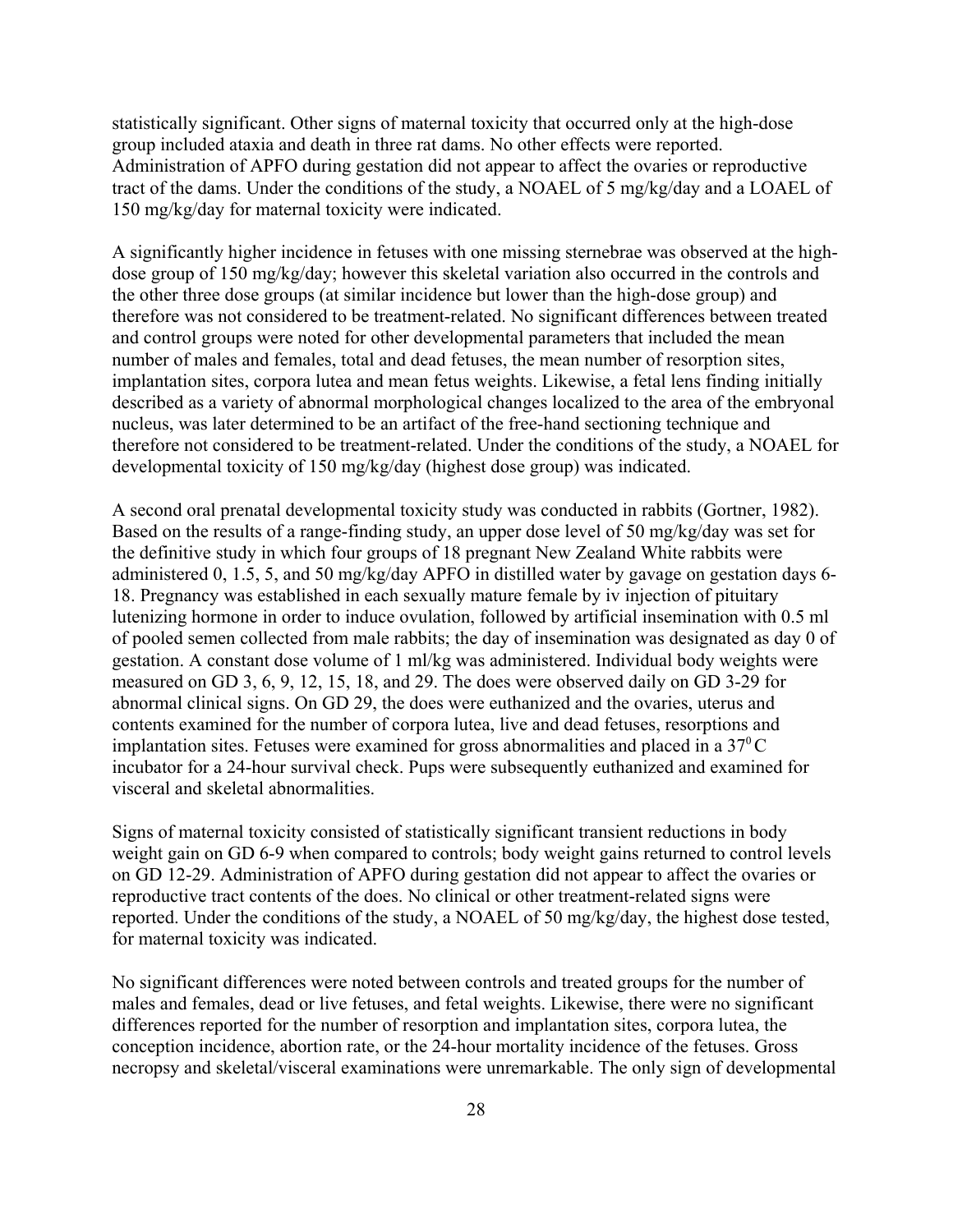statistically significant. Other signs of maternal toxicity that occurred only at the high-dose group included ataxia and death in three rat dams. No other effects were reported. Administration of APFO during gestation did not appear to affect the ovaries or reproductive tract of the dams. Under the conditions of the study, a NOAEL of 5 mg/kg/day and a LOAEL of 150 mg/kg/day for maternal toxicity were indicated.

A significantly higher incidence in fetuses with one missing sternebrae was observed at the high-dose group of 150 mg/kg/day; however this skeletal variation also occurred in the controls and the other three dose groups (at similar incidence but lower than the high-dose group) and therefore was not considered to be treatment-related. No significant differences between treated and control groups were noted for other developmental parameters that included the mean number of males and females, total and dead fetuses, the mean number of resorption sites, implantation sites, corpora lutea and mean fetus weights. Likewise, a fetal lens finding initially described as a variety of abnormal morphological changes localized to the area of the embryonal nucleus, was later determined to be an artifact of the free-hand sectioning technique and therefore not considered to be treatment-related. Under the conditions of the study, a NOAEL for developmental toxicity of 150 mg/kg/day (highest dose group) was indicated.

A second oral prenatal developmental toxicity study was conducted in rabbits (Gortner, 1982). Based on the results of a range-finding study, an upper dose level of 50 mg/kg/day was set for the definitive study in which four groups of 18 pregnant New Zealand White rabbits were administered 0, 1.5, 5, and 50 mg/kg/day APFO in distilled water by gavage on gestation days 6-18. Pregnancy was established in each sexually mature female by iv injection of pituitary lutenizing hormone in order to induce ovulation, followed by artificial insemination with 0.5 ml of pooled semen collected from male rabbits; the day of insemination was designated as day 0 of gestation. A constant dose volume of 1 ml/kg was administered. Individual body weights were measured on GD 3, 6, 9, 12, 15, 18, and 29. The does were observed daily on GD 3-29 for abnormal clinical signs. On GD 29, the does were euthanized and the ovaries, uterus and contents examined for the number of corpora lutea, live and dead fetuses, resorptions and implantation sites. Fetuses were examined for gross abnormalities and placed in a $37^{0}$C incubator for a 24-hour survival check. Pups were subsequently euthanized and examined for visceral and skeletal abnormalities.

Signs of maternal toxicity consisted of statistically significant transient reductions in body weight gain on GD 6-9 when compared to controls; body weight gains returned to control levels on GD 12-29. Administration of APFO during gestation did not appear to affect the ovaries or reproductive tract contents of the does. No clinical or other treatment-related signs were reported. Under the conditions of the study, a NOAEL of 50 mg/kg/day, the highest dose tested, for maternal toxicity was indicated.

No significant differences were noted between controls and treated groups for the number of males and females, dead or live fetuses, and fetal weights. Likewise, there were no significant differences reported for the number of resorption and implantation sites, corpora lutea, the conception incidence, abortion rate, or the 24-hour mortality incidence of the fetuses. Gross necropsy and skeletal/visceral examinations were unremarkable. The only sign of developmental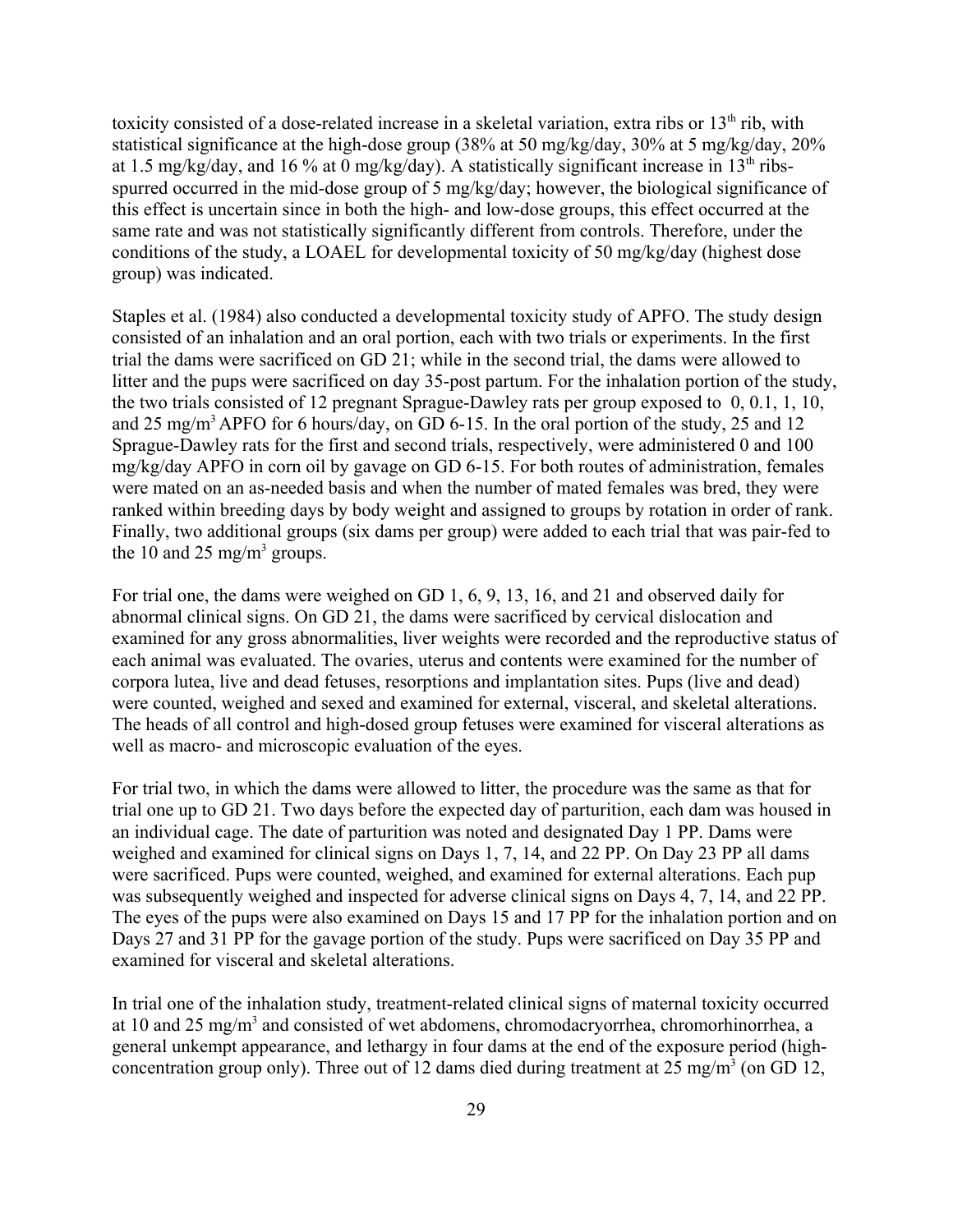toxicity consisted of a dose-related increase in a skeletal variation, extra ribs or $13^{th}$ rib, with statistical significance at the high-dose group (38% at 50 mg/kg/day, 30% at 5 mg/kg/day, 20% at 1.5 mg/kg/day, and 16 % at 0 mg/kg/day). A statistically significant increase in $13^{th}$ ribs-spurred occurred in the mid-dose group of 5 mg/kg/day; however, the biological significance of this effect is uncertain since in both the high- and low-dose groups, this effect occurred at the same rate and was not statistically significantly different from controls. Therefore, under the conditions of the study, a LOAEL for developmental toxicity of 50 mg/kg/day (highest dose group) was indicated.

Staples et al. (1984) also conducted a developmental toxicity study of APFO. The study design consisted of an inhalation and an oral portion, each with two trials or experiments. In the first trial the dams were sacrificed on GD 21; while in the second trial, the dams were allowed to litter and the pups were sacrificed on day 35-post partum. For the inhalation portion of the study, the two trials consisted of 12 pregnant Sprague-Dawley rats per group exposed to 0, 0.1, 1, 10, and 25 $mg/m^3$ APFO for 6 hours/day, on GD 6-15. In the oral portion of the study, 25 and 12 Sprague-Dawley rats for the first and second trials, respectively, were administered 0 and 100 mg/kg/day APFO in corn oil by gavage on GD 6-15. For both routes of administration, females were mated on an as-needed basis and when the number of mated females was bred, they were ranked within breeding days by body weight and assigned to groups by rotation in order of rank. Finally, two additional groups (six dams per group) were added to each trial that was pair-fed to the 10 and 25 $mg/m^3$ groups.

For trial one, the dams were weighed on GD 1, 6, 9, 13, 16, and 21 and observed daily for abnormal clinical signs. On GD 21, the dams were sacrificed by cervical dislocation and examined for any gross abnormalities, liver weights were recorded and the reproductive status of each animal was evaluated. The ovaries, uterus and contents were examined for the number of corpora lutea, live and dead fetuses, resorptions and implantation sites. Pups (live and dead) were counted, weighed and sexed and examined for external, visceral, and skeletal alterations. The heads of all control and high-dosed group fetuses were examined for visceral alterations as well as macro- and microscopic evaluation of the eyes.

For trial two, in which the dams were allowed to litter, the procedure was the same as that for trial one up to GD 21. Two days before the expected day of parturition, each dam was housed in an individual cage. The date of parturition was noted and designated Day 1 PP. Dams were weighed and examined for clinical signs on Days 1, 7, 14, and 22 PP. On Day 23 PP all dams were sacrificed. Pups were counted, weighed, and examined for external alterations. Each pup was subsequently weighed and inspected for adverse clinical signs on Days 4, 7, 14, and 22 PP. The eyes of the pups were also examined on Days 15 and 17 PP for the inhalation portion and on Days 27 and 31 PP for the gavage portion of the study. Pups were sacrificed on Day 35 PP and examined for visceral and skeletal alterations.

In trial one of the inhalation study, treatment-related clinical signs of maternal toxicity occurred at 10 and 25 $mg/m^3$ and consisted of wet abdomens, chromodacryorrhea, chromorhinorrhea, a general unkempt appearance, and lethargy in four dams at the end of the exposure period (high-concentration group only). Three out of 12 dams died during treatment at 25 $mg/m^3$ (on GD 12,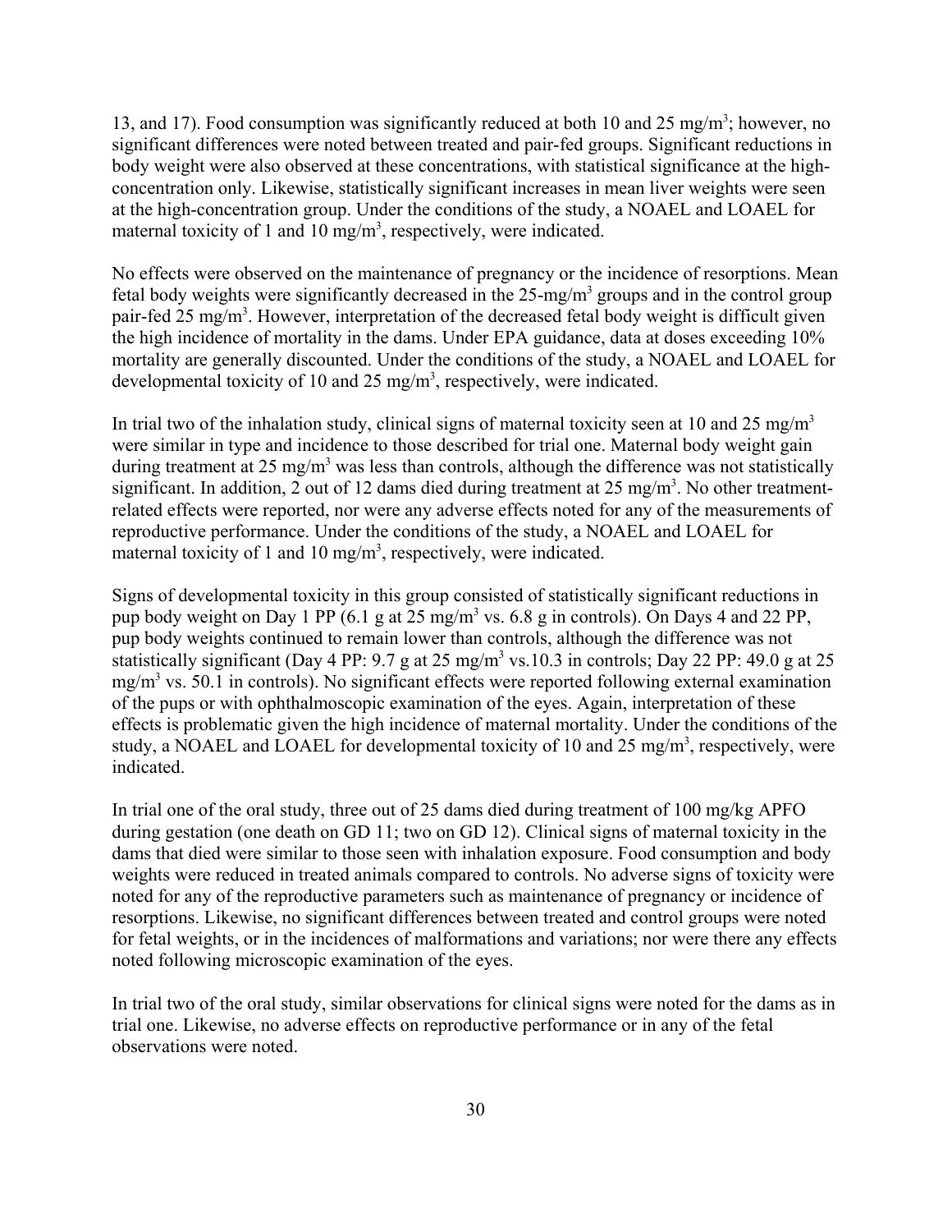13, and 17). Food consumption was significantly reduced at both 10 and 25 $mg/m^3$; however, no significant differences were noted between treated and pair-fed groups. Significant reductions in body weight were also observed at these concentrations, with statistical significance at the high-concentration only. Likewise, statistically significant increases in mean liver weights were seen at the high-concentration group. Under the conditions of the study, a NOAEL and LOAEL for maternal toxicity of 1 and 10 $mg/m^3$, respectively, were indicated.

No effects were observed on the maintenance of pregnancy or the incidence of resorptions. Mean fetal body weights were significantly decreased in the 25-$mg/m^3$ groups and in the control group pair-fed 25 $mg/m^3$. However, interpretation of the decreased fetal body weight is difficult given the high incidence of mortality in the dams. Under EPA guidance, data at doses exceeding 10% mortality are generally discounted. Under the conditions of the study, a NOAEL and LOAEL for developmental toxicity of 10 and 25 $mg/m^3$, respectively, were indicated.

In trial two of the inhalation study, clinical signs of maternal toxicity seen at 10 and 25 $mg/m^3$ were similar in type and incidence to those described for trial one. Maternal body weight gain during treatment at 25 $mg/m^3$ was less than controls, although the difference was not statistically significant. In addition, 2 out of 12 dams died during treatment at 25 $mg/m^3$. No other treatment-related effects were reported, nor were any adverse effects noted for any of the measurements of reproductive performance. Under the conditions of the study, a NOAEL and LOAEL for maternal toxicity of 1 and 10 $mg/m^3$, respectively, were indicated.

Signs of developmental toxicity in this group consisted of statistically significant reductions in pup body weight on Day 1 PP (6.1 g at 25 $mg/m^3$ vs. 6.8 g in controls). On Days 4 and 22 PP, pup body weights continued to remain lower than controls, although the difference was not statistically significant (Day 4 PP: 9.7 g at 25 $mg/m^3$ vs.10.3 in controls; Day 22 PP: 49.0 g at 25 $mg/m^3$ vs. 50.1 in controls). No significant effects were reported following external examination of the pups or with ophthalmoscopic examination of the eyes. Again, interpretation of these effects is problematic given the high incidence of maternal mortality. Under the conditions of the study, a NOAEL and LOAEL for developmental toxicity of 10 and 25 $mg/m^3$, respectively, were indicated.

In trial one of the oral study, three out of 25 dams died during treatment of 100 mg/kg APFO during gestation (one death on GD 11; two on GD 12). Clinical signs of maternal toxicity in the dams that died were similar to those seen with inhalation exposure. Food consumption and body weights were reduced in treated animals compared to controls. No adverse signs of toxicity were noted for any of the reproductive parameters such as maintenance of pregnancy or incidence of resorptions. Likewise, no significant differences between treated and control groups were noted for fetal weights, or in the incidences of malformations and variations; nor were there any effects noted following microscopic examination of the eyes.

In trial two of the oral study, similar observations for clinical signs were noted for the dams as in trial one. Likewise, no adverse effects on reproductive performance or in any of the fetal observations were noted.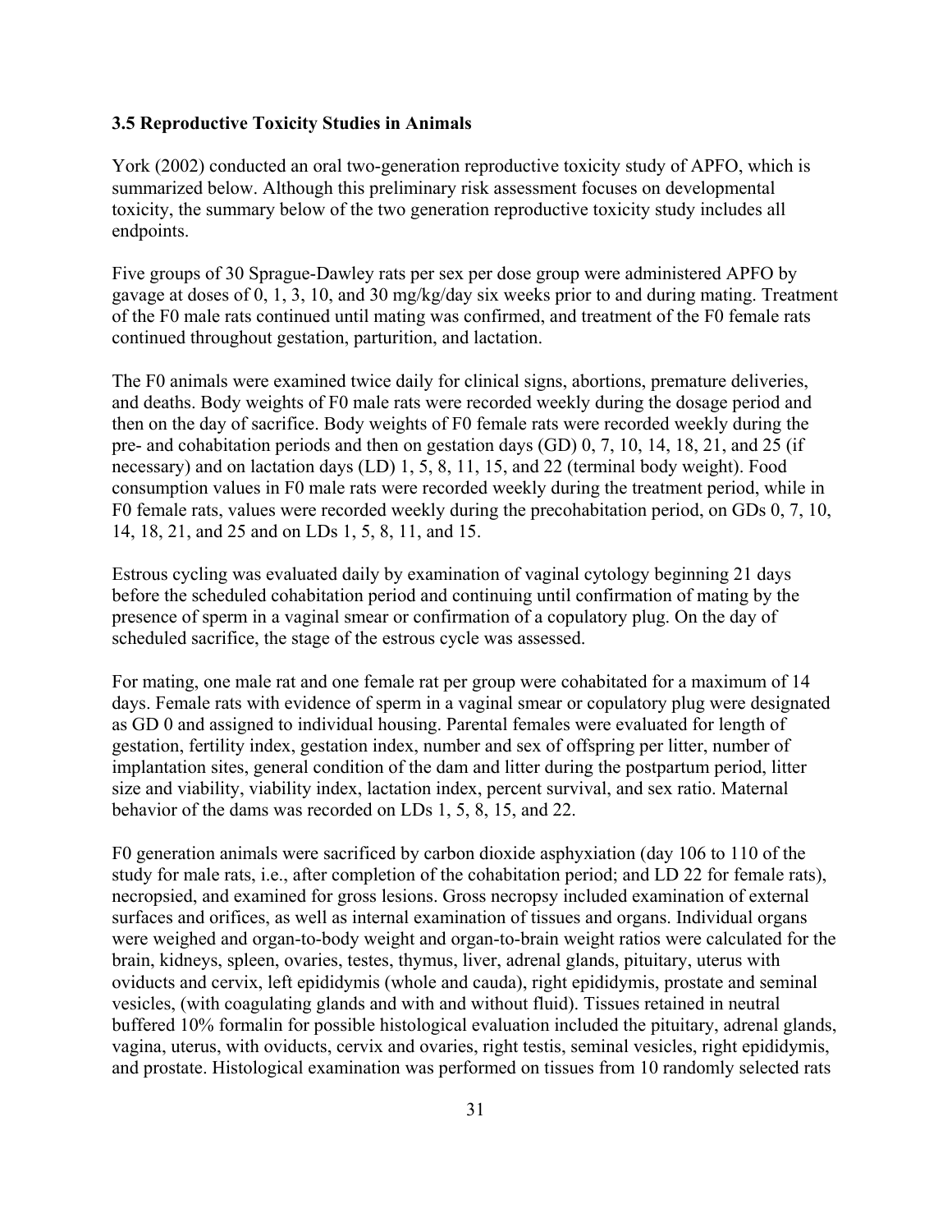### 3.5 Reproductive Toxicity Studies in Animals

York (2002) conducted an oral two-generation reproductive toxicity study of APFO, which is summarized below. Although this preliminary risk assessment focuses on developmental toxicity, the summary below of the two generation reproductive toxicity study includes all endpoints.

Five groups of 30 Sprague-Dawley rats per sex per dose group were administered APFO by gavage at doses of 0, 1, 3, 10, and 30 mg/kg/day six weeks prior to and during mating. Treatment of the F0 male rats continued until mating was confirmed, and treatment of the F0 female rats continued throughout gestation, parturition, and lactation.

The F0 animals were examined twice daily for clinical signs, abortions, premature deliveries, and deaths. Body weights of F0 male rats were recorded weekly during the dosage period and then on the day of sacrifice. Body weights of F0 female rats were recorded weekly during the pre- and cohabitation periods and then on gestation days (GD) 0, 7, 10, 14, 18, 21, and 25 (if necessary) and on lactation days (LD) 1, 5, 8, 11, 15, and 22 (terminal body weight). Food consumption values in F0 male rats were recorded weekly during the treatment period, while in F0 female rats, values were recorded weekly during the precohabitation period, on GDs 0, 7, 10, 14, 18, 21, and 25 and on LDs 1, 5, 8, 11, and 15.

Estrous cycling was evaluated daily by examination of vaginal cytology beginning 21 days before the scheduled cohabitation period and continuing until confirmation of mating by the presence of sperm in a vaginal smear or confirmation of a copulatory plug. On the day of scheduled sacrifice, the stage of the estrous cycle was assessed.

For mating, one male rat and one female rat per group were cohabitated for a maximum of 14 days. Female rats with evidence of sperm in a vaginal smear or copulatory plug were designated as GD 0 and assigned to individual housing. Parental females were evaluated for length of gestation, fertility index, gestation index, number and sex of offspring per litter, number of implantation sites, general condition of the dam and litter during the postpartum period, litter size and viability, viability index, lactation index, percent survival, and sex ratio. Maternal behavior of the dams was recorded on LDs 1, 5, 8, 15, and 22.

F0 generation animals were sacrificed by carbon dioxide asphyxiation (day 106 to 110 of the study for male rats, i.e., after completion of the cohabitation period; and LD 22 for female rats), necropsied, and examined for gross lesions. Gross necropsy included examination of external surfaces and orifices, as well as internal examination of tissues and organs. Individual organs were weighed and organ-to-body weight and organ-to-brain weight ratios were calculated for the brain, kidneys, spleen, ovaries, testes, thymus, liver, adrenal glands, pituitary, uterus with oviducts and cervix, left epididymis (whole and cauda), right epididymis, prostate and seminal vesicles, (with coagulating glands and with and without fluid). Tissues retained in neutral buffered 10% formalin for possible histological evaluation included the pituitary, adrenal glands, vagina, uterus, with oviducts, cervix and ovaries, right testis, seminal vesicles, right epididymis, and prostate. Histological examination was performed on tissues from 10 randomly selected rats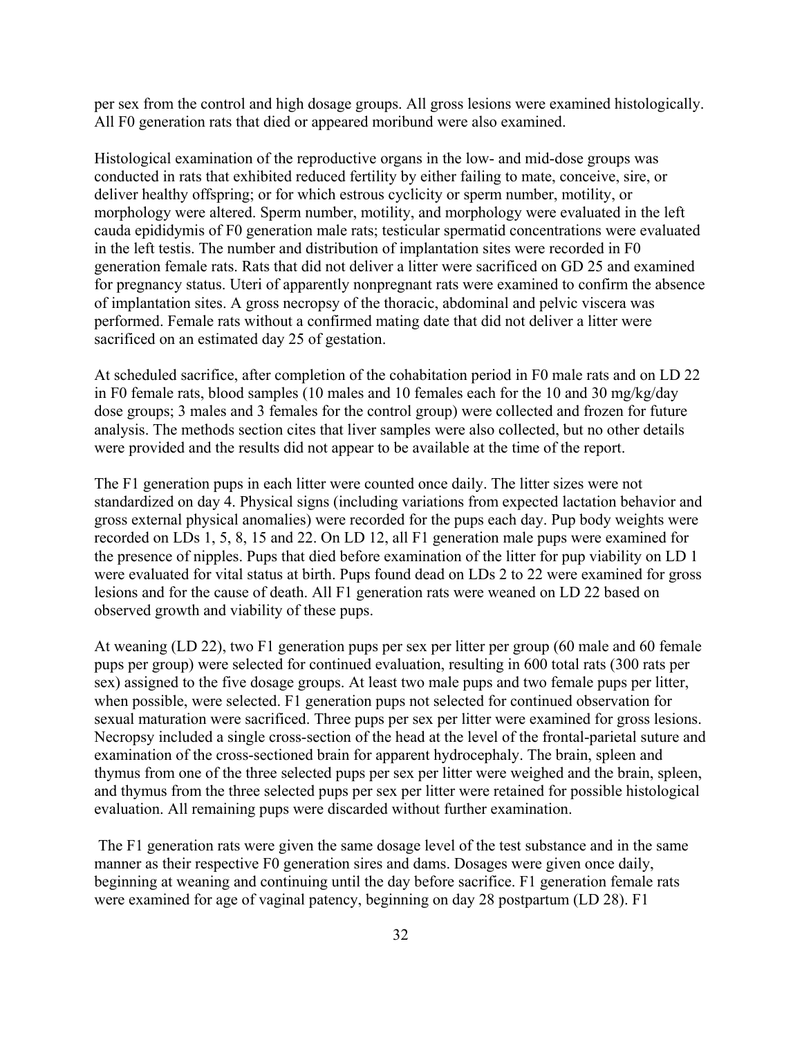per sex from the control and high dosage groups. All gross lesions were examined histologically. All F0 generation rats that died or appeared moribund were also examined.

Histological examination of the reproductive organs in the low- and mid-dose groups was conducted in rats that exhibited reduced fertility by either failing to mate, conceive, sire, or deliver healthy offspring; or for which estrous cyclicity or sperm number, motility, or morphology were altered. Sperm number, motility, and morphology were evaluated in the left cauda epididymis of F0 generation male rats; testicular spermatid concentrations were evaluated in the left testis. The number and distribution of implantation sites were recorded in F0 generation female rats. Rats that did not deliver a litter were sacrificed on GD 25 and examined for pregnancy status. Uteri of apparently nonpregnant rats were examined to confirm the absence of implantation sites. A gross necropsy of the thoracic, abdominal and pelvic viscera was performed. Female rats without a confirmed mating date that did not deliver a litter were sacrificed on an estimated day 25 of gestation.

At scheduled sacrifice, after completion of the cohabitation period in F0 male rats and on LD 22 in F0 female rats, blood samples (10 males and 10 females each for the 10 and 30 mg/kg/day dose groups; 3 males and 3 females for the control group) were collected and frozen for future analysis. The methods section cites that liver samples were also collected, but no other details were provided and the results did not appear to be available at the time of the report.

The F1 generation pups in each litter were counted once daily. The litter sizes were not standardized on day 4. Physical signs (including variations from expected lactation behavior and gross external physical anomalies) were recorded for the pups each day. Pup body weights were recorded on LDs 1, 5, 8, 15 and 22. On LD 12, all F1 generation male pups were examined for the presence of nipples. Pups that died before examination of the litter for pup viability on LD 1 were evaluated for vital status at birth. Pups found dead on LDs 2 to 22 were examined for gross lesions and for the cause of death. All F1 generation rats were weaned on LD 22 based on observed growth and viability of these pups.

At weaning (LD 22), two F1 generation pups per sex per litter per group (60 male and 60 female pups per group) were selected for continued evaluation, resulting in 600 total rats (300 rats per sex) assigned to the five dosage groups. At least two male pups and two female pups per litter, when possible, were selected. F1 generation pups not selected for continued observation for sexual maturation were sacrificed. Three pups per sex per litter were examined for gross lesions. Necropsy included a single cross-section of the head at the level of the frontal-parietal suture and examination of the cross-sectioned brain for apparent hydrocephaly. The brain, spleen and thymus from one of the three selected pups per sex per litter were weighed and the brain, spleen, and thymus from the three selected pups per sex per litter were retained for possible histological evaluation. All remaining pups were discarded without further examination.

The F1 generation rats were given the same dosage level of the test substance and in the same manner as their respective F0 generation sires and dams. Dosages were given once daily, beginning at weaning and continuing until the day before sacrifice. F1 generation female rats were examined for age of vaginal patency, beginning on day 28 postpartum (LD 28). F1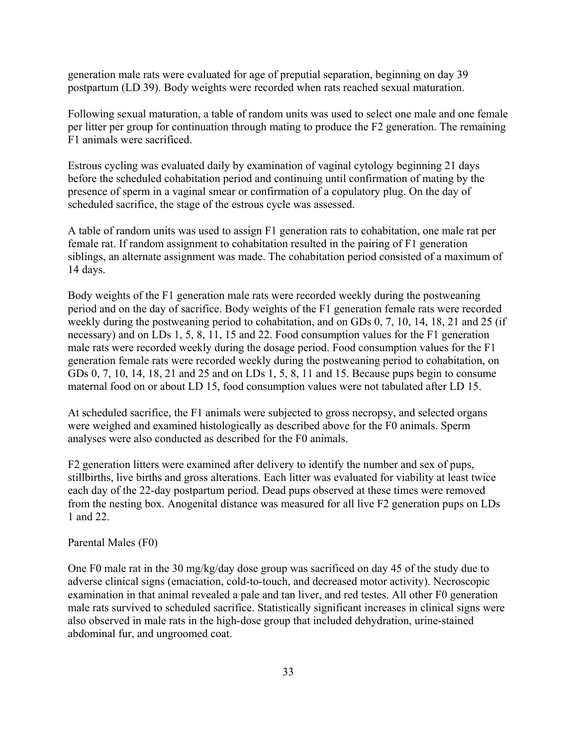generation male rats were evaluated for age of preputial separation, beginning on day 39 postpartum (LD 39). Body weights were recorded when rats reached sexual maturation.

Following sexual maturation, a table of random units was used to select one male and one female per litter per group for continuation through mating to produce the F2 generation. The remaining F1 animals were sacrificed.

Estrous cycling was evaluated daily by examination of vaginal cytology beginning 21 days before the scheduled cohabitation period and continuing until confirmation of mating by the presence of sperm in a vaginal smear or confirmation of a copulatory plug. On the day of scheduled sacrifice, the stage of the estrous cycle was assessed.

A table of random units was used to assign F1 generation rats to cohabitation, one male rat per female rat. If random assignment to cohabitation resulted in the pairing of F1 generation siblings, an alternate assignment was made. The cohabitation period consisted of a maximum of 14 days.

Body weights of the F1 generation male rats were recorded weekly during the postweaning period and on the day of sacrifice. Body weights of the F1 generation female rats were recorded weekly during the postweaning period to cohabitation, and on GDs 0, 7, 10, 14, 18, 21 and 25 (if necessary) and on LDs 1, 5, 8, 11, 15 and 22. Food consumption values for the F1 generation male rats were recorded weekly during the dosage period. Food consumption values for the F1 generation female rats were recorded weekly during the postweaning period to cohabitation, on GDs 0, 7, 10, 14, 18, 21 and 25 and on LDs 1, 5, 8, 11 and 15. Because pups begin to consume maternal food on or about LD 15, food consumption values were not tabulated after LD 15.

At scheduled sacrifice, the F1 animals were subjected to gross necropsy, and selected organs were weighed and examined histologically as described above for the F0 animals. Sperm analyses were also conducted as described for the F0 animals.

F2 generation litters were examined after delivery to identify the number and sex of pups, stillbirths, live births and gross alterations. Each litter was evaluated for viability at least twice each day of the 22-day postpartum period. Dead pups observed at these times were removed from the nesting box. Anogenital distance was measured for all live F2 generation pups on LDs 1 and 22.

Parental Males (F0)

One F0 male rat in the 30 mg/kg/day dose group was sacrificed on day 45 of the study due to adverse clinical signs (emaciation, cold-to-touch, and decreased motor activity). Necroscopic examination in that animal revealed a pale and tan liver, and red testes. All other F0 generation male rats survived to scheduled sacrifice. Statistically significant increases in clinical signs were also observed in male rats in the high-dose group that included dehydration, urine-stained abdominal fur, and ungroomed coat.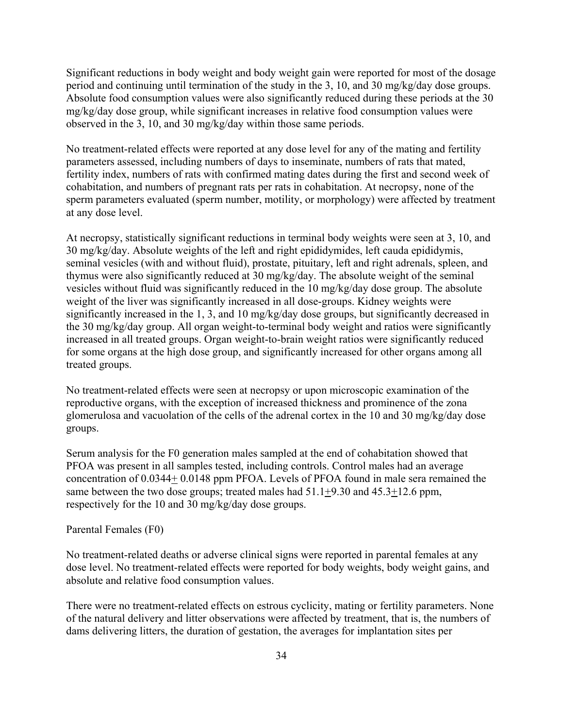Significant reductions in body weight and body weight gain were reported for most of the dosage period and continuing until termination of the study in the 3, 10, and 30 mg/kg/day dose groups. Absolute food consumption values were also significantly reduced during these periods at the 30 mg/kg/day dose group, while significant increases in relative food consumption values were observed in the 3, 10, and 30 mg/kg/day within those same periods.

No treatment-related effects were reported at any dose level for any of the mating and fertility parameters assessed, including numbers of days to inseminate, numbers of rats that mated, fertility index, numbers of rats with confirmed mating dates during the first and second week of cohabitation, and numbers of pregnant rats per rats in cohabitation. At necropsy, none of the sperm parameters evaluated (sperm number, motility, or morphology) were affected by treatment at any dose level.

At necropsy, statistically significant reductions in terminal body weights were seen at 3, 10, and 30 mg/kg/day. Absolute weights of the left and right epididymides, left cauda epididymis, seminal vesicles (with and without fluid), prostate, pituitary, left and right adrenals, spleen, and thymus were also significantly reduced at 30 mg/kg/day. The absolute weight of the seminal vesicles without fluid was significantly reduced in the 10 mg/kg/day dose group. The absolute weight of the liver was significantly increased in all dose-groups. Kidney weights were significantly increased in the 1, 3, and 10 mg/kg/day dose groups, but significantly decreased in the 30 mg/kg/day group. All organ weight-to-terminal body weight and ratios were significantly increased in all treated groups. Organ weight-to-brain weight ratios were significantly reduced for some organs at the high dose group, and significantly increased for other organs among all treated groups.

No treatment-related effects were seen at necropsy or upon microscopic examination of the reproductive organs, with the exception of increased thickness and prominence of the zona glomerulosa and vacuolation of the cells of the adrenal cortex in the 10 and 30 mg/kg/day dose groups.

Serum analysis for the F0 generation males sampled at the end of cohabitation showed that PFOA was present in all samples tested, including controls. Control males had an average concentration of $0.0344 \pm 0.0148$ ppm PFOA. Levels of PFOA found in male sera remained the same between the two dose groups; treated males had $51.1 \pm 9.30$ and $45.3 \pm 12.6$ ppm, respectively for the 10 and 30 mg/kg/day dose groups.

Parental Females (F0)

No treatment-related deaths or adverse clinical signs were reported in parental females at any dose level. No treatment-related effects were reported for body weights, body weight gains, and absolute and relative food consumption values.

There were no treatment-related effects on estrous cyclicity, mating or fertility parameters. None of the natural delivery and litter observations were affected by treatment, that is, the numbers of dams delivering litters, the duration of gestation, the averages for implantation sites per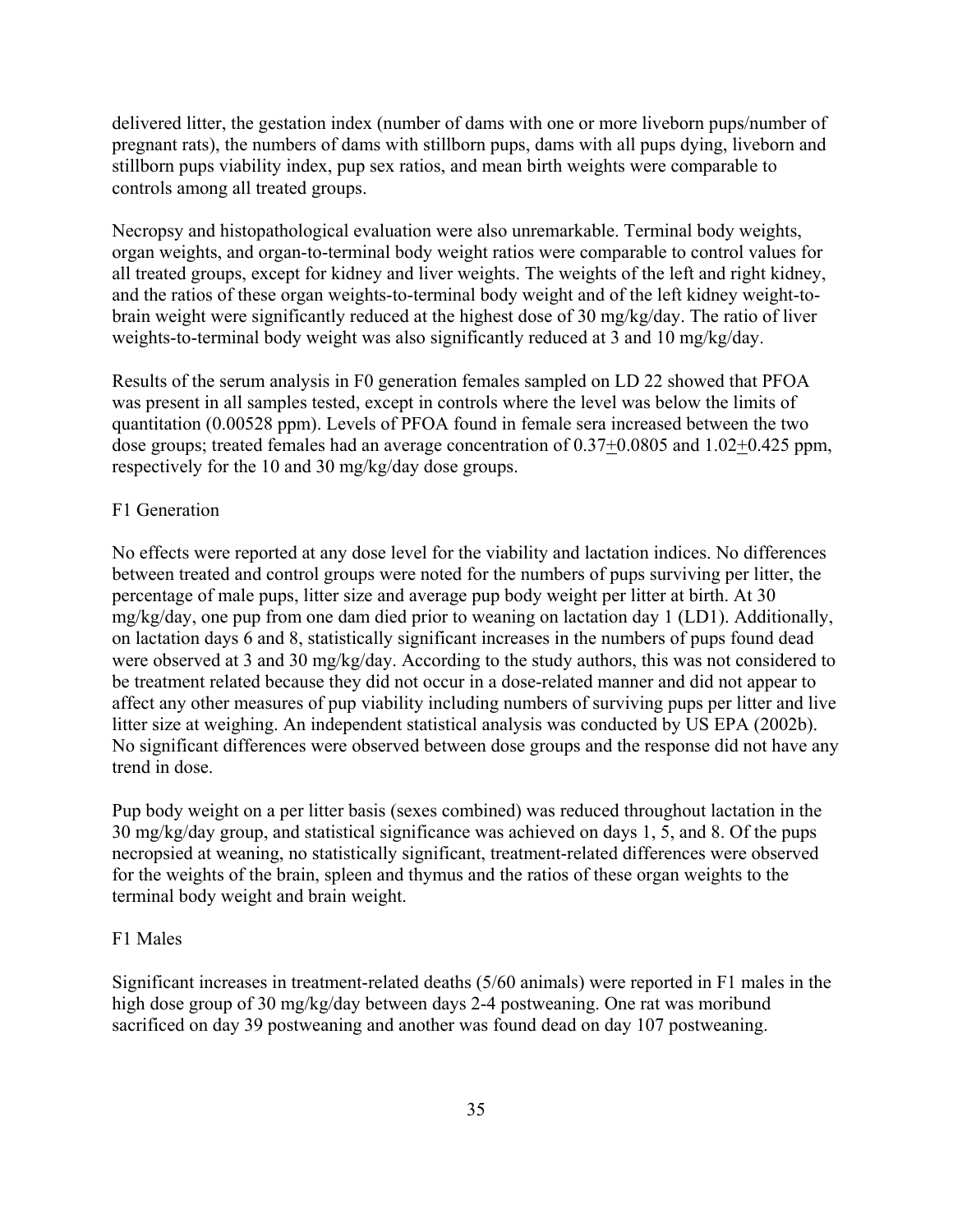delivered litter, the gestation index (number of dams with one or more liveborn pups/number of pregnant rats), the numbers of dams with stillborn pups, dams with all pups dying, liveborn and stillborn pups viability index, pup sex ratios, and mean birth weights were comparable to controls among all treated groups.

Necropsy and histopathological evaluation were also unremarkable. Terminal body weights, organ weights, and organ-to-terminal body weight ratios were comparable to control values for all treated groups, except for kidney and liver weights. The weights of the left and right kidney, and the ratios of these organ weights-to-terminal body weight and of the left kidney weight-to-brain weight were significantly reduced at the highest dose of 30 mg/kg/day. The ratio of liver weights-to-terminal body weight was also significantly reduced at 3 and 10 mg/kg/day.

Results of the serum analysis in F0 generation females sampled on LD 22 showed that PFOA was present in all samples tested, except in controls where the level was below the limits of quantitation (0.00528 ppm). Levels of PFOA found in female sera increased between the two dose groups; treated females had an average concentration of $0.37 \pm 0.0805$ and $1.02 \pm 0.425$ ppm, respectively for the 10 and 30 mg/kg/day dose groups.

F1 Generation

No effects were reported at any dose level for the viability and lactation indices. No differences between treated and control groups were noted for the numbers of pups surviving per litter, the percentage of male pups, litter size and average pup body weight per litter at birth. At 30 mg/kg/day, one pup from one dam died prior to weaning on lactation day 1 (LD1). Additionally, on lactation days 6 and 8, statistically significant increases in the numbers of pups found dead were observed at 3 and 30 mg/kg/day. According to the study authors, this was not considered to be treatment related because they did not occur in a dose-related manner and did not appear to affect any other measures of pup viability including numbers of surviving pups per litter and live litter size at weighing. An independent statistical analysis was conducted by US EPA (2002b). No significant differences were observed between dose groups and the response did not have any trend in dose.

Pup body weight on a per litter basis (sexes combined) was reduced throughout lactation in the 30 mg/kg/day group, and statistical significance was achieved on days 1, 5, and 8. Of the pups necropsied at weaning, no statistically significant, treatment-related differences were observed for the weights of the brain, spleen and thymus and the ratios of these organ weights to the terminal body weight and brain weight.

F1 Males

Significant increases in treatment-related deaths (5/60 animals) were reported in F1 males in the high dose group of 30 mg/kg/day between days 2-4 postweaning. One rat was moribund sacrificed on day 39 postweaning and another was found dead on day 107 postweaning.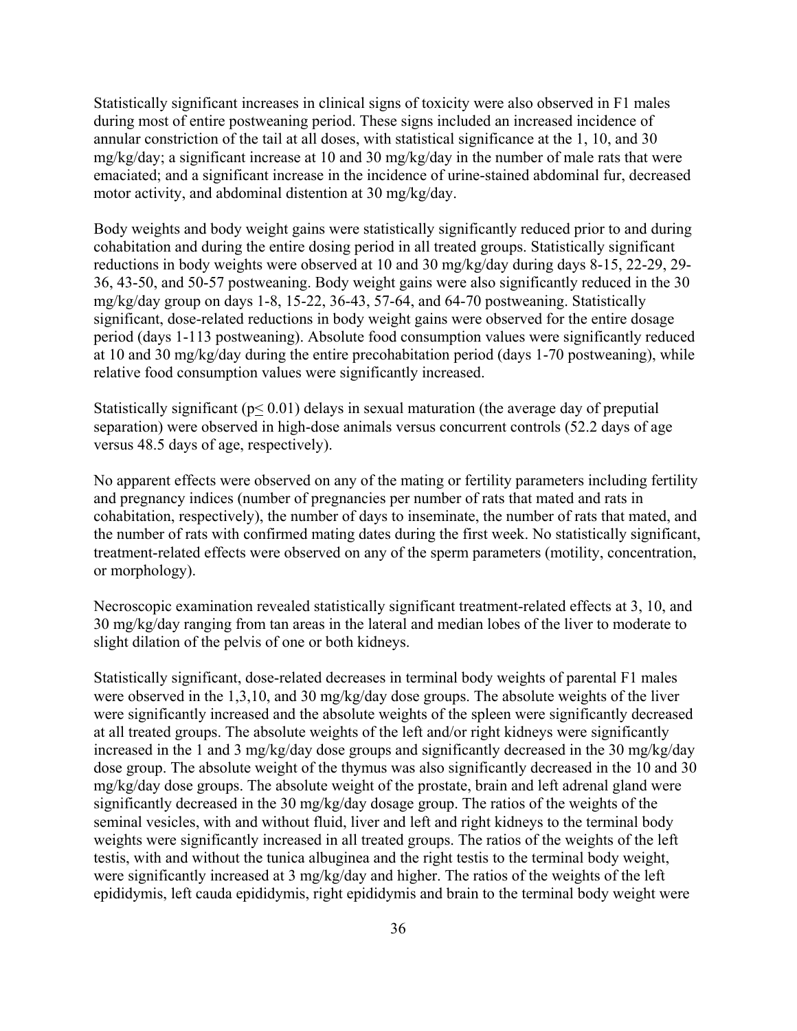Statistically significant increases in clinical signs of toxicity were also observed in F1 males during most of entire postweaning period. These signs included an increased incidence of annular constriction of the tail at all doses, with statistical significance at the 1, 10, and 30 mg/kg/day; a significant increase at 10 and 30 mg/kg/day in the number of male rats that were emaciated; and a significant increase in the incidence of urine-stained abdominal fur, decreased motor activity, and abdominal distention at 30 mg/kg/day.

Body weights and body weight gains were statistically significantly reduced prior to and during cohabitation and during the entire dosing period in all treated groups. Statistically significant reductions in body weights were observed at 10 and 30 mg/kg/day during days 8-15, 22-29, 29-36, 43-50, and 50-57 postweaning. Body weight gains were also significantly reduced in the 30 mg/kg/day group on days 1-8, 15-22, 36-43, 57-64, and 64-70 postweaning. Statistically significant, dose-related reductions in body weight gains were observed for the entire dosage period (days 1-113 postweaning). Absolute food consumption values were significantly reduced at 10 and 30 mg/kg/day during the entire precohabitation period (days 1-70 postweaning), while relative food consumption values were significantly increased.

Statistically significant ($p \leq 0.01$) delays in sexual maturation (the average day of preputial separation) were observed in high-dose animals versus concurrent controls (52.2 days of age versus 48.5 days of age, respectively).

No apparent effects were observed on any of the mating or fertility parameters including fertility and pregnancy indices (number of pregnancies per number of rats that mated and rats in cohabitation, respectively), the number of days to inseminate, the number of rats that mated, and the number of rats with confirmed mating dates during the first week. No statistically significant, treatment-related effects were observed on any of the sperm parameters (motility, concentration, or morphology).

Necroscopic examination revealed statistically significant treatment-related effects at 3, 10, and 30 mg/kg/day ranging from tan areas in the lateral and median lobes of the liver to moderate to slight dilation of the pelvis of one or both kidneys.

Statistically significant, dose-related decreases in terminal body weights of parental F1 males were observed in the 1,3,10, and 30 mg/kg/day dose groups. The absolute weights of the liver were significantly increased and the absolute weights of the spleen were significantly decreased at all treated groups. The absolute weights of the left and/or right kidneys were significantly increased in the 1 and 3 mg/kg/day dose groups and significantly decreased in the 30 mg/kg/day dose group. The absolute weight of the thymus was also significantly decreased in the 10 and 30 mg/kg/day dose groups. The absolute weight of the prostate, brain and left adrenal gland were significantly decreased in the 30 mg/kg/day dosage group. The ratios of the weights of the seminal vesicles, with and without fluid, liver and left and right kidneys to the terminal body weights were significantly increased in all treated groups. The ratios of the weights of the left testis, with and without the tunica albuginea and the right testis to the terminal body weight, were significantly increased at 3 mg/kg/day and higher. The ratios of the weights of the left epididymis, left cauda epididymis, right epididymis and brain to the terminal body weight were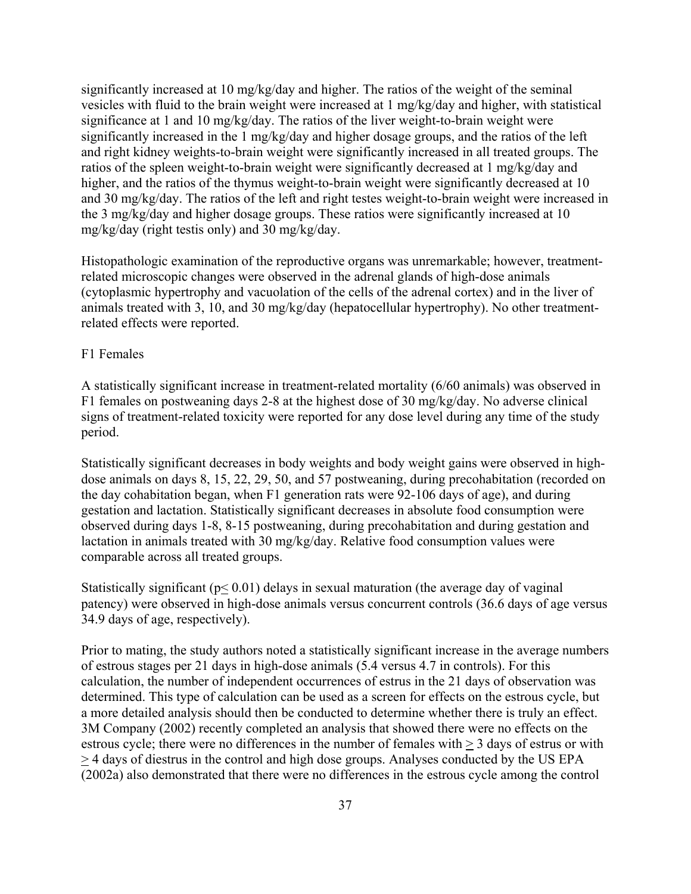significantly increased at 10 mg/kg/day and higher. The ratios of the weight of the seminal vesicles with fluid to the brain weight were increased at 1 mg/kg/day and higher, with statistical significance at 1 and 10 mg/kg/day. The ratios of the liver weight-to-brain weight were significantly increased in the 1 mg/kg/day and higher dosage groups, and the ratios of the left and right kidney weights-to-brain weight were significantly increased in all treated groups. The ratios of the spleen weight-to-brain weight were significantly decreased at 1 mg/kg/day and higher, and the ratios of the thymus weight-to-brain weight were significantly decreased at 10 and 30 mg/kg/day. The ratios of the left and right testes weight-to-brain weight were increased in the 3 mg/kg/day and higher dosage groups. These ratios were significantly increased at 10 mg/kg/day (right testis only) and 30 mg/kg/day.

Histopathologic examination of the reproductive organs was unremarkable; however, treatment-related microscopic changes were observed in the adrenal glands of high-dose animals (cytoplasmic hypertrophy and vacuolation of the cells of the adrenal cortex) and in the liver of animals treated with 3, 10, and 30 mg/kg/day (hepatocellular hypertrophy). No other treatment-related effects were reported.

F1 Females

A statistically significant increase in treatment-related mortality (6/60 animals) was observed in F1 females on postweaning days 2-8 at the highest dose of 30 mg/kg/day. No adverse clinical signs of treatment-related toxicity were reported for any dose level during any time of the study period.

Statistically significant decreases in body weights and body weight gains were observed in high-dose animals on days 8, 15, 22, 29, 50, and 57 postweaning, during precohabitation (recorded on the day cohabitation began, when F1 generation rats were 92-106 days of age), and during gestation and lactation. Statistically significant decreases in absolute food consumption were observed during days 1-8, 8-15 postweaning, during precohabitation and during gestation and lactation in animals treated with 30 mg/kg/day. Relative food consumption values were comparable across all treated groups.

Statistically significant ($p \leq 0.01$) delays in sexual maturation (the average day of vaginal patency) were observed in high-dose animals versus concurrent controls (36.6 days of age versus 34.9 days of age, respectively).

Prior to mating, the study authors noted a statistically significant increase in the average numbers of estrous stages per 21 days in high-dose animals (5.4 versus 4.7 in controls). For this calculation, the number of independent occurrences of estrus in the 21 days of observation was determined. This type of calculation can be used as a screen for effects on the estrous cycle, but a more detailed analysis should then be conducted to determine whether there is truly an effect. 3M Company (2002) recently completed an analysis that showed there were no effects on the estrous cycle; there were no differences in the number of females with $\geq$ 3 days of estrus or with $\geq$ 4 days of diestrus in the control and high dose groups. Analyses conducted by the US EPA (2002a) also demonstrated that there were no differences in the estrous cycle among the control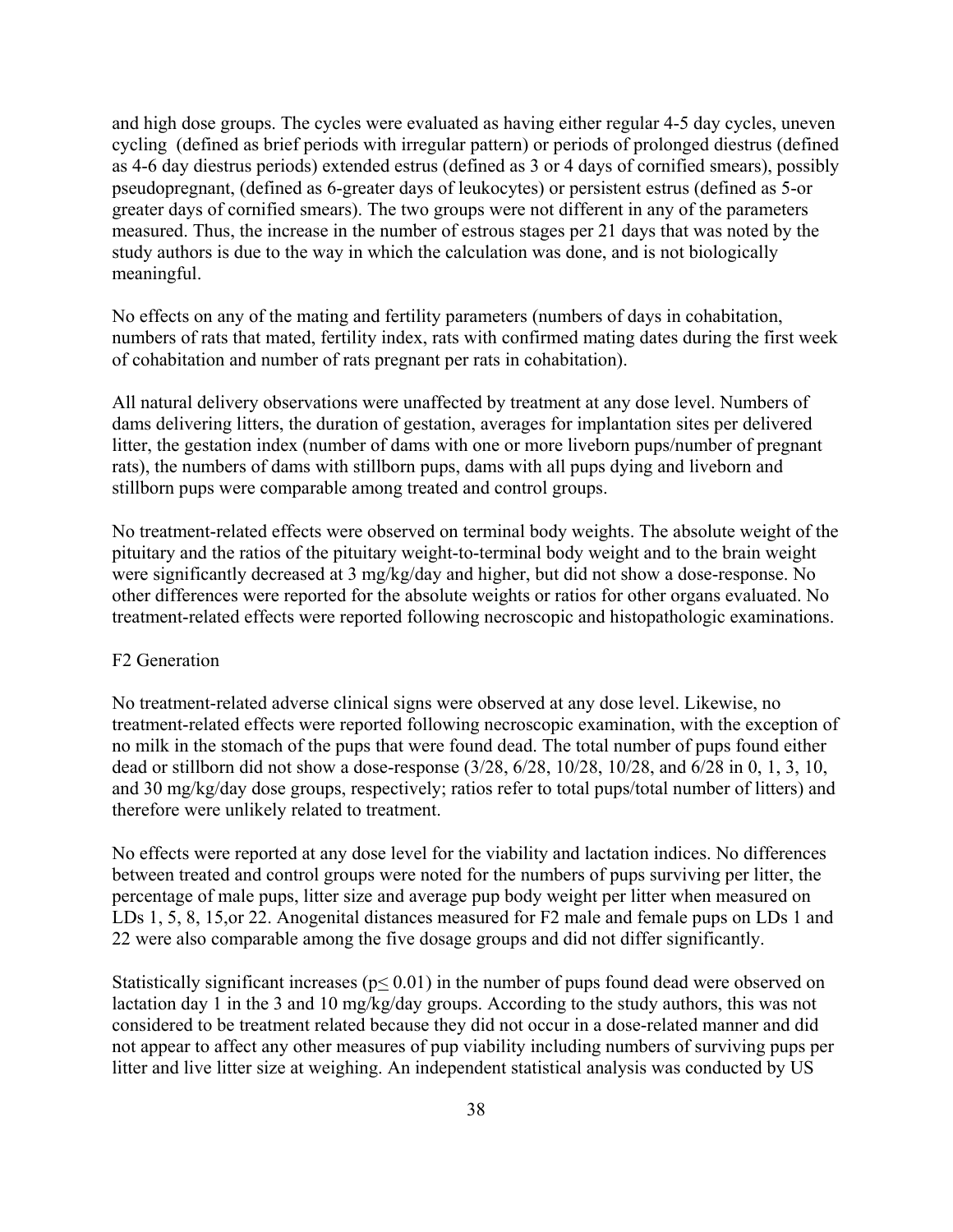and high dose groups. The cycles were evaluated as having either regular 4-5 day cycles, uneven cycling (defined as brief periods with irregular pattern) or periods of prolonged diestrus (defined as 4-6 day diestrus periods) extended estrus (defined as 3 or 4 days of cornified smears), possibly pseudopregnant, (defined as 6-greater days of leukocytes) or persistent estrus (defined as 5-or greater days of cornified smears). The two groups were not different in any of the parameters measured. Thus, the increase in the number of estrous stages per 21 days that was noted by the study authors is due to the way in which the calculation was done, and is not biologically meaningful.

No effects on any of the mating and fertility parameters (numbers of days in cohabitation, numbers of rats that mated, fertility index, rats with confirmed mating dates during the first week of cohabitation and number of rats pregnant per rats in cohabitation).

All natural delivery observations were unaffected by treatment at any dose level. Numbers of dams delivering litters, the duration of gestation, averages for implantation sites per delivered litter, the gestation index (number of dams with one or more liveborn pups/number of pregnant rats), the numbers of dams with stillborn pups, dams with all pups dying and liveborn and stillborn pups were comparable among treated and control groups.

No treatment-related effects were observed on terminal body weights. The absolute weight of the pituitary and the ratios of the pituitary weight-to-terminal body weight and to the brain weight were significantly decreased at 3 mg/kg/day and higher, but did not show a dose-response. No other differences were reported for the absolute weights or ratios for other organs evaluated. No treatment-related effects were reported following necroscopic and histopathologic examinations.

F2 Generation

No treatment-related adverse clinical signs were observed at any dose level. Likewise, no treatment-related effects were reported following necroscopic examination, with the exception of no milk in the stomach of the pups that were found dead. The total number of pups found either dead or stillborn did not show a dose-response (3/28, 6/28, 10/28, 10/28, and 6/28 in 0, 1, 3, 10, and 30 mg/kg/day dose groups, respectively; ratios refer to total pups/total number of litters) and therefore were unlikely related to treatment.

No effects were reported at any dose level for the viability and lactation indices. No differences between treated and control groups were noted for the numbers of pups surviving per litter, the percentage of male pups, litter size and average pup body weight per litter when measured on LDs 1, 5, 8, 15,or 22. Anogenital distances measured for F2 male and female pups on LDs 1 and 22 were also comparable among the five dosage groups and did not differ significantly.

Statistically significant increases ($p \leq 0.01$) in the number of pups found dead were observed on lactation day 1 in the 3 and 10 mg/kg/day groups. According to the study authors, this was not considered to be treatment related because they did not occur in a dose-related manner and did not appear to affect any other measures of pup viability including numbers of surviving pups per litter and live litter size at weighing. An independent statistical analysis was conducted by US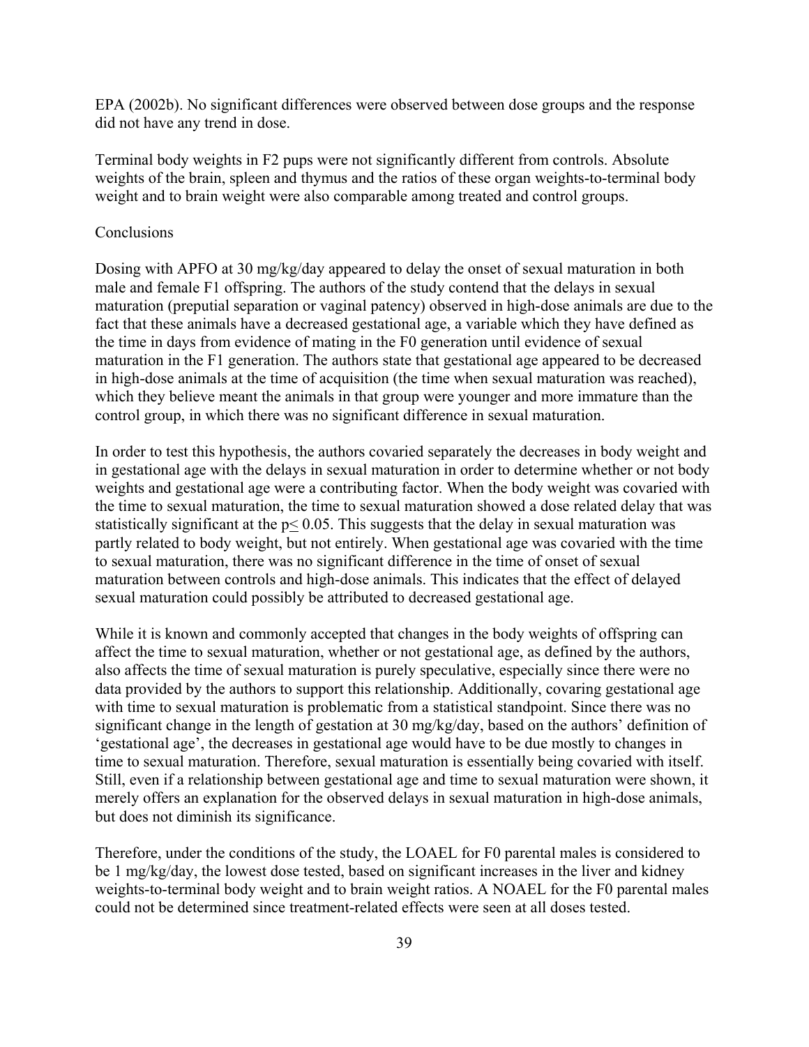EPA (2002b). No significant differences were observed between dose groups and the response did not have any trend in dose.

Terminal body weights in F2 pups were not significantly different from controls. Absolute weights of the brain, spleen and thymus and the ratios of these organ weights-to-terminal body weight and to brain weight were also comparable among treated and control groups.

Conclusions

Dosing with APFO at 30 mg/kg/day appeared to delay the onset of sexual maturation in both male and female F1 offspring. The authors of the study contend that the delays in sexual maturation (preputial separation or vaginal patency) observed in high-dose animals are due to the fact that these animals have a decreased gestational age, a variable which they have defined as the time in days from evidence of mating in the F0 generation until evidence of sexual maturation in the F1 generation. The authors state that gestational age appeared to be decreased in high-dose animals at the time of acquisition (the time when sexual maturation was reached), which they believe meant the animals in that group were younger and more immature than the control group, in which there was no significant difference in sexual maturation.

In order to test this hypothesis, the authors covaried separately the decreases in body weight and in gestational age with the delays in sexual maturation in order to determine whether or not body weights and gestational age were a contributing factor. When the body weight was covaried with the time to sexual maturation, the time to sexual maturation showed a dose related delay that was statistically significant at the $p \leq 0.05$. This suggests that the delay in sexual maturation was partly related to body weight, but not entirely. When gestational age was covaried with the time to sexual maturation, there was no significant difference in the time of onset of sexual maturation between controls and high-dose animals. This indicates that the effect of delayed sexual maturation could possibly be attributed to decreased gestational age.

While it is known and commonly accepted that changes in the body weights of offspring can affect the time to sexual maturation, whether or not gestational age, as defined by the authors, also affects the time of sexual maturation is purely speculative, especially since there were no data provided by the authors to support this relationship. Additionally, covaring gestational age with time to sexual maturation is problematic from a statistical standpoint. Since there was no significant change in the length of gestation at 30 mg/kg/day, based on the authors' definition of 'gestational age', the decreases in gestational age would have to be due mostly to changes in time to sexual maturation. Therefore, sexual maturation is essentially being covaried with itself. Still, even if a relationship between gestational age and time to sexual maturation were shown, it merely offers an explanation for the observed delays in sexual maturation in high-dose animals, but does not diminish its significance.

Therefore, under the conditions of the study, the LOAEL for F0 parental males is considered to be 1 mg/kg/day, the lowest dose tested, based on significant increases in the liver and kidney weights-to-terminal body weight and to brain weight ratios. A NOAEL for the F0 parental males could not be determined since treatment-related effects were seen at all doses tested.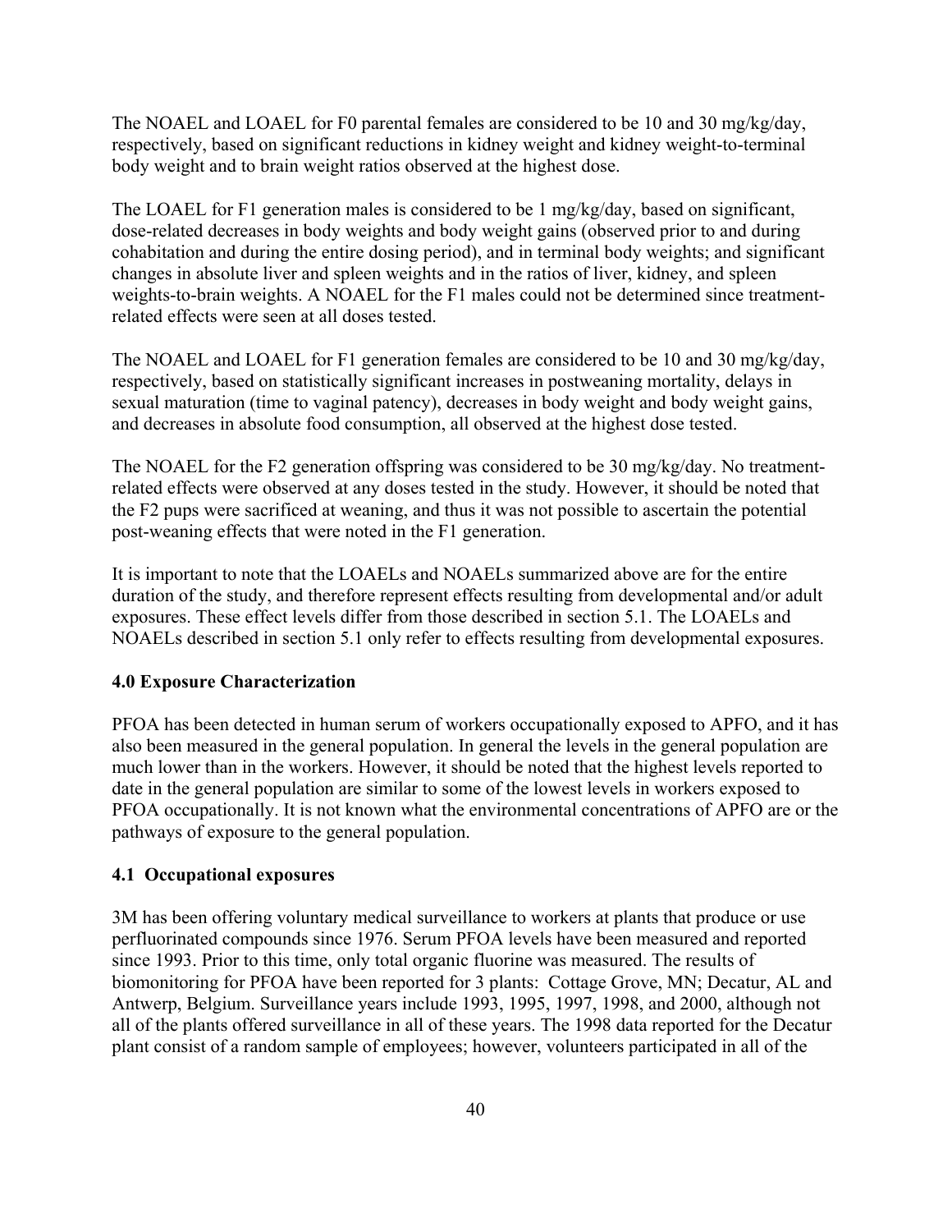The NOAEL and LOAEL for F0 parental females are considered to be 10 and 30 mg/kg/day, respectively, based on significant reductions in kidney weight and kidney weight-to-terminal body weight and to brain weight ratios observed at the highest dose.

The LOAEL for F1 generation males is considered to be 1 mg/kg/day, based on significant, dose-related decreases in body weights and body weight gains (observed prior to and during cohabitation and during the entire dosing period), and in terminal body weights; and significant changes in absolute liver and spleen weights and in the ratios of liver, kidney, and spleen weights-to-brain weights. A NOAEL for the F1 males could not be determined since treatment-related effects were seen at all doses tested.

The NOAEL and LOAEL for F1 generation females are considered to be 10 and 30 mg/kg/day, respectively, based on statistically significant increases in postweaning mortality, delays in sexual maturation (time to vaginal patency), decreases in body weight and body weight gains, and decreases in absolute food consumption, all observed at the highest dose tested.

The NOAEL for the F2 generation offspring was considered to be 30 mg/kg/day. No treatment-related effects were observed at any doses tested in the study. However, it should be noted that the F2 pups were sacrificed at weaning, and thus it was not possible to ascertain the potential post-weaning effects that were noted in the F1 generation.

It is important to note that the LOAELs and NOAELs summarized above are for the entire duration of the study, and therefore represent effects resulting from developmental and/or adult exposures. These effect levels differ from those described in section 5.1. The LOAELs and NOAELs described in section 5.1 only refer to effects resulting from developmental exposures.

## 4.0 Exposure Characterization

PFOA has been detected in human serum of workers occupationally exposed to APFO, and it has also been measured in the general population. In general the levels in the general population are much lower than in the workers. However, it should be noted that the highest levels reported to date in the general population are similar to some of the lowest levels in workers exposed to PFOA occupationally. It is not known what the environmental concentrations of APFO are or the pathways of exposure to the general population.

### 4.1 Occupational exposures

3M has been offering voluntary medical surveillance to workers at plants that produce or use perfluorinated compounds since 1976. Serum PFOA levels have been measured and reported since 1993. Prior to this time, only total organic fluorine was measured. The results of biomonitoring for PFOA have been reported for 3 plants: Cottage Grove, MN; Decatur, AL and Antwerp, Belgium. Surveillance years include 1993, 1995, 1997, 1998, and 2000, although not all of the plants offered surveillance in all of these years. The 1998 data reported for the Decatur plant consist of a random sample of employees; however, volunteers participated in all of the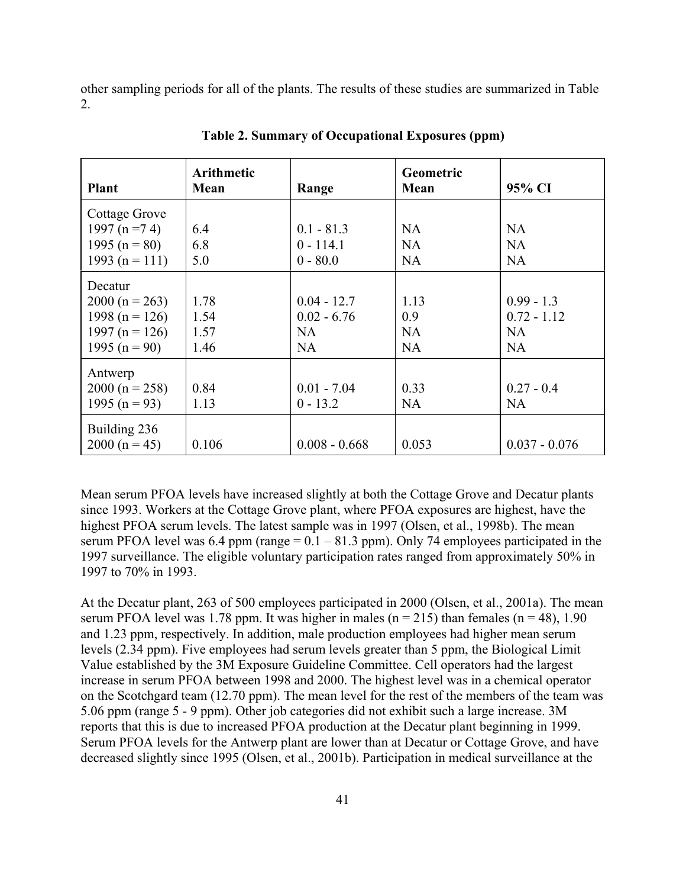other sampling periods for all of the plants. The results of these studies are summarized in Table 2.

**Table 2. Summary of Occupational Exposures (ppm)**

| Plant | Arithmetic Mean | Range | Geometric Mean | 95% CI |
|---|---|---|---|---|
| Cottage Grove | | | | |
| 1997 (n =7 4) | 6.4 | 0.1 - 81.3 | NA | NA |
| 1995 (n = 80) | 6.8 | 0 - 114.1 | NA | NA |
| 1993 (n = 111) | 5.0 | 0 - 80.0 | NA | NA |
| Decatur | | | | |
| 2000 (n = 263) | 1.78 | 0.04 - 12.7 | 1.13 | 0.99 - 1.3 |
| 1998 (n = 126) | 1.54 | 0.02 - 6.76 | 0.9 | 0.72 - 1.12 |
| 1997 (n = 126) | 1.57 | NA | NA | NA |
| 1995 (n = 90) | 1.46 | NA | NA | NA |
| Antwerp | | | | |
| 2000 (n = 258) | 0.84 | 0.01 - 7.04 | 0.33 | 0.27 - 0.4 |
| 1995 (n = 93) | 1.13 | 0 - 13.2 | NA | NA |
| Building 236 | | | | |
| 2000 (n = 45) | 0.106 | 0.008 - 0.668 | 0.053 | 0.037 - 0.076 |

Mean serum PFOA levels have increased slightly at both the Cottage Grove and Decatur plants since 1993. Workers at the Cottage Grove plant, where PFOA exposures are highest, have the highest PFOA serum levels. The latest sample was in 1997 (Olsen, et al., 1998b). The mean serum PFOA level was 6.4 ppm (range = 0.1 – 81.3 ppm). Only 74 employees participated in the 1997 surveillance. The eligible voluntary participation rates ranged from approximately 50% in 1997 to 70% in 1993.

At the Decatur plant, 263 of 500 employees participated in 2000 (Olsen, et al., 2001a). The mean serum PFOA level was 1.78 ppm. It was higher in males (n = 215) than females (n = 48), 1.90 and 1.23 ppm, respectively. In addition, male production employees had higher mean serum levels (2.34 ppm). Five employees had serum levels greater than 5 ppm, the Biological Limit Value established by the 3M Exposure Guideline Committee. Cell operators had the largest increase in serum PFOA between 1998 and 2000. The highest level was in a chemical operator on the Scotchgard team (12.70 ppm). The mean level for the rest of the members of the team was 5.06 ppm (range 5 - 9 ppm). Other job categories did not exhibit such a large increase. 3M reports that this is due to increased PFOA production at the Decatur plant beginning in 1999. Serum PFOA levels for the Antwerp plant are lower than at Decatur or Cottage Grove, and have decreased slightly since 1995 (Olsen, et al., 2001b). Participation in medical surveillance at the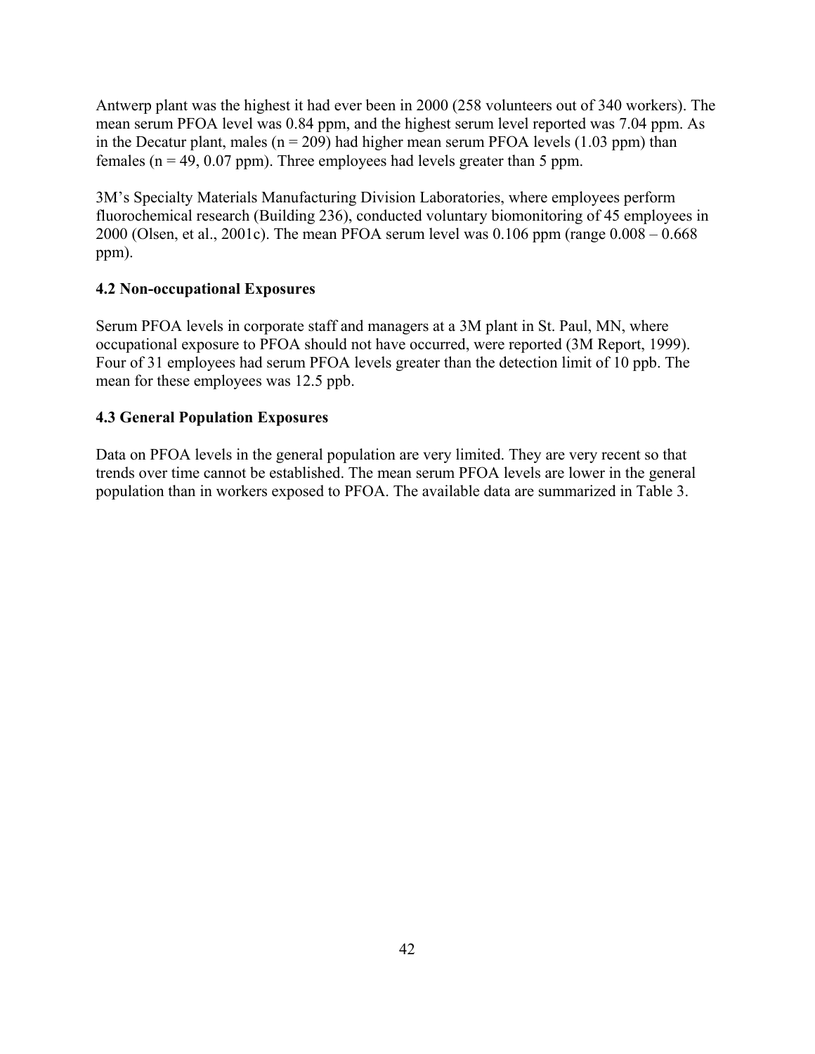Antwerp plant was the highest it had ever been in 2000 (258 volunteers out of 340 workers). The mean serum PFOA level was 0.84 ppm, and the highest serum level reported was 7.04 ppm. As in the Decatur plant, males (n = 209) had higher mean serum PFOA levels (1.03 ppm) than females (n = 49, 0.07 ppm). Three employees had levels greater than 5 ppm.

3M's Specialty Materials Manufacturing Division Laboratories, where employees perform fluorochemical research (Building 236), conducted voluntary biomonitoring of 45 employees in 2000 (Olsen, et al., 2001c). The mean PFOA serum level was 0.106 ppm (range 0.008 – 0.668 ppm).

### 4.2 Non-occupational Exposures

Serum PFOA levels in corporate staff and managers at a 3M plant in St. Paul, MN, where occupational exposure to PFOA should not have occurred, were reported (3M Report, 1999). Four of 31 employees had serum PFOA levels greater than the detection limit of 10 ppb. The mean for these employees was 12.5 ppb.

### 4.3 General Population Exposures

Data on PFOA levels in the general population are very limited. They are very recent so that trends over time cannot be established. The mean serum PFOA levels are lower in the general population than in workers exposed to PFOA. The available data are summarized in Table 3.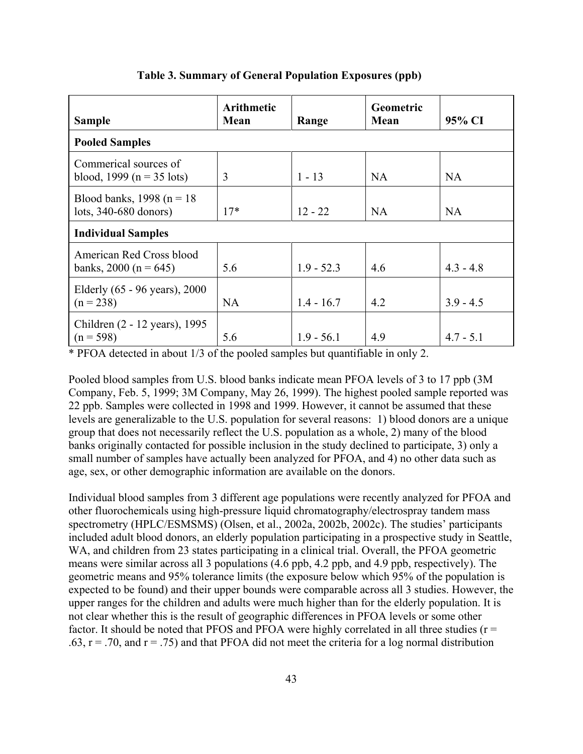**Table 3. Summary of General Population Exposures (ppb)**

| Sample | Arithmetic Mean | Range | Geometric Mean | 95% CI |
|---|---|---|---|---|
| **Pooled Samples** | | | | |
| Commerical sources of blood, 1999 (n = 35 lots) | 3 | 1 - 13 | NA | NA |
| Blood banks, 1998 (n = 18 lots, 340-680 donors) | 17* | 12 - 22 | NA | NA |
| **Individual Samples** | | | | |
| American Red Cross blood banks, 2000 (n = 645) | 5.6 | 1.9 - 52.3 | 4.6 | 4.3 - 4.8 |
| Elderly (65 - 96 years), 2000 (n = 238) | NA | 1.4 - 16.7 | 4.2 | 3.9 - 4.5 |
| Children (2 - 12 years), 1995 (n = 598) | 5.6 | 1.9 - 56.1 | 4.9 | 4.7 - 5.1 |

* PFOA detected in about 1/3 of the pooled samples but quantifiable in only 2.

Pooled blood samples from U.S. blood banks indicate mean PFOA levels of 3 to 17 ppb (3M Company, Feb. 5, 1999; 3M Company, May 26, 1999). The highest pooled sample reported was 22 ppb. Samples were collected in 1998 and 1999. However, it cannot be assumed that these levels are generalizable to the U.S. population for several reasons: 1) blood donors are a unique group that does not necessarily reflect the U.S. population as a whole, 2) many of the blood banks originally contacted for possible inclusion in the study declined to participate, 3) only a small number of samples have actually been analyzed for PFOA, and 4) no other data such as age, sex, or other demographic information are available on the donors.

Individual blood samples from 3 different age populations were recently analyzed for PFOA and other fluorochemicals using high-pressure liquid chromatography/electrospray tandem mass spectrometry (HPLC/ESMSMS) (Olsen, et al., 2002a, 2002b, 2002c). The studies' participants included adult blood donors, an elderly population participating in a prospective study in Seattle, WA, and children from 23 states participating in a clinical trial. Overall, the PFOA geometric means were similar across all 3 populations (4.6 ppb, 4.2 ppb, and 4.9 ppb, respectively). The geometric means and 95% tolerance limits (the exposure below which 95% of the population is expected to be found) and their upper bounds were comparable across all 3 studies. However, the upper ranges for the children and adults were much higher than for the elderly population. It is not clear whether this is the result of geographic differences in PFOA levels or some other factor. It should be noted that PFOS and PFOA were highly correlated in all three studies ($r = .63$, $r = .70$, and $r = .75$) and that PFOA did not meet the criteria for a log normal distribution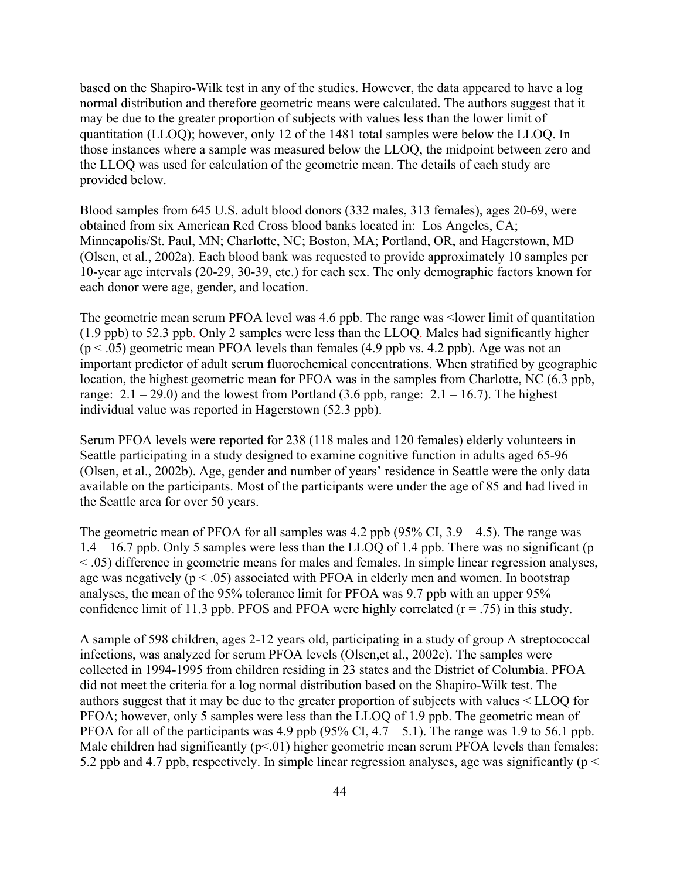based on the Shapiro-Wilk test in any of the studies. However, the data appeared to have a log normal distribution and therefore geometric means were calculated. The authors suggest that it may be due to the greater proportion of subjects with values less than the lower limit of quantitation (LLOQ); however, only 12 of the 1481 total samples were below the LLOQ. In those instances where a sample was measured below the LLOQ, the midpoint between zero and the LLOQ was used for calculation of the geometric mean. The details of each study are provided below.

Blood samples from 645 U.S. adult blood donors (332 males, 313 females), ages 20-69, were obtained from six American Red Cross blood banks located in: Los Angeles, CA; Minneapolis/St. Paul, MN; Charlotte, NC; Boston, MA; Portland, OR, and Hagerstown, MD (Olsen, et al., 2002a). Each blood bank was requested to provide approximately 10 samples per 10-year age intervals (20-29, 30-39, etc.) for each sex. The only demographic factors known for each donor were age, gender, and location.

The geometric mean serum PFOA level was 4.6 ppb. The range was <lower limit of quantitation (1.9 ppb) to 52.3 ppb. Only 2 samples were less than the LLOQ. Males had significantly higher ($p < .05$) geometric mean PFOA levels than females (4.9 ppb vs. 4.2 ppb). Age was not an important predictor of adult serum fluorochemical concentrations. When stratified by geographic location, the highest geometric mean for PFOA was in the samples from Charlotte, NC (6.3 ppb, range: 2.1 – 29.0) and the lowest from Portland (3.6 ppb, range: 2.1 – 16.7). The highest individual value was reported in Hagerstown (52.3 ppb).

Serum PFOA levels were reported for 238 (118 males and 120 females) elderly volunteers in Seattle participating in a study designed to examine cognitive function in adults aged 65-96 (Olsen, et al., 2002b). Age, gender and number of years' residence in Seattle were the only data available on the participants. Most of the participants were under the age of 85 and had lived in the Seattle area for over 50 years.

The geometric mean of PFOA for all samples was 4.2 ppb (95% CI, 3.9 – 4.5). The range was 1.4 – 16.7 ppb. Only 5 samples were less than the LLOQ of 1.4 ppb. There was no significant ($p < .05$) difference in geometric means for males and females. In simple linear regression analyses, age was negatively ($p < .05$) associated with PFOA in elderly men and women. In bootstrap analyses, the mean of the 95% tolerance limit for PFOA was 9.7 ppb with an upper 95% confidence limit of 11.3 ppb. PFOS and PFOA were highly correlated ($r = .75$) in this study.

A sample of 598 children, ages 2-12 years old, participating in a study of group A streptococcal infections, was analyzed for serum PFOA levels (Olsen,et al., 2002c). The samples were collected in 1994-1995 from children residing in 23 states and the District of Columbia. PFOA did not meet the criteria for a log normal distribution based on the Shapiro-Wilk test. The authors suggest that it may be due to the greater proportion of subjects with values < LLOQ for PFOA; however, only 5 samples were less than the LLOQ of 1.9 ppb. The geometric mean of PFOA for all of the participants was 4.9 ppb (95% CI, 4.7 – 5.1). The range was 1.9 to 56.1 ppb. Male children had significantly ($p<.01$) higher geometric mean serum PFOA levels than females: 5.2 ppb and 4.7 ppb, respectively. In simple linear regression analyses, age was significantly ($p <$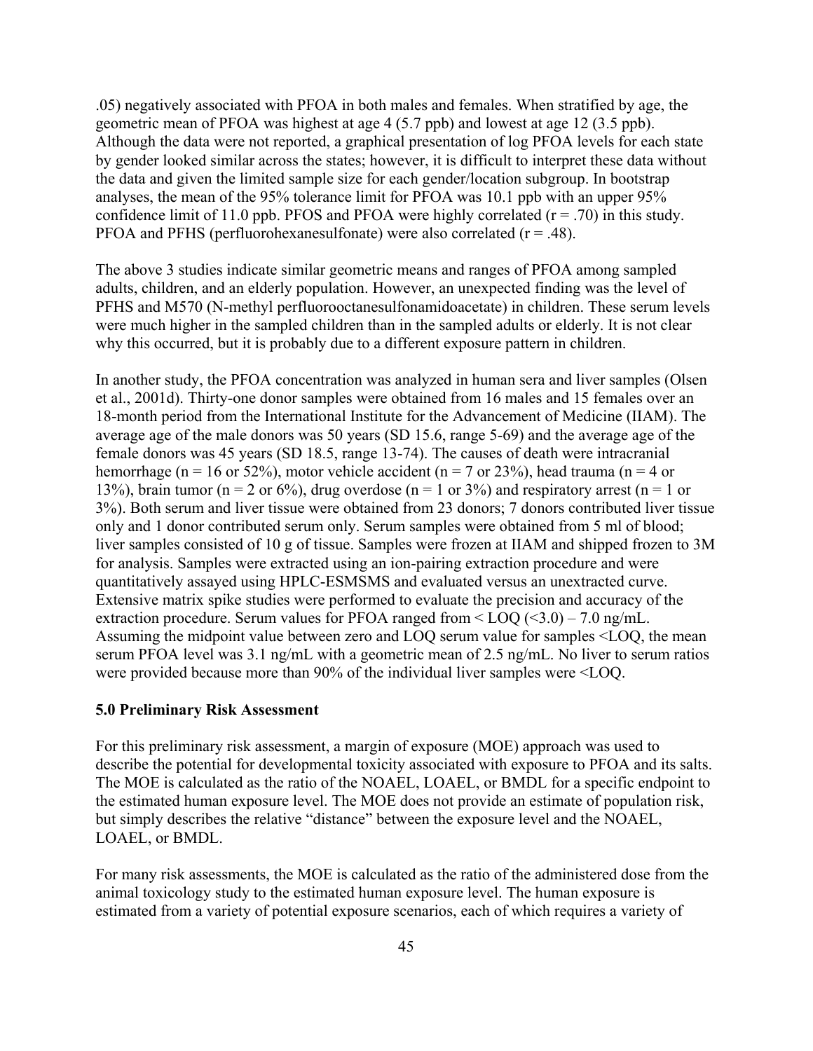.05) negatively associated with PFOA in both males and females. When stratified by age, the geometric mean of PFOA was highest at age 4 (5.7 ppb) and lowest at age 12 (3.5 ppb). Although the data were not reported, a graphical presentation of log PFOA levels for each state by gender looked similar across the states; however, it is difficult to interpret these data without the data and given the limited sample size for each gender/location subgroup. In bootstrap analyses, the mean of the 95% tolerance limit for PFOA was 10.1 ppb with an upper 95% confidence limit of 11.0 ppb. PFOS and PFOA were highly correlated ($r = .70$) in this study. PFOA and PFHS (perfluorohexanesulfonate) were also correlated ($r = .48$).

The above 3 studies indicate similar geometric means and ranges of PFOA among sampled adults, children, and an elderly population. However, an unexpected finding was the level of PFHS and M570 (N-methyl perfluorooctanesulfonamidoacetate) in children. These serum levels were much higher in the sampled children than in the sampled adults or elderly. It is not clear why this occurred, but it is probably due to a different exposure pattern in children.

In another study, the PFOA concentration was analyzed in human sera and liver samples (Olsen et al., 2001d). Thirty-one donor samples were obtained from 16 males and 15 females over an 18-month period from the International Institute for the Advancement of Medicine (IIAM). The average age of the male donors was 50 years (SD 15.6, range 5-69) and the average age of the female donors was 45 years (SD 18.5, range 13-74). The causes of death were intracranial hemorrhage (n = 16 or 52%), motor vehicle accident (n = 7 or 23%), head trauma (n = 4 or 13%), brain tumor (n = 2 or 6%), drug overdose (n = 1 or 3%) and respiratory arrest (n = 1 or 3%). Both serum and liver tissue were obtained from 23 donors; 7 donors contributed liver tissue only and 1 donor contributed serum only. Serum samples were obtained from 5 ml of blood; liver samples consisted of 10 g of tissue. Samples were frozen at IIAM and shipped frozen to 3M for analysis. Samples were extracted using an ion-pairing extraction procedure and were quantitatively assayed using HPLC-ESMSMS and evaluated versus an unextracted curve. Extensive matrix spike studies were performed to evaluate the precision and accuracy of the extraction procedure. Serum values for PFOA ranged from < LOQ (<3.0) – 7.0 ng/mL. Assuming the midpoint value between zero and LOQ serum value for samples <LOQ, the mean serum PFOA level was 3.1 ng/mL with a geometric mean of 2.5 ng/mL. No liver to serum ratios were provided because more than 90% of the individual liver samples were <LOQ.

## 5.0 Preliminary Risk Assessment

For this preliminary risk assessment, a margin of exposure (MOE) approach was used to describe the potential for developmental toxicity associated with exposure to PFOA and its salts. The MOE is calculated as the ratio of the NOAEL, LOAEL, or BMDL for a specific endpoint to the estimated human exposure level. The MOE does not provide an estimate of population risk, but simply describes the relative "distance" between the exposure level and the NOAEL, LOAEL, or BMDL.

For many risk assessments, the MOE is calculated as the ratio of the administered dose from the animal toxicology study to the estimated human exposure level. The human exposure is estimated from a variety of potential exposure scenarios, each of which requires a variety of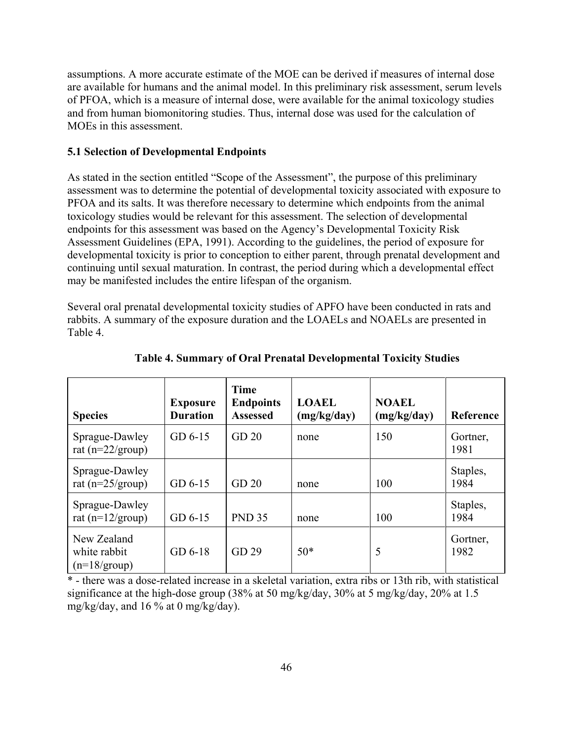assumptions. A more accurate estimate of the MOE can be derived if measures of internal dose are available for humans and the animal model. In this preliminary risk assessment, serum levels of PFOA, which is a measure of internal dose, were available for the animal toxicology studies and from human biomonitoring studies. Thus, internal dose was used for the calculation of MOEs in this assessment.

### 5.1 Selection of Developmental Endpoints

As stated in the section entitled "Scope of the Assessment", the purpose of this preliminary assessment was to determine the potential of developmental toxicity associated with exposure to PFOA and its salts. It was therefore necessary to determine which endpoints from the animal toxicology studies would be relevant for this assessment. The selection of developmental endpoints for this assessment was based on the Agency's Developmental Toxicity Risk Assessment Guidelines (EPA, 1991). According to the guidelines, the period of exposure for developmental toxicity is prior to conception to either parent, through prenatal development and continuing until sexual maturation. In contrast, the period during which a developmental effect may be manifested includes the entire lifespan of the organism.

Several oral prenatal developmental toxicity studies of APFO have been conducted in rats and rabbits. A summary of the exposure duration and the LOAELs and NOAELs are presented in Table 4.

**Table 4. Summary of Oral Prenatal Developmental Toxicity Studies**

| Species | Exposure Duration | Time Endpoints Assessed | LOAEL (mg/kg/day) | NOAEL (mg/kg/day) | Reference |
|---|---|---|---|---|---|
| Sprague-Dawley rat (n=22/group) | GD 6-15 | GD 20 | none | 150 | Gortner, 1981 |
| Sprague-Dawley rat (n=25/group) | GD 6-15 | GD 20 | none | 100 | Staples, 1984 |
| Sprague-Dawley rat (n=12/group) | GD 6-15 | PND 35 | none | 100 | Staples, 1984 |
| New Zealand white rabbit (n=18/group) | GD 6-18 | GD 29 | 50* | 5 | Gortner, 1982 |

\* - there was a dose-related increase in a skeletal variation, extra ribs or 13th rib, with statistical significance at the high-dose group (38% at 50 mg/kg/day, 30% at 5 mg/kg/day, 20% at 1.5 mg/kg/day, and 16 % at 0 mg/kg/day).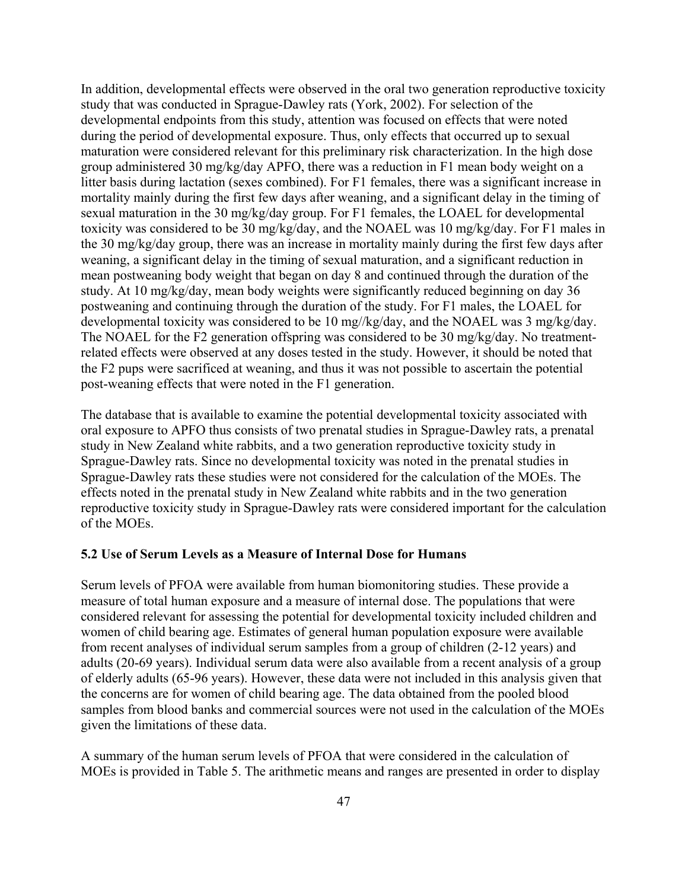In addition, developmental effects were observed in the oral two generation reproductive toxicity study that was conducted in Sprague-Dawley rats (York, 2002). For selection of the developmental endpoints from this study, attention was focused on effects that were noted during the period of developmental exposure. Thus, only effects that occurred up to sexual maturation were considered relevant for this preliminary risk characterization. In the high dose group administered 30 mg/kg/day APFO, there was a reduction in F1 mean body weight on a litter basis during lactation (sexes combined). For F1 females, there was a significant increase in mortality mainly during the first few days after weaning, and a significant delay in the timing of sexual maturation in the 30 mg/kg/day group. For F1 females, the LOAEL for developmental toxicity was considered to be 30 mg/kg/day, and the NOAEL was 10 mg/kg/day. For F1 males in the 30 mg/kg/day group, there was an increase in mortality mainly during the first few days after weaning, a significant delay in the timing of sexual maturation, and a significant reduction in mean postweaning body weight that began on day 8 and continued through the duration of the study. At 10 mg/kg/day, mean body weights were significantly reduced beginning on day 36 postweaning and continuing through the duration of the study. For F1 males, the LOAEL for developmental toxicity was considered to be 10 mg//kg/day, and the NOAEL was 3 mg/kg/day. The NOAEL for the F2 generation offspring was considered to be 30 mg/kg/day. No treatment-related effects were observed at any doses tested in the study. However, it should be noted that the F2 pups were sacrificed at weaning, and thus it was not possible to ascertain the potential post-weaning effects that were noted in the F1 generation.

The database that is available to examine the potential developmental toxicity associated with oral exposure to APFO thus consists of two prenatal studies in Sprague-Dawley rats, a prenatal study in New Zealand white rabbits, and a two generation reproductive toxicity study in Sprague-Dawley rats. Since no developmental toxicity was noted in the prenatal studies in Sprague-Dawley rats these studies were not considered for the calculation of the MOEs. The effects noted in the prenatal study in New Zealand white rabbits and in the two generation reproductive toxicity study in Sprague-Dawley rats were considered important for the calculation of the MOEs.

### 5.2 Use of Serum Levels as a Measure of Internal Dose for Humans

Serum levels of PFOA were available from human biomonitoring studies. These provide a measure of total human exposure and a measure of internal dose. The populations that were considered relevant for assessing the potential for developmental toxicity included children and women of child bearing age. Estimates of general human population exposure were available from recent analyses of individual serum samples from a group of children (2-12 years) and adults (20-69 years). Individual serum data were also available from a recent analysis of a group of elderly adults (65-96 years). However, these data were not included in this analysis given that the concerns are for women of child bearing age. The data obtained from the pooled blood samples from blood banks and commercial sources were not used in the calculation of the MOEs given the limitations of these data.

A summary of the human serum levels of PFOA that were considered in the calculation of MOEs is provided in Table 5. The arithmetic means and ranges are presented in order to display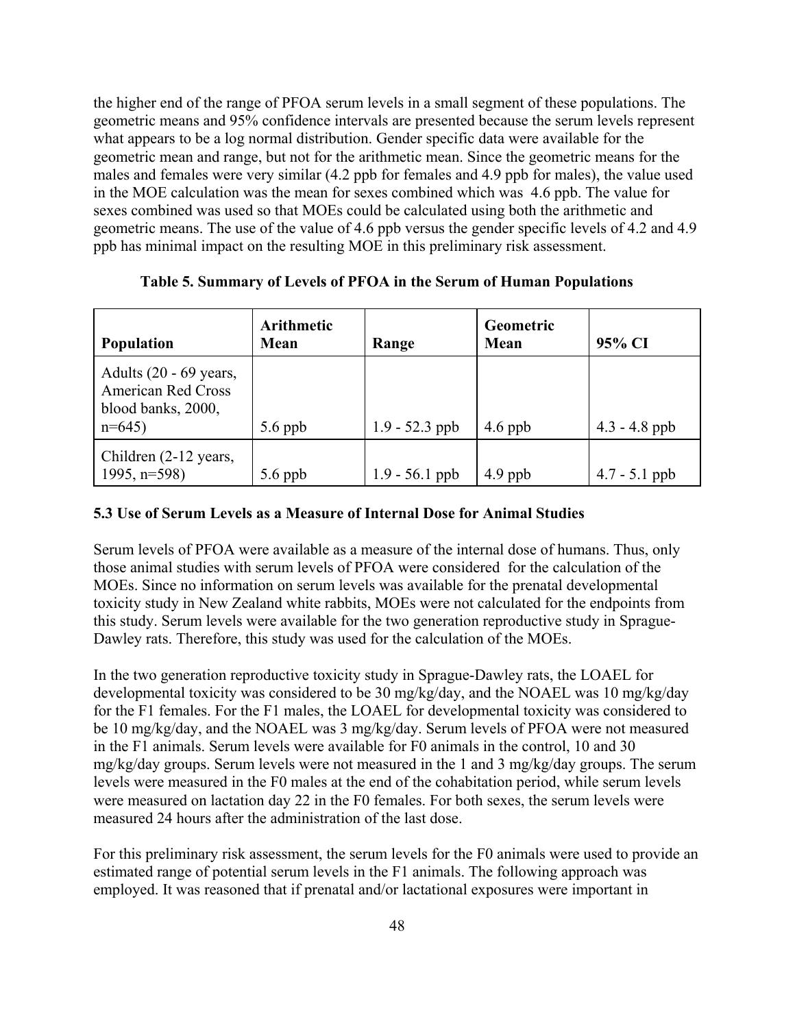the higher end of the range of PFOA serum levels in a small segment of these populations. The geometric means and 95% confidence intervals are presented because the serum levels represent what appears to be a log normal distribution. Gender specific data were available for the geometric mean and range, but not for the arithmetic mean. Since the geometric means for the males and females were very similar (4.2 ppb for females and 4.9 ppb for males), the value used in the MOE calculation was the mean for sexes combined which was 4.6 ppb. The value for sexes combined was used so that MOEs could be calculated using both the arithmetic and geometric means. The use of the value of 4.6 ppb versus the gender specific levels of 4.2 and 4.9 ppb has minimal impact on the resulting MOE in this preliminary risk assessment.

**Table 5. Summary of Levels of PFOA in the Serum of Human Populations**

| Population | Arithmetic Mean | Range | Geometric Mean | 95% CI |
|---|---|---|---|---|
| Adults (20 - 69 years, American Red Cross blood banks, 2000, n=645) | 5.6 ppb | 1.9 - 52.3 ppb | 4.6 ppb | 4.3 - 4.8 ppb |
| Children (2-12 years, 1995, n=598) | 5.6 ppb | 1.9 - 56.1 ppb | 4.9 ppb | 4.7 - 5.1 ppb |

### 5.3 Use of Serum Levels as a Measure of Internal Dose for Animal Studies

Serum levels of PFOA were available as a measure of the internal dose of humans. Thus, only those animal studies with serum levels of PFOA were considered for the calculation of the MOEs. Since no information on serum levels was available for the prenatal developmental toxicity study in New Zealand white rabbits, MOEs were not calculated for the endpoints from this study. Serum levels were available for the two generation reproductive study in Sprague-Dawley rats. Therefore, this study was used for the calculation of the MOEs.

In the two generation reproductive toxicity study in Sprague-Dawley rats, the LOAEL for developmental toxicity was considered to be 30 mg/kg/day, and the NOAEL was 10 mg/kg/day for the F1 females. For the F1 males, the LOAEL for developmental toxicity was considered to be 10 mg/kg/day, and the NOAEL was 3 mg/kg/day. Serum levels of PFOA were not measured in the F1 animals. Serum levels were available for F0 animals in the control, 10 and 30 mg/kg/day groups. Serum levels were not measured in the 1 and 3 mg/kg/day groups. The serum levels were measured in the F0 males at the end of the cohabitation period, while serum levels were measured on lactation day 22 in the F0 females. For both sexes, the serum levels were measured 24 hours after the administration of the last dose.

For this preliminary risk assessment, the serum levels for the F0 animals were used to provide an estimated range of potential serum levels in the F1 animals. The following approach was employed. It was reasoned that if prenatal and/or lactational exposures were important in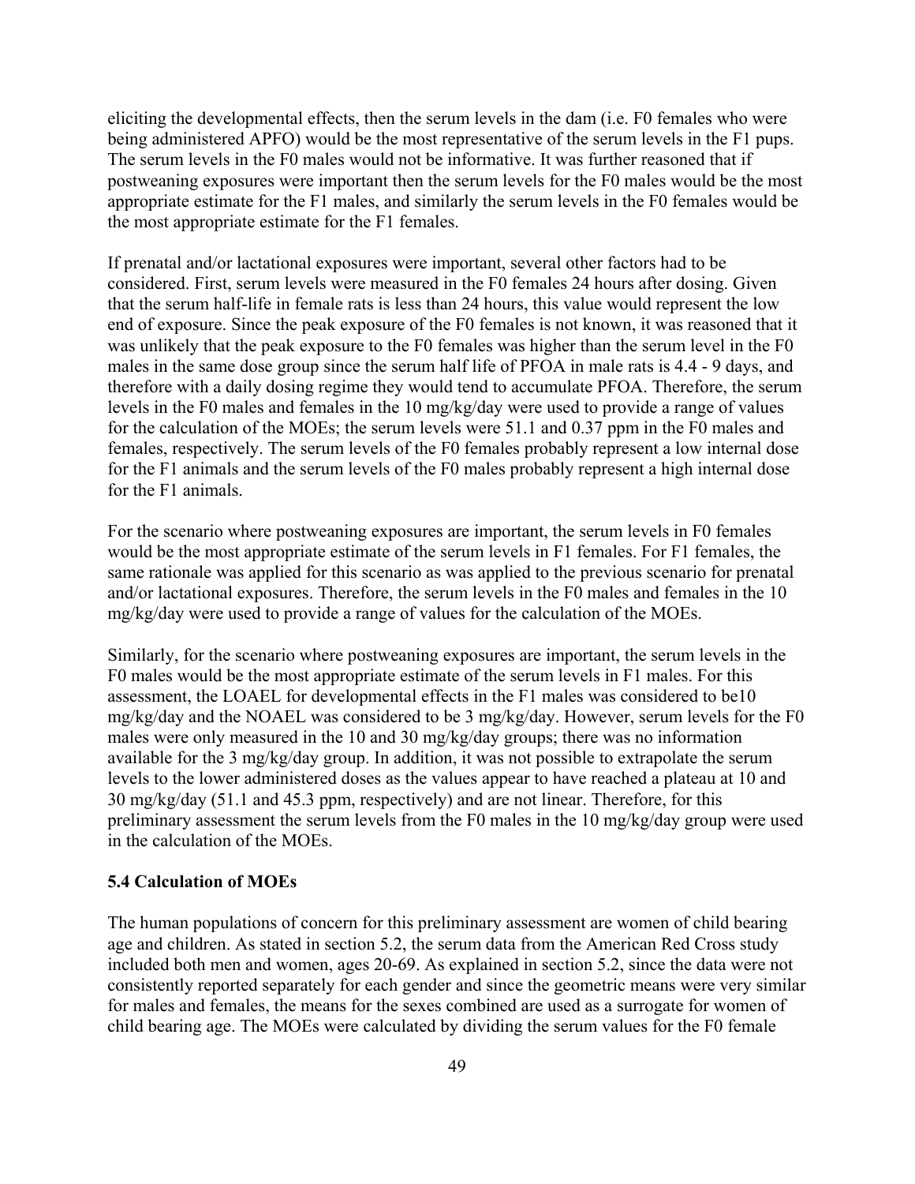eliciting the developmental effects, then the serum levels in the dam (i.e. F0 females who were being administered APFO) would be the most representative of the serum levels in the F1 pups. The serum levels in the F0 males would not be informative. It was further reasoned that if postweaning exposures were important then the serum levels for the F0 males would be the most appropriate estimate for the F1 males, and similarly the serum levels in the F0 females would be the most appropriate estimate for the F1 females.

If prenatal and/or lactational exposures were important, several other factors had to be considered. First, serum levels were measured in the F0 females 24 hours after dosing. Given that the serum half-life in female rats is less than 24 hours, this value would represent the low end of exposure. Since the peak exposure of the F0 females is not known, it was reasoned that it was unlikely that the peak exposure to the F0 females was higher than the serum level in the F0 males in the same dose group since the serum half life of PFOA in male rats is 4.4 - 9 days, and therefore with a daily dosing regime they would tend to accumulate PFOA. Therefore, the serum levels in the F0 males and females in the 10 mg/kg/day were used to provide a range of values for the calculation of the MOEs; the serum levels were 51.1 and 0.37 ppm in the F0 males and females, respectively. The serum levels of the F0 females probably represent a low internal dose for the F1 animals and the serum levels of the F0 males probably represent a high internal dose for the F1 animals.

For the scenario where postweaning exposures are important, the serum levels in F0 females would be the most appropriate estimate of the serum levels in F1 females. For F1 females, the same rationale was applied for this scenario as was applied to the previous scenario for prenatal and/or lactational exposures. Therefore, the serum levels in the F0 males and females in the 10 mg/kg/day were used to provide a range of values for the calculation of the MOEs.

Similarly, for the scenario where postweaning exposures are important, the serum levels in the F0 males would be the most appropriate estimate of the serum levels in F1 males. For this assessment, the LOAEL for developmental effects in the F1 males was considered to be10 mg/kg/day and the NOAEL was considered to be 3 mg/kg/day. However, serum levels for the F0 males were only measured in the 10 and 30 mg/kg/day groups; there was no information available for the 3 mg/kg/day group. In addition, it was not possible to extrapolate the serum levels to the lower administered doses as the values appear to have reached a plateau at 10 and 30 mg/kg/day (51.1 and 45.3 ppm, respectively) and are not linear. Therefore, for this preliminary assessment the serum levels from the F0 males in the 10 mg/kg/day group were used in the calculation of the MOEs.

### 5.4 Calculation of MOEs

The human populations of concern for this preliminary assessment are women of child bearing age and children. As stated in section 5.2, the serum data from the American Red Cross study included both men and women, ages 20-69. As explained in section 5.2, since the data were not consistently reported separately for each gender and since the geometric means were very similar for males and females, the means for the sexes combined are used as a surrogate for women of child bearing age. The MOEs were calculated by dividing the serum values for the F0 female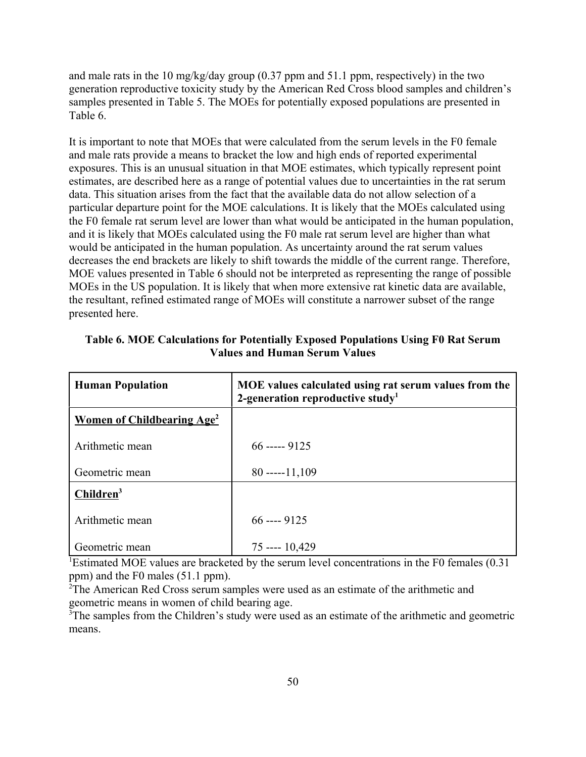and male rats in the 10 mg/kg/day group (0.37 ppm and 51.1 ppm, respectively) in the two generation reproductive toxicity study by the American Red Cross blood samples and children's samples presented in Table 5. The MOEs for potentially exposed populations are presented in Table 6.

It is important to note that MOEs that were calculated from the serum levels in the F0 female and male rats provide a means to bracket the low and high ends of reported experimental exposures. This is an unusual situation in that MOE estimates, which typically represent point estimates, are described here as a range of potential values due to uncertainties in the rat serum data. This situation arises from the fact that the available data do not allow selection of a particular departure point for the MOE calculations. It is likely that the MOEs calculated using the F0 female rat serum level are lower than what would be anticipated in the human population, and it is likely that MOEs calculated using the F0 male rat serum level are higher than what would be anticipated in the human population. As uncertainty around the rat serum values decreases the end brackets are likely to shift towards the middle of the current range. Therefore, MOE values presented in Table 6 should not be interpreted as representing the range of possible MOEs in the US population. It is likely that when more extensive rat kinetic data are available, the resultant, refined estimated range of MOEs will constitute a narrower subset of the range presented here.

**Table 6. MOE Calculations for Potentially Exposed Populations Using F0 Rat Serum Values and Human Serum Values**

| Human Population | MOE values calculated using rat serum values from the 2-generation reproductive study[1] |
|---|---|
| **Women of Childbearing Age[2]** | |
| Arithmetic mean | 66 ----- 9125 |
| Geometric mean | 80 -----11,109 |
| **Children[3]** | |
| Arithmetic mean | 66 ---- 9125 |
| Geometric mean | 75 ---- 10,429 |

[1]Estimated MOE values are bracketed by the serum level concentrations in the F0 females (0.31 ppm) and the F0 males (51.1 ppm).
[2]The American Red Cross serum samples were used as an estimate of the arithmetic and geometric means in women of child bearing age.
[3]The samples from the Children's study were used as an estimate of the arithmetic and geometric means.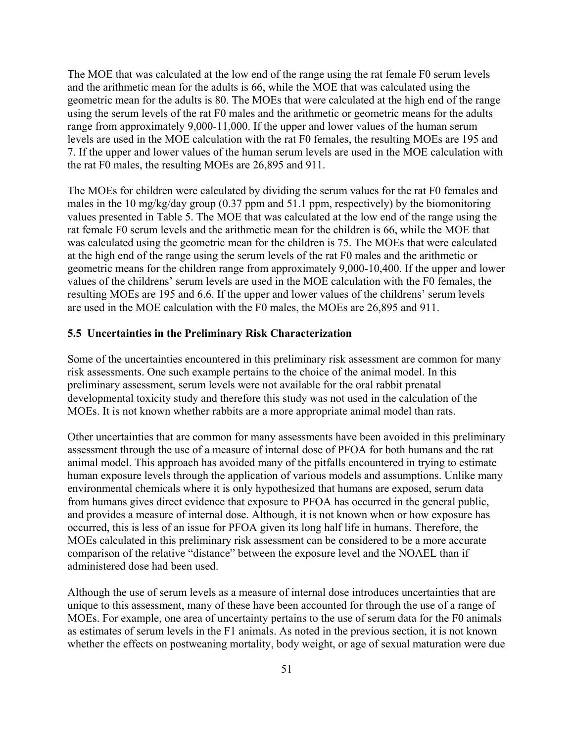The MOE that was calculated at the low end of the range using the rat female F0 serum levels and the arithmetic mean for the adults is 66, while the MOE that was calculated using the geometric mean for the adults is 80. The MOEs that were calculated at the high end of the range using the serum levels of the rat F0 males and the arithmetic or geometric means for the adults range from approximately 9,000-11,000. If the upper and lower values of the human serum levels are used in the MOE calculation with the rat F0 females, the resulting MOEs are 195 and 7. If the upper and lower values of the human serum levels are used in the MOE calculation with the rat F0 males, the resulting MOEs are 26,895 and 911.

The MOEs for children were calculated by dividing the serum values for the rat F0 females and males in the 10 mg/kg/day group (0.37 ppm and 51.1 ppm, respectively) by the biomonitoring values presented in Table 5. The MOE that was calculated at the low end of the range using the rat female F0 serum levels and the arithmetic mean for the children is 66, while the MOE that was calculated using the geometric mean for the children is 75. The MOEs that were calculated at the high end of the range using the serum levels of the rat F0 males and the arithmetic or geometric means for the children range from approximately 9,000-10,400. If the upper and lower values of the childrens' serum levels are used in the MOE calculation with the F0 females, the resulting MOEs are 195 and 6.6. If the upper and lower values of the childrens' serum levels are used in the MOE calculation with the F0 males, the MOEs are 26,895 and 911.

### 5.5 Uncertainties in the Preliminary Risk Characterization

Some of the uncertainties encountered in this preliminary risk assessment are common for many risk assessments. One such example pertains to the choice of the animal model. In this preliminary assessment, serum levels were not available for the oral rabbit prenatal developmental toxicity study and therefore this study was not used in the calculation of the MOEs. It is not known whether rabbits are a more appropriate animal model than rats.

Other uncertainties that are common for many assessments have been avoided in this preliminary assessment through the use of a measure of internal dose of PFOA for both humans and the rat animal model. This approach has avoided many of the pitfalls encountered in trying to estimate human exposure levels through the application of various models and assumptions. Unlike many environmental chemicals where it is only hypothesized that humans are exposed, serum data from humans gives direct evidence that exposure to PFOA has occurred in the general public, and provides a measure of internal dose. Although, it is not known when or how exposure has occurred, this is less of an issue for PFOA given its long half life in humans. Therefore, the MOEs calculated in this preliminary risk assessment can be considered to be a more accurate comparison of the relative "distance" between the exposure level and the NOAEL than if administered dose had been used.

Although the use of serum levels as a measure of internal dose introduces uncertainties that are unique to this assessment, many of these have been accounted for through the use of a range of MOEs. For example, one area of uncertainty pertains to the use of serum data for the F0 animals as estimates of serum levels in the F1 animals. As noted in the previous section, it is not known whether the effects on postweaning mortality, body weight, or age of sexual maturation were due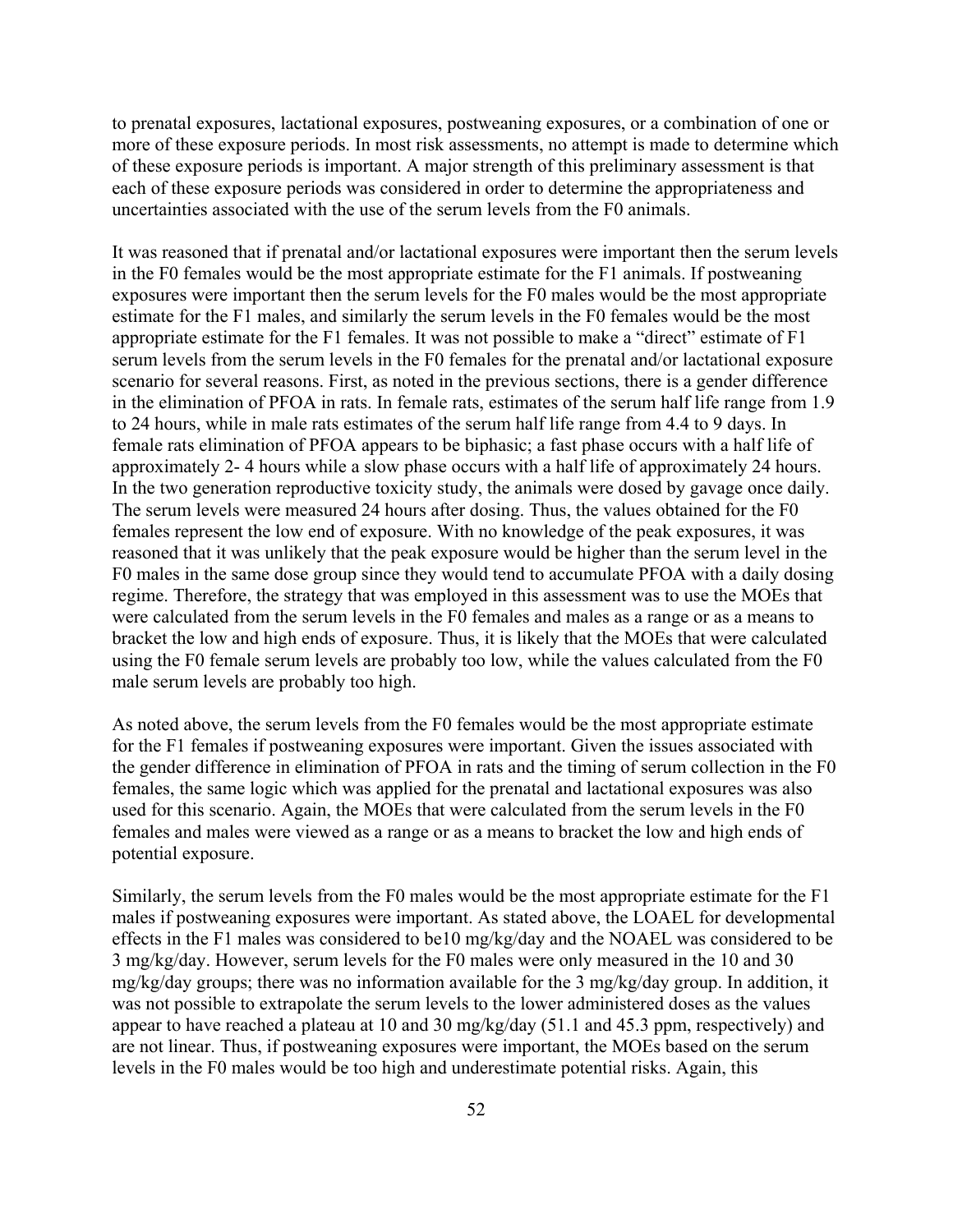to prenatal exposures, lactational exposures, postweaning exposures, or a combination of one or more of these exposure periods. In most risk assessments, no attempt is made to determine which of these exposure periods is important. A major strength of this preliminary assessment is that each of these exposure periods was considered in order to determine the appropriateness and uncertainties associated with the use of the serum levels from the F0 animals.

It was reasoned that if prenatal and/or lactational exposures were important then the serum levels in the F0 females would be the most appropriate estimate for the F1 animals. If postweaning exposures were important then the serum levels for the F0 males would be the most appropriate estimate for the F1 males, and similarly the serum levels in the F0 females would be the most appropriate estimate for the F1 females. It was not possible to make a "direct" estimate of F1 serum levels from the serum levels in the F0 females for the prenatal and/or lactational exposure scenario for several reasons. First, as noted in the previous sections, there is a gender difference in the elimination of PFOA in rats. In female rats, estimates of the serum half life range from 1.9 to 24 hours, while in male rats estimates of the serum half life range from 4.4 to 9 days. In female rats elimination of PFOA appears to be biphasic; a fast phase occurs with a half life of approximately 2- 4 hours while a slow phase occurs with a half life of approximately 24 hours. In the two generation reproductive toxicity study, the animals were dosed by gavage once daily. The serum levels were measured 24 hours after dosing. Thus, the values obtained for the F0 females represent the low end of exposure. With no knowledge of the peak exposures, it was reasoned that it was unlikely that the peak exposure would be higher than the serum level in the F0 males in the same dose group since they would tend to accumulate PFOA with a daily dosing regime. Therefore, the strategy that was employed in this assessment was to use the MOEs that were calculated from the serum levels in the F0 females and males as a range or as a means to bracket the low and high ends of exposure. Thus, it is likely that the MOEs that were calculated using the F0 female serum levels are probably too low, while the values calculated from the F0 male serum levels are probably too high.

As noted above, the serum levels from the F0 females would be the most appropriate estimate for the F1 females if postweaning exposures were important. Given the issues associated with the gender difference in elimination of PFOA in rats and the timing of serum collection in the F0 females, the same logic which was applied for the prenatal and lactational exposures was also used for this scenario. Again, the MOEs that were calculated from the serum levels in the F0 females and males were viewed as a range or as a means to bracket the low and high ends of potential exposure.

Similarly, the serum levels from the F0 males would be the most appropriate estimate for the F1 males if postweaning exposures were important. As stated above, the LOAEL for developmental effects in the F1 males was considered to be10 mg/kg/day and the NOAEL was considered to be 3 mg/kg/day. However, serum levels for the F0 males were only measured in the 10 and 30 mg/kg/day groups; there was no information available for the 3 mg/kg/day group. In addition, it was not possible to extrapolate the serum levels to the lower administered doses as the values appear to have reached a plateau at 10 and 30 mg/kg/day (51.1 and 45.3 ppm, respectively) and are not linear. Thus, if postweaning exposures were important, the MOEs based on the serum levels in the F0 males would be too high and underestimate potential risks. Again, this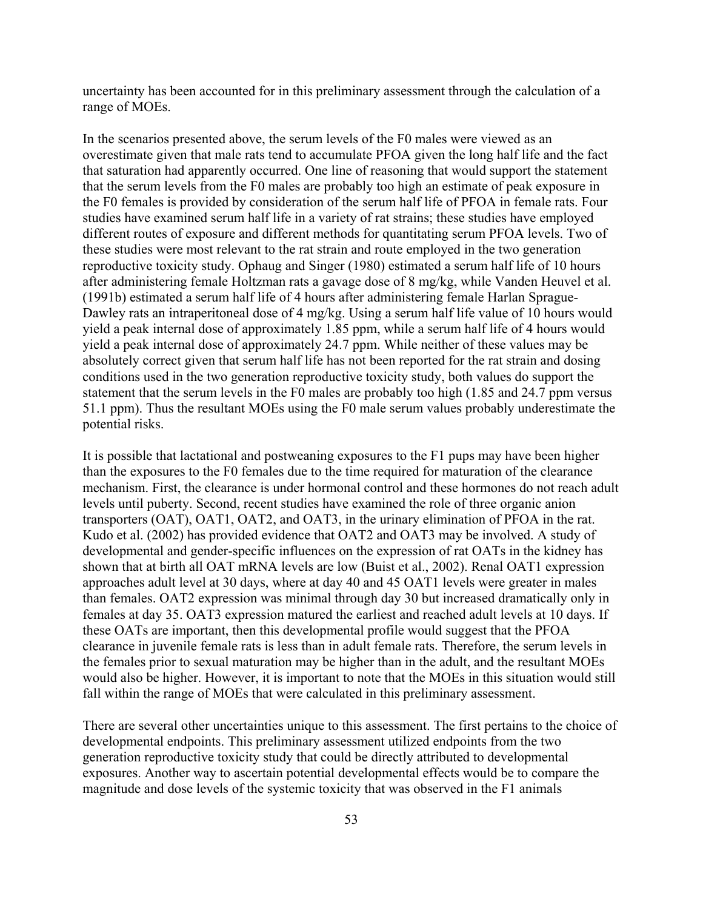uncertainty has been accounted for in this preliminary assessment through the calculation of a range of MOEs.

In the scenarios presented above, the serum levels of the F0 males were viewed as an overestimate given that male rats tend to accumulate PFOA given the long half life and the fact that saturation had apparently occurred. One line of reasoning that would support the statement that the serum levels from the F0 males are probably too high an estimate of peak exposure in the F0 females is provided by consideration of the serum half life of PFOA in female rats. Four studies have examined serum half life in a variety of rat strains; these studies have employed different routes of exposure and different methods for quantitating serum PFOA levels. Two of these studies were most relevant to the rat strain and route employed in the two generation reproductive toxicity study. Ophaug and Singer (1980) estimated a serum half life of 10 hours after administering female Holtzman rats a gavage dose of 8 mg/kg, while Vanden Heuvel et al. (1991b) estimated a serum half life of 4 hours after administering female Harlan Sprague-Dawley rats an intraperitoneal dose of 4 mg/kg. Using a serum half life value of 10 hours would yield a peak internal dose of approximately 1.85 ppm, while a serum half life of 4 hours would yield a peak internal dose of approximately 24.7 ppm. While neither of these values may be absolutely correct given that serum half life has not been reported for the rat strain and dosing conditions used in the two generation reproductive toxicity study, both values do support the statement that the serum levels in the F0 males are probably too high (1.85 and 24.7 ppm versus 51.1 ppm). Thus the resultant MOEs using the F0 male serum values probably underestimate the potential risks.

It is possible that lactational and postweaning exposures to the F1 pups may have been higher than the exposures to the F0 females due to the time required for maturation of the clearance mechanism. First, the clearance is under hormonal control and these hormones do not reach adult levels until puberty. Second, recent studies have examined the role of three organic anion transporters (OAT), OAT1, OAT2, and OAT3, in the urinary elimination of PFOA in the rat. Kudo et al. (2002) has provided evidence that OAT2 and OAT3 may be involved. A study of developmental and gender-specific influences on the expression of rat OATs in the kidney has shown that at birth all OAT mRNA levels are low (Buist et al., 2002). Renal OAT1 expression approaches adult level at 30 days, where at day 40 and 45 OAT1 levels were greater in males than females. OAT2 expression was minimal through day 30 but increased dramatically only in females at day 35. OAT3 expression matured the earliest and reached adult levels at 10 days. If these OATs are important, then this developmental profile would suggest that the PFOA clearance in juvenile female rats is less than in adult female rats. Therefore, the serum levels in the females prior to sexual maturation may be higher than in the adult, and the resultant MOEs would also be higher. However, it is important to note that the MOEs in this situation would still fall within the range of MOEs that were calculated in this preliminary assessment.

There are several other uncertainties unique to this assessment. The first pertains to the choice of developmental endpoints. This preliminary assessment utilized endpoints from the two generation reproductive toxicity study that could be directly attributed to developmental exposures. Another way to ascertain potential developmental effects would be to compare the magnitude and dose levels of the systemic toxicity that was observed in the F1 animals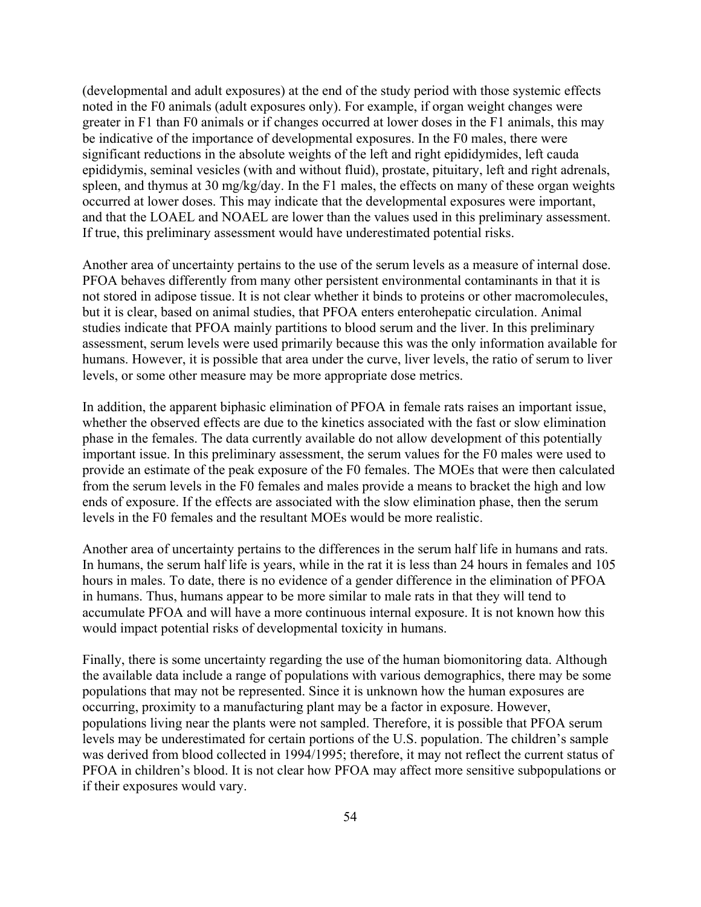(developmental and adult exposures) at the end of the study period with those systemic effects noted in the F0 animals (adult exposures only). For example, if organ weight changes were greater in F1 than F0 animals or if changes occurred at lower doses in the F1 animals, this may be indicative of the importance of developmental exposures. In the F0 males, there were significant reductions in the absolute weights of the left and right epididymides, left cauda epididymis, seminal vesicles (with and without fluid), prostate, pituitary, left and right adrenals, spleen, and thymus at 30 mg/kg/day. In the F1 males, the effects on many of these organ weights occurred at lower doses. This may indicate that the developmental exposures were important, and that the LOAEL and NOAEL are lower than the values used in this preliminary assessment. If true, this preliminary assessment would have underestimated potential risks.

Another area of uncertainty pertains to the use of the serum levels as a measure of internal dose. PFOA behaves differently from many other persistent environmental contaminants in that it is not stored in adipose tissue. It is not clear whether it binds to proteins or other macromolecules, but it is clear, based on animal studies, that PFOA enters enterohepatic circulation. Animal studies indicate that PFOA mainly partitions to blood serum and the liver. In this preliminary assessment, serum levels were used primarily because this was the only information available for humans. However, it is possible that area under the curve, liver levels, the ratio of serum to liver levels, or some other measure may be more appropriate dose metrics.

In addition, the apparent biphasic elimination of PFOA in female rats raises an important issue, whether the observed effects are due to the kinetics associated with the fast or slow elimination phase in the females. The data currently available do not allow development of this potentially important issue. In this preliminary assessment, the serum values for the F0 males were used to provide an estimate of the peak exposure of the F0 females. The MOEs that were then calculated from the serum levels in the F0 females and males provide a means to bracket the high and low ends of exposure. If the effects are associated with the slow elimination phase, then the serum levels in the F0 females and the resultant MOEs would be more realistic.

Another area of uncertainty pertains to the differences in the serum half life in humans and rats. In humans, the serum half life is years, while in the rat it is less than 24 hours in females and 105 hours in males. To date, there is no evidence of a gender difference in the elimination of PFOA in humans. Thus, humans appear to be more similar to male rats in that they will tend to accumulate PFOA and will have a more continuous internal exposure. It is not known how this would impact potential risks of developmental toxicity in humans.

Finally, there is some uncertainty regarding the use of the human biomonitoring data. Although the available data include a range of populations with various demographics, there may be some populations that may not be represented. Since it is unknown how the human exposures are occurring, proximity to a manufacturing plant may be a factor in exposure. However, populations living near the plants were not sampled. Therefore, it is possible that PFOA serum levels may be underestimated for certain portions of the U.S. population. The children's sample was derived from blood collected in 1994/1995; therefore, it may not reflect the current status of PFOA in children's blood. It is not clear how PFOA may affect more sensitive subpopulations or if their exposures would vary.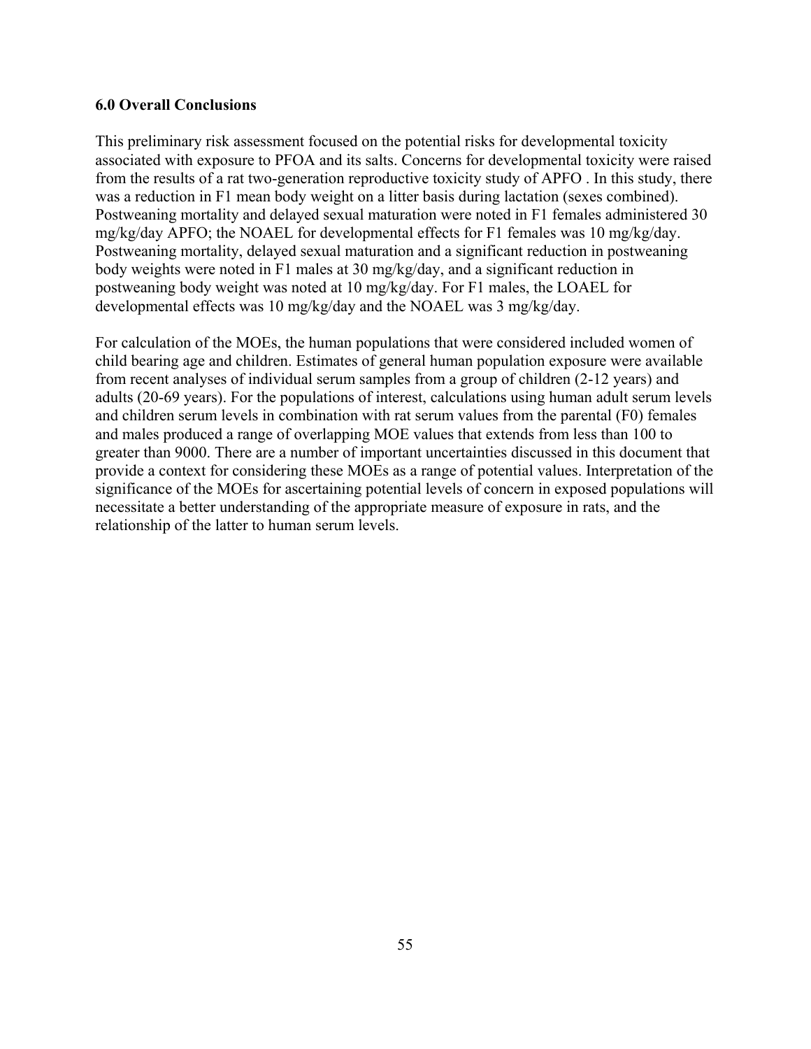## 6.0 Overall Conclusions

This preliminary risk assessment focused on the potential risks for developmental toxicity associated with exposure to PFOA and its salts. Concerns for developmental toxicity were raised from the results of a rat two-generation reproductive toxicity study of APFO . In this study, there was a reduction in F1 mean body weight on a litter basis during lactation (sexes combined). Postweaning mortality and delayed sexual maturation were noted in F1 females administered 30 mg/kg/day APFO; the NOAEL for developmental effects for F1 females was 10 mg/kg/day. Postweaning mortality, delayed sexual maturation and a significant reduction in postweaning body weights were noted in F1 males at 30 mg/kg/day, and a significant reduction in postweaning body weight was noted at 10 mg/kg/day. For F1 males, the LOAEL for developmental effects was 10 mg/kg/day and the NOAEL was 3 mg/kg/day.

For calculation of the MOEs, the human populations that were considered included women of child bearing age and children. Estimates of general human population exposure were available from recent analyses of individual serum samples from a group of children (2-12 years) and adults (20-69 years). For the populations of interest, calculations using human adult serum levels and children serum levels in combination with rat serum values from the parental (F0) females and males produced a range of overlapping MOE values that extends from less than 100 to greater than 9000. There are a number of important uncertainties discussed in this document that provide a context for considering these MOEs as a range of potential values. Interpretation of the significance of the MOEs for ascertaining potential levels of concern in exposed populations will necessitate a better understanding of the appropriate measure of exposure in rats, and the relationship of the latter to human serum levels.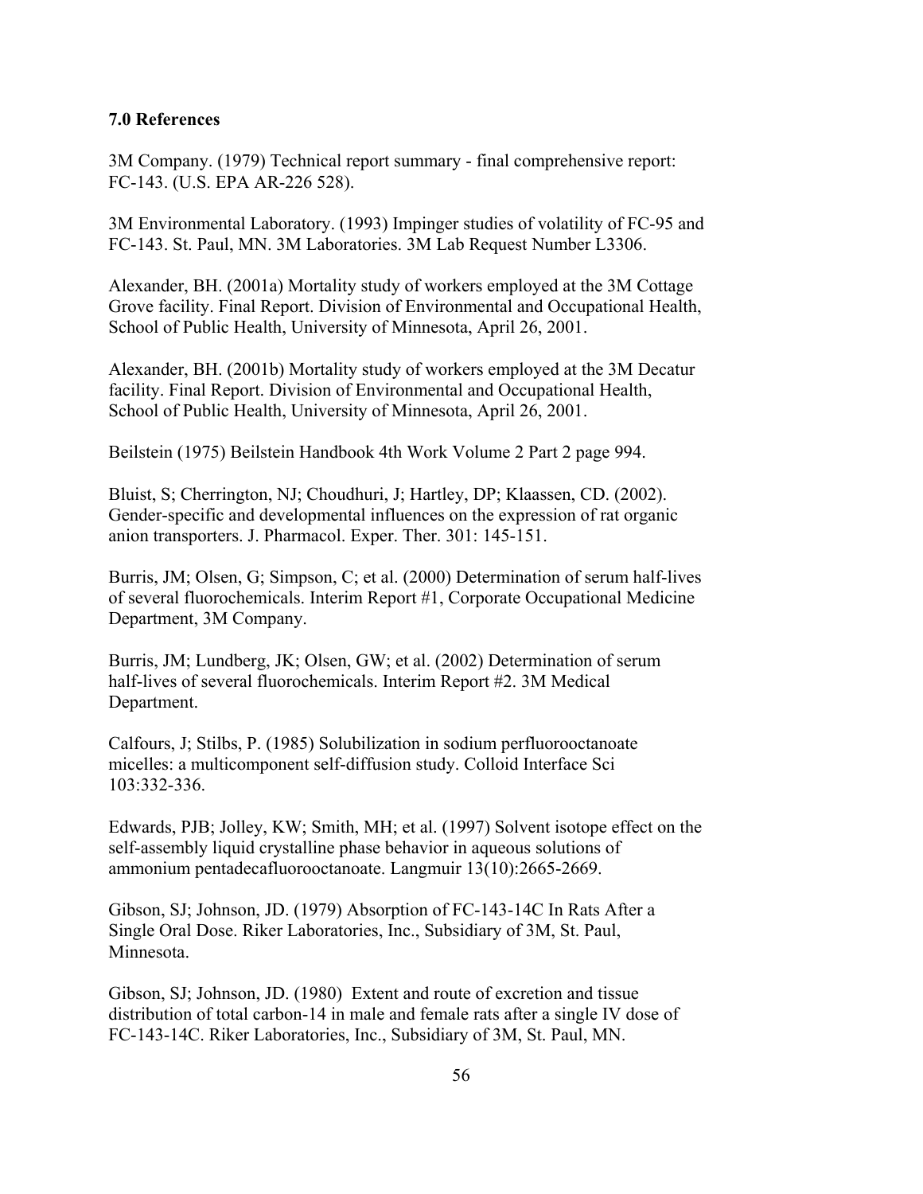## 7.0 References

3M Company. (1979) Technical report summary - final comprehensive report: FC-143. (U.S. EPA AR-226 528).

3M Environmental Laboratory. (1993) Impinger studies of volatility of FC-95 and FC-143. St. Paul, MN. 3M Laboratories. 3M Lab Request Number L3306.

Alexander, BH. (2001a) Mortality study of workers employed at the 3M Cottage Grove facility. Final Report. Division of Environmental and Occupational Health, School of Public Health, University of Minnesota, April 26, 2001.

Alexander, BH. (2001b) Mortality study of workers employed at the 3M Decatur facility. Final Report. Division of Environmental and Occupational Health, School of Public Health, University of Minnesota, April 26, 2001.

Beilstein (1975) Beilstein Handbook 4th Work Volume 2 Part 2 page 994.

Bluist, S; Cherrington, NJ; Choudhuri, J; Hartley, DP; Klaassen, CD. (2002). Gender-specific and developmental influences on the expression of rat organic anion transporters. J. Pharmacol. Exper. Ther. 301: 145-151.

Burris, JM; Olsen, G; Simpson, C; et al. (2000) Determination of serum half-lives of several fluorochemicals. Interim Report #1, Corporate Occupational Medicine Department, 3M Company.

Burris, JM; Lundberg, JK; Olsen, GW; et al. (2002) Determination of serum half-lives of several fluorochemicals. Interim Report #2. 3M Medical Department.

Calfours, J; Stilbs, P. (1985) Solubilization in sodium perfluorooctanoate micelles: a multicomponent self-diffusion study. Colloid Interface Sci 103:332-336.

Edwards, PJB; Jolley, KW; Smith, MH; et al. (1997) Solvent isotope effect on the self-assembly liquid crystalline phase behavior in aqueous solutions of ammonium pentadecafluorooctanoate. Langmuir 13(10):2665-2669.

Gibson, SJ; Johnson, JD. (1979) Absorption of FC-143-14C In Rats After a Single Oral Dose. Riker Laboratories, Inc., Subsidiary of 3M, St. Paul, Minnesota.

Gibson, SJ; Johnson, JD. (1980) Extent and route of excretion and tissue distribution of total carbon-14 in male and female rats after a single IV dose of FC-143-14C. Riker Laboratories, Inc., Subsidiary of 3M, St. Paul, MN.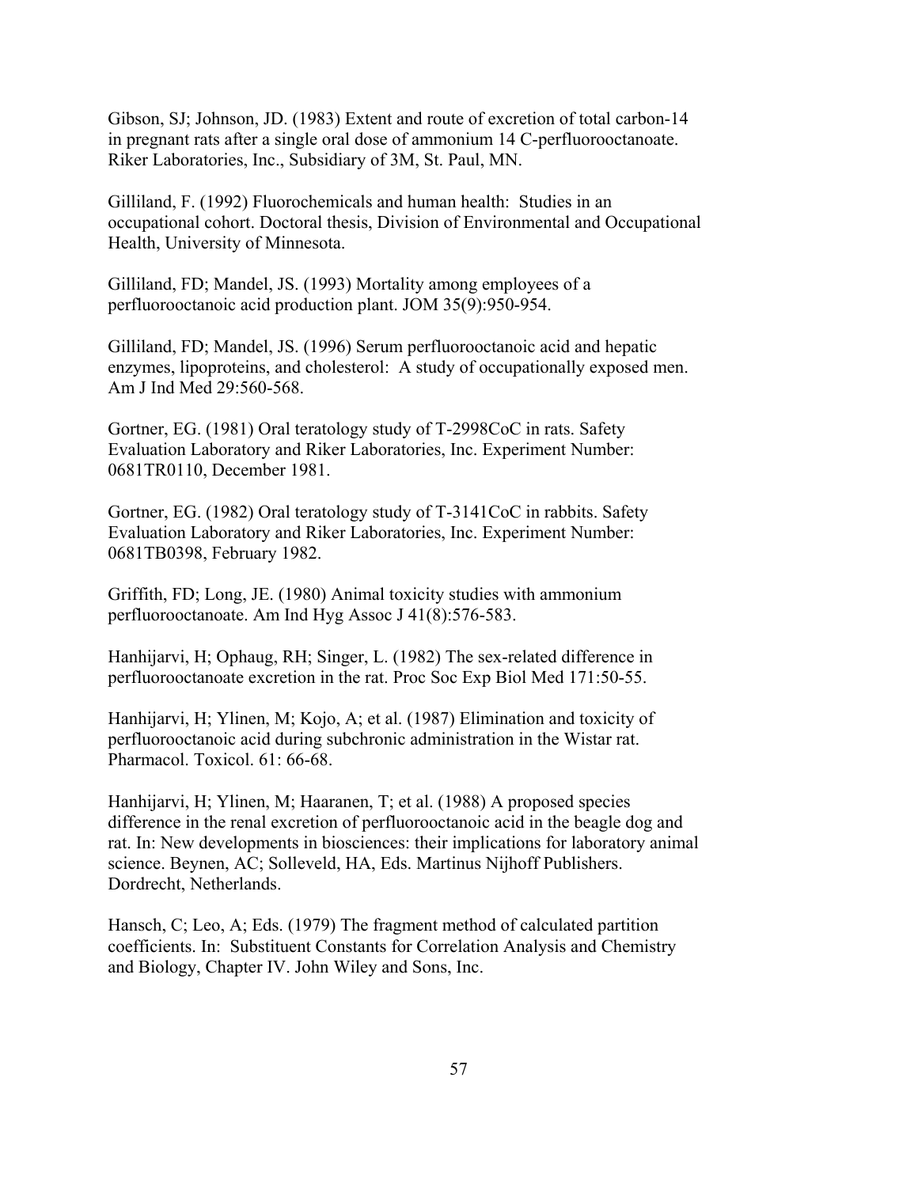Gibson, SJ; Johnson, JD. (1983) Extent and route of excretion of total carbon-14 in pregnant rats after a single oral dose of ammonium 14 C-perfluorooctanoate. Riker Laboratories, Inc., Subsidiary of 3M, St. Paul, MN.

Gilliland, F. (1992) Fluorochemicals and human health: Studies in an occupational cohort. Doctoral thesis, Division of Environmental and Occupational Health, University of Minnesota.

Gilliland, FD; Mandel, JS. (1993) Mortality among employees of a perfluorooctanoic acid production plant. JOM 35(9):950-954.

Gilliland, FD; Mandel, JS. (1996) Serum perfluorooctanoic acid and hepatic enzymes, lipoproteins, and cholesterol: A study of occupationally exposed men. Am J Ind Med 29:560-568.

Gortner, EG. (1981) Oral teratology study of T-2998CoC in rats. Safety Evaluation Laboratory and Riker Laboratories, Inc. Experiment Number: 0681TR0110, December 1981.

Gortner, EG. (1982) Oral teratology study of T-3141CoC in rabbits. Safety Evaluation Laboratory and Riker Laboratories, Inc. Experiment Number: 0681TB0398, February 1982.

Griffith, FD; Long, JE. (1980) Animal toxicity studies with ammonium perfluorooctanoate. Am Ind Hyg Assoc J 41(8):576-583.

Hanhijarvi, H; Ophaug, RH; Singer, L. (1982) The sex-related difference in perfluorooctanoate excretion in the rat. Proc Soc Exp Biol Med 171:50-55.

Hanhijarvi, H; Ylinen, M; Kojo, A; et al. (1987) Elimination and toxicity of perfluorooctanoic acid during subchronic administration in the Wistar rat. Pharmacol. Toxicol. 61: 66-68.

Hanhijarvi, H; Ylinen, M; Haaranen, T; et al. (1988) A proposed species difference in the renal excretion of perfluorooctanoic acid in the beagle dog and rat. In: New developments in biosciences: their implications for laboratory animal science. Beynen, AC; Solleveld, HA, Eds. Martinus Nijhoff Publishers. Dordrecht, Netherlands.

Hansch, C; Leo, A; Eds. (1979) The fragment method of calculated partition coefficients. In: Substituent Constants for Correlation Analysis and Chemistry and Biology, Chapter IV. John Wiley and Sons, Inc.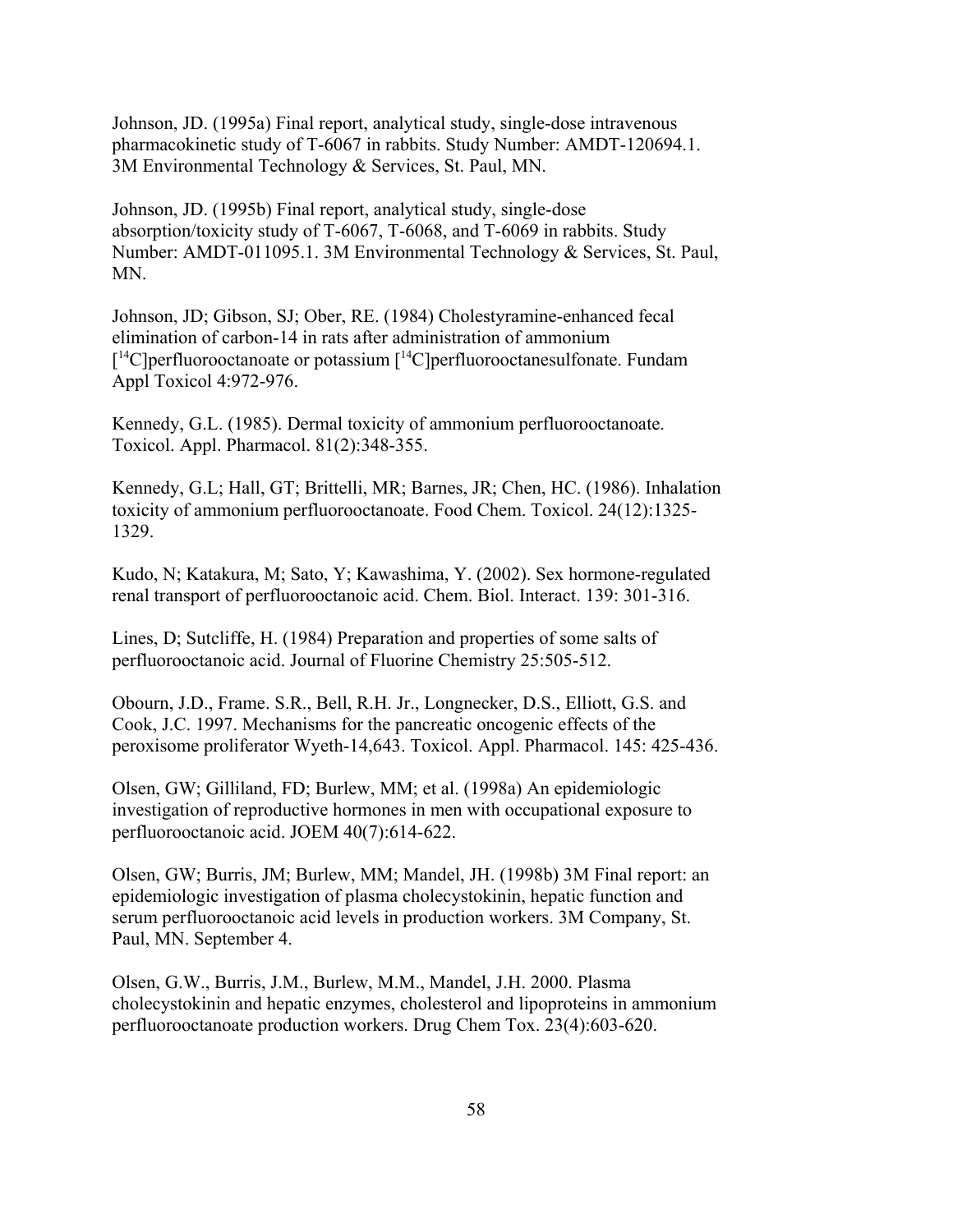Johnson, JD. (1995a) Final report, analytical study, single-dose intravenous pharmacokinetic study of T-6067 in rabbits. Study Number: AMDT-120694.1. 3M Environmental Technology & Services, St. Paul, MN.

Johnson, JD. (1995b) Final report, analytical study, single-dose absorption/toxicity study of T-6067, T-6068, and T-6069 in rabbits. Study Number: AMDT-011095.1. 3M Environmental Technology & Services, St. Paul, MN.

Johnson, JD; Gibson, SJ; Ober, RE. (1984) Cholestyramine-enhanced fecal elimination of carbon-14 in rats after administration of ammonium [$^{14}$C]perfluorooctanoate or potassium [$^{14}$C]perfluorooctanesulfonate. Fundam Appl Toxicol 4:972-976.

Kennedy, G.L. (1985). Dermal toxicity of ammonium perfluorooctanoate. Toxicol. Appl. Pharmacol. 81(2):348-355.

Kennedy, G.L; Hall, GT; Brittelli, MR; Barnes, JR; Chen, HC. (1986). Inhalation toxicity of ammonium perfluorooctanoate. Food Chem. Toxicol. 24(12):1325-1329.

Kudo, N; Katakura, M; Sato, Y; Kawashima, Y. (2002). Sex hormone-regulated renal transport of perfluorooctanoic acid. Chem. Biol. Interact. 139: 301-316.

Lines, D; Sutcliffe, H. (1984) Preparation and properties of some salts of perfluorooctanoic acid. Journal of Fluorine Chemistry 25:505-512.

Obourn, J.D., Frame. S.R., Bell, R.H. Jr., Longnecker, D.S., Elliott, G.S. and Cook, J.C. 1997. Mechanisms for the pancreatic oncogenic effects of the peroxisome proliferator Wyeth-14,643. Toxicol. Appl. Pharmacol. 145: 425-436.

Olsen, GW; Gilliland, FD; Burlew, MM; et al. (1998a) An epidemiologic investigation of reproductive hormones in men with occupational exposure to perfluorooctanoic acid. JOEM 40(7):614-622.

Olsen, GW; Burris, JM; Burlew, MM; Mandel, JH. (1998b) 3M Final report: an epidemiologic investigation of plasma cholecystokinin, hepatic function and serum perfluorooctanoic acid levels in production workers. 3M Company, St. Paul, MN. September 4.

Olsen, G.W., Burris, J.M., Burlew, M.M., Mandel, J.H. 2000. Plasma cholecystokinin and hepatic enzymes, cholesterol and lipoproteins in ammonium perfluorooctanoate production workers. Drug Chem Tox. 23(4):603-620.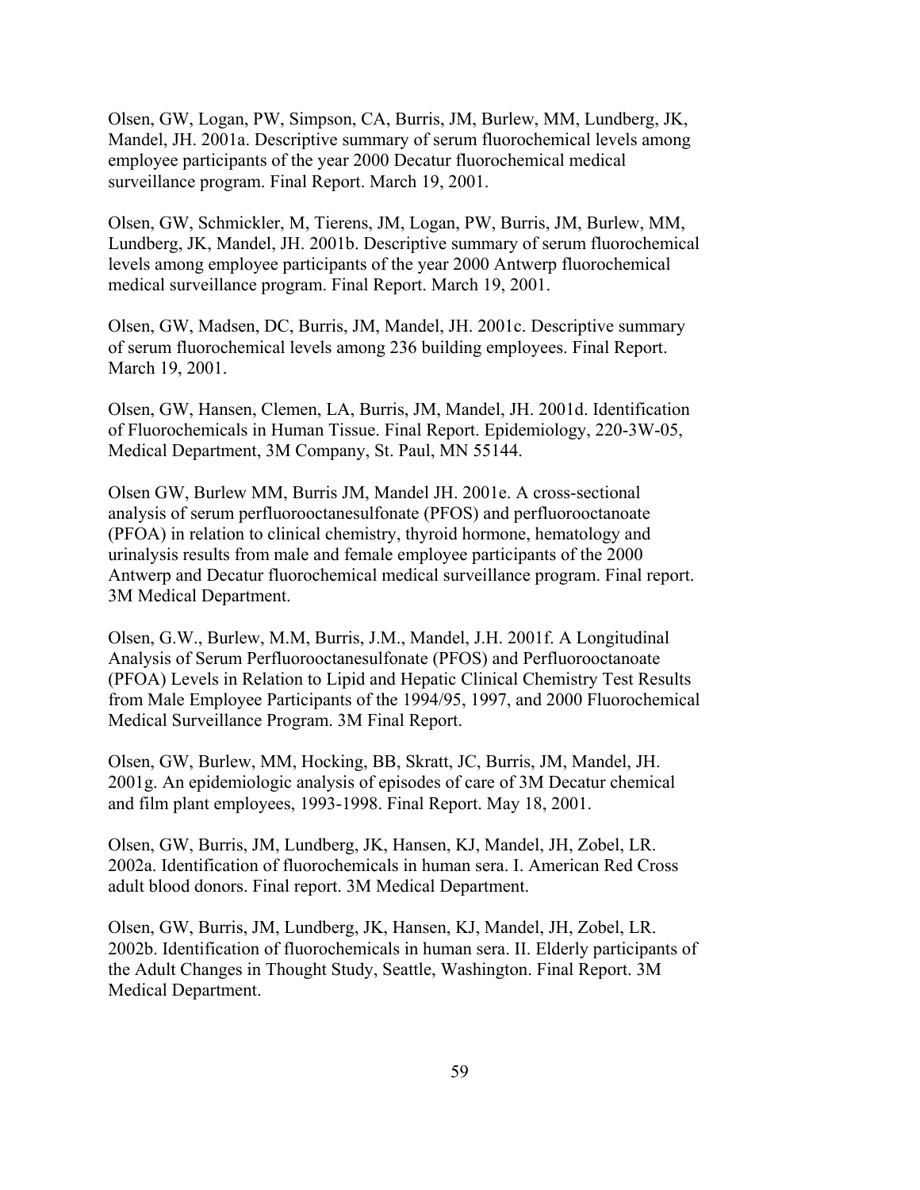Olsen, GW, Logan, PW, Simpson, CA, Burris, JM, Burlew, MM, Lundberg, JK, Mandel, JH. 2001a. Descriptive summary of serum fluorochemical levels among employee participants of the year 2000 Decatur fluorochemical medical surveillance program. Final Report. March 19, 2001.

Olsen, GW, Schmickler, M, Tierens, JM, Logan, PW, Burris, JM, Burlew, MM, Lundberg, JK, Mandel, JH. 2001b. Descriptive summary of serum fluorochemical levels among employee participants of the year 2000 Antwerp fluorochemical medical surveillance program. Final Report. March 19, 2001.

Olsen, GW, Madsen, DC, Burris, JM, Mandel, JH. 2001c. Descriptive summary of serum fluorochemical levels among 236 building employees. Final Report. March 19, 2001.

Olsen, GW, Hansen, Clemen, LA, Burris, JM, Mandel, JH. 2001d. Identification of Fluorochemicals in Human Tissue. Final Report. Epidemiology, 220-3W-05, Medical Department, 3M Company, St. Paul, MN 55144.

Olsen GW, Burlew MM, Burris JM, Mandel JH. 2001e. A cross-sectional analysis of serum perfluorooctanesulfonate (PFOS) and perfluorooctanoate (PFOA) in relation to clinical chemistry, thyroid hormone, hematology and urinalysis results from male and female employee participants of the 2000 Antwerp and Decatur fluorochemical medical surveillance program. Final report. 3M Medical Department.

Olsen, G.W., Burlew, M.M, Burris, J.M., Mandel, J.H. 2001f. A Longitudinal Analysis of Serum Perfluorooctanesulfonate (PFOS) and Perfluorooctanoate (PFOA) Levels in Relation to Lipid and Hepatic Clinical Chemistry Test Results from Male Employee Participants of the 1994/95, 1997, and 2000 Fluorochemical Medical Surveillance Program. 3M Final Report.

Olsen, GW, Burlew, MM, Hocking, BB, Skratt, JC, Burris, JM, Mandel, JH. 2001g. An epidemiologic analysis of episodes of care of 3M Decatur chemical and film plant employees, 1993-1998. Final Report. May 18, 2001.

Olsen, GW, Burris, JM, Lundberg, JK, Hansen, KJ, Mandel, JH, Zobel, LR. 2002a. Identification of fluorochemicals in human sera. I. American Red Cross adult blood donors. Final report. 3M Medical Department.

Olsen, GW, Burris, JM, Lundberg, JK, Hansen, KJ, Mandel, JH, Zobel, LR. 2002b. Identification of fluorochemicals in human sera. II. Elderly participants of the Adult Changes in Thought Study, Seattle, Washington. Final Report. 3M Medical Department.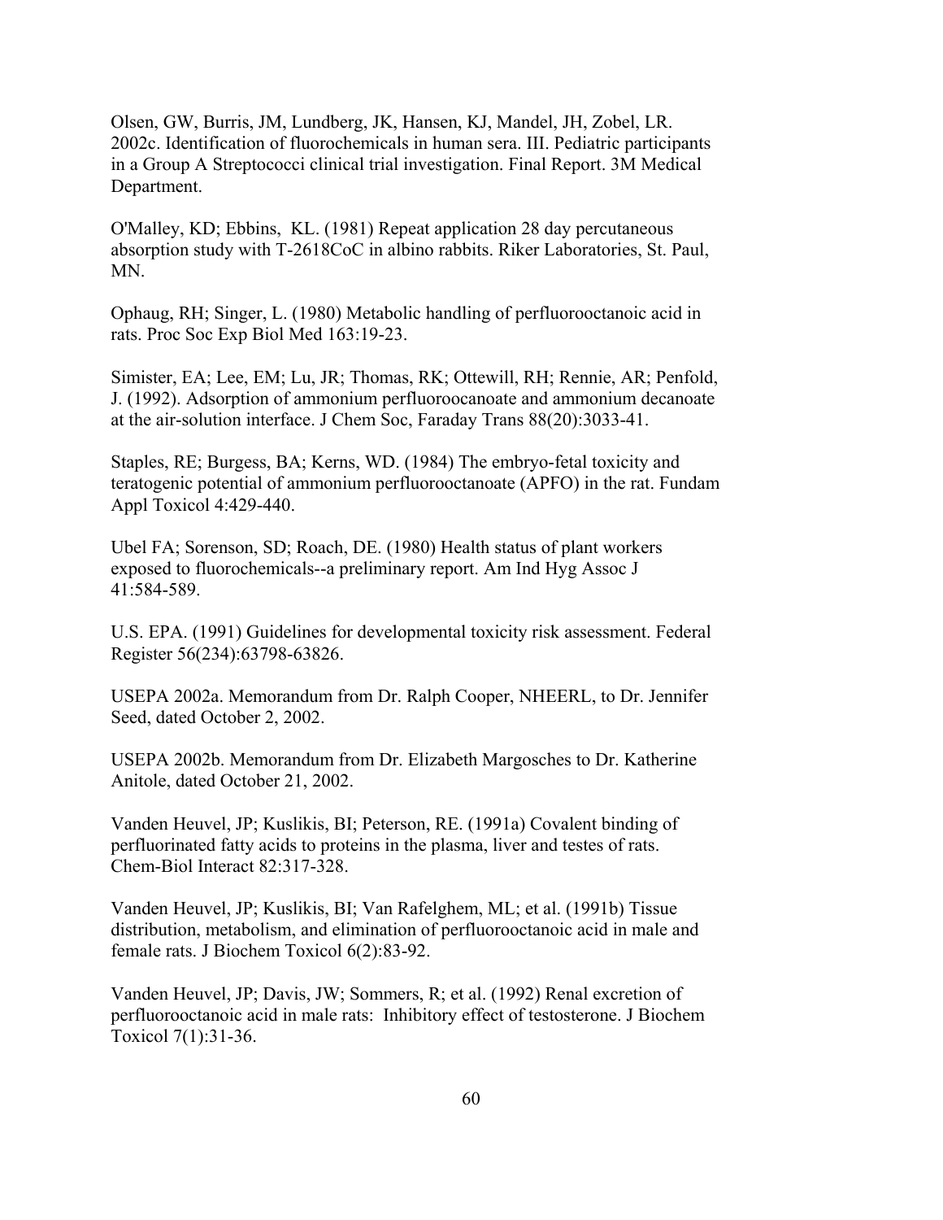Olsen, GW, Burris, JM, Lundberg, JK, Hansen, KJ, Mandel, JH, Zobel, LR. 2002c. Identification of fluorochemicals in human sera. III. Pediatric participants in a Group A Streptococci clinical trial investigation. Final Report. 3M Medical Department.

O'Malley, KD; Ebbins, KL. (1981) Repeat application 28 day percutaneous absorption study with T-2618CoC in albino rabbits. Riker Laboratories, St. Paul, MN.

Ophaug, RH; Singer, L. (1980) Metabolic handling of perfluorooctanoic acid in rats. Proc Soc Exp Biol Med 163:19-23.

Simister, EA; Lee, EM; Lu, JR; Thomas, RK; Ottewill, RH; Rennie, AR; Penfold, J. (1992). Adsorption of ammonium perfluoroocanoate and ammonium decanoate at the air-solution interface. J Chem Soc, Faraday Trans 88(20):3033-41.

Staples, RE; Burgess, BA; Kerns, WD. (1984) The embryo-fetal toxicity and teratogenic potential of ammonium perfluorooctanoate (APFO) in the rat. Fundam Appl Toxicol 4:429-440.

Ubel FA; Sorenson, SD; Roach, DE. (1980) Health status of plant workers exposed to fluorochemicals--a preliminary report. Am Ind Hyg Assoc J 41:584-589.

U.S. EPA. (1991) Guidelines for developmental toxicity risk assessment. Federal Register 56(234):63798-63826.

USEPA 2002a. Memorandum from Dr. Ralph Cooper, NHEERL, to Dr. Jennifer Seed, dated October 2, 2002.

USEPA 2002b. Memorandum from Dr. Elizabeth Margosches to Dr. Katherine Anitole, dated October 21, 2002.

Vanden Heuvel, JP; Kuslikis, BI; Peterson, RE. (1991a) Covalent binding of perfluorinated fatty acids to proteins in the plasma, liver and testes of rats. Chem-Biol Interact 82:317-328.

Vanden Heuvel, JP; Kuslikis, BI; Van Rafelghem, ML; et al. (1991b) Tissue distribution, metabolism, and elimination of perfluorooctanoic acid in male and female rats. J Biochem Toxicol 6(2):83-92.

Vanden Heuvel, JP; Davis, JW; Sommers, R; et al. (1992) Renal excretion of perfluorooctanoic acid in male rats: Inhibitory effect of testosterone. J Biochem Toxicol 7(1):31-36.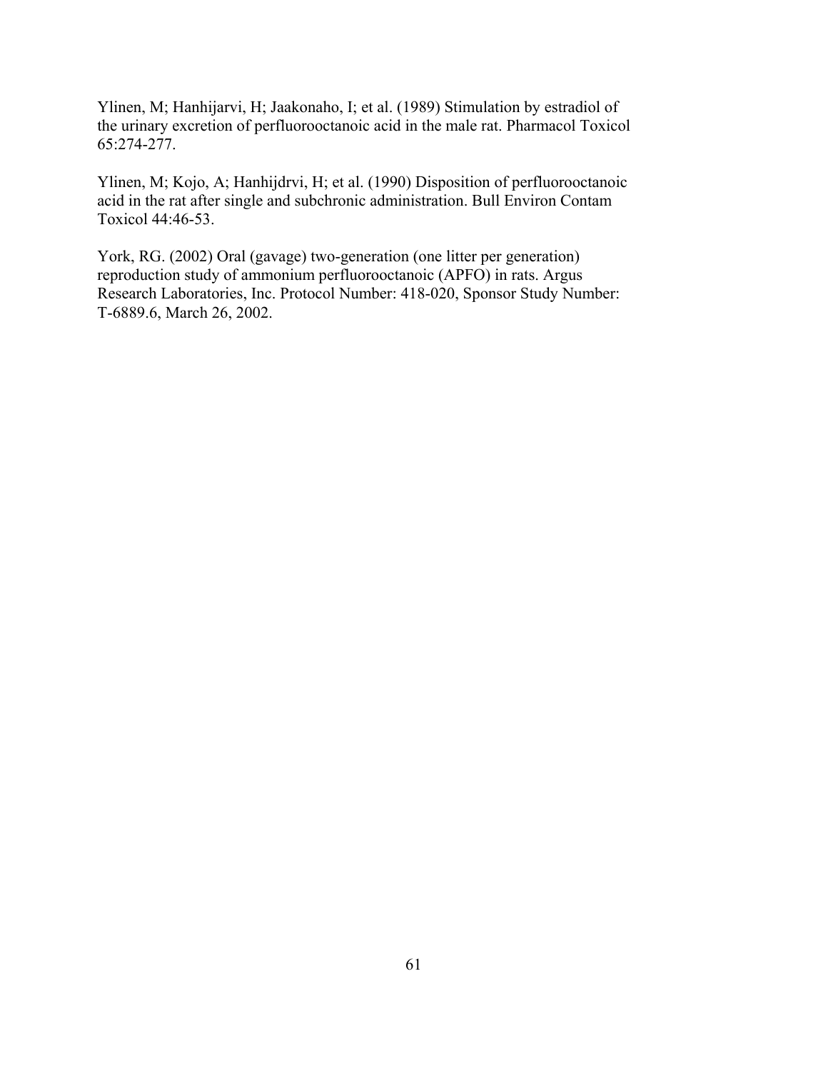Ylinen, M; Hanhijarvi, H; Jaakonaho, I; et al. (1989) Stimulation by estradiol of the urinary excretion of perfluorooctanoic acid in the male rat. Pharmacol Toxicol 65:274-277.

Ylinen, M; Kojo, A; Hanhijdrvi, H; et al. (1990) Disposition of perfluorooctanoic acid in the rat after single and subchronic administration. Bull Environ Contam Toxicol 44:46-53.

York, RG. (2002) Oral (gavage) two-generation (one litter per generation) reproduction study of ammonium perfluorooctanoic (APFO) in rats. Argus Research Laboratories, Inc. Protocol Number: 418-020, Sponsor Study Number: T-6889.6, March 26, 2002.